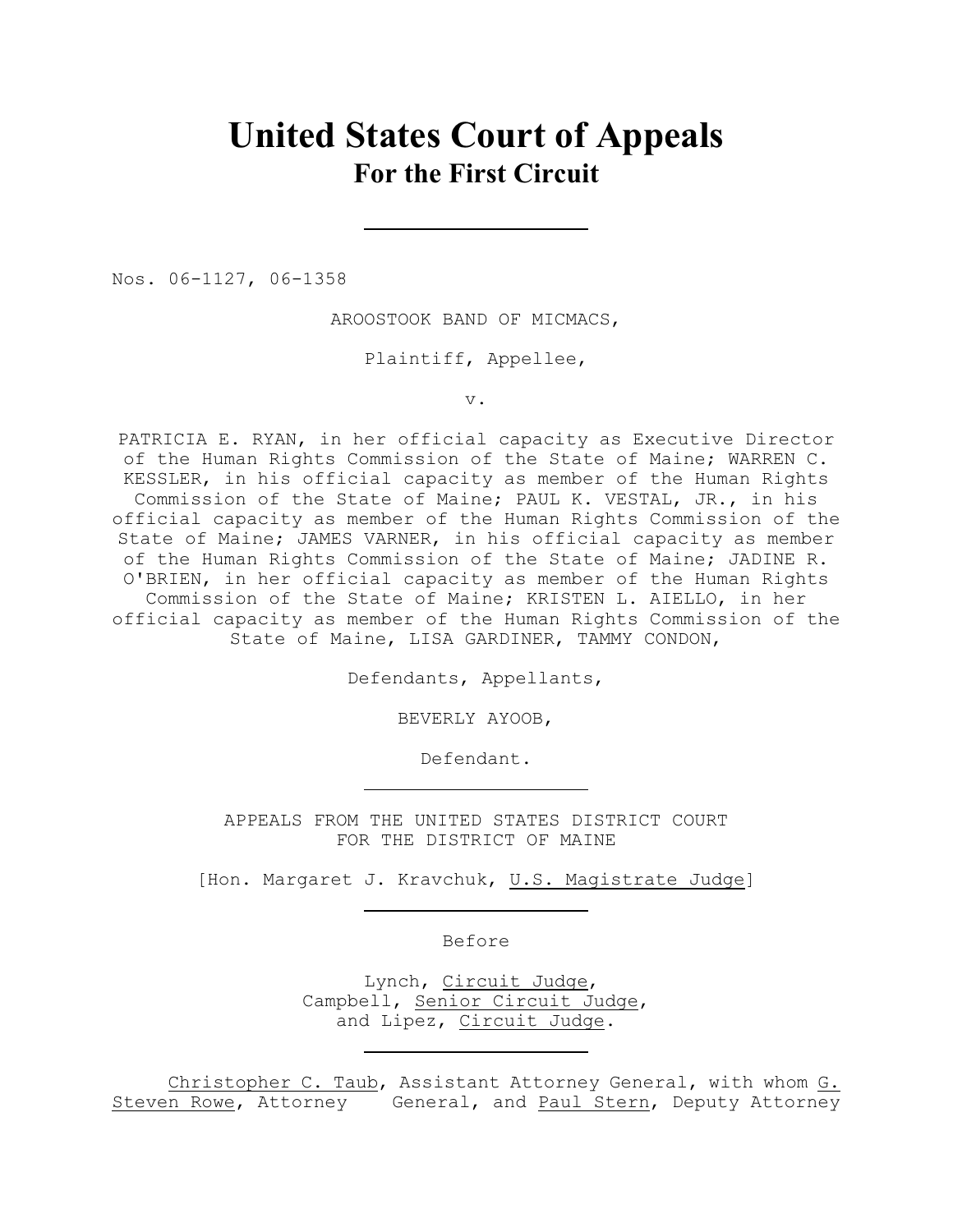# United States Court of Appeals
## For the First Circuit

---

Nos. 06-1127, 06-1358

AROOSTOOK BAND OF MICMACS,

Plaintiff, Appellee,

v.

PATRICIA E. RYAN, in her official capacity as Executive Director of the Human Rights Commission of the State of Maine; WARREN C. KESSLER, in his official capacity as member of the Human Rights Commission of the State of Maine; PAUL K. VESTAL, JR., in his official capacity as member of the Human Rights Commission of the State of Maine; JAMES VARNER, in his official capacity as member of the Human Rights Commission of the State of Maine; JADINE R. O'BRIEN, in her official capacity as member of the Human Rights Commission of the State of Maine; KRISTEN L. AIELLO, in her official capacity as member of the Human Rights Commission of the State of Maine, LISA GARDINER, TAMMY CONDON,

Defendants, Appellants,

BEVERLY AYOOB,

Defendant.

---

APPEALS FROM THE UNITED STATES DISTRICT COURT
FOR THE DISTRICT OF MAINE

[Hon. Margaret J. Kravchuk, U.S. Magistrate Judge]

---

Before

Lynch, Circuit Judge,
Campbell, Senior Circuit Judge,
and Lipez, Circuit Judge.

---

Christopher C. Taub, Assistant Attorney General, with whom G. Steven Rowe, Attorney General, and Paul Stern, Deputy Attorney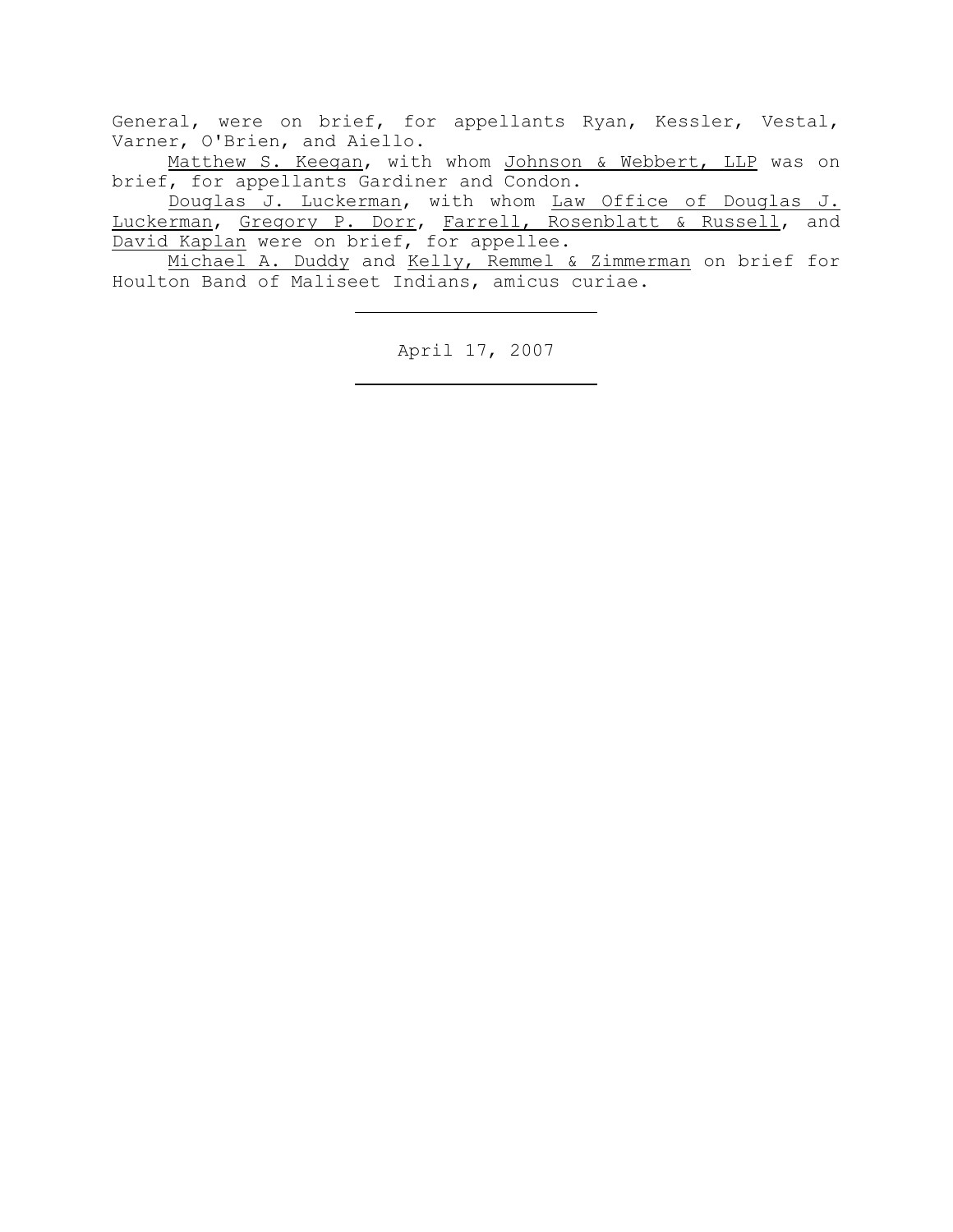General, were on brief, for appellants Ryan, Kessler, Vestal, Varner, O'Brien, and Aiello.

Matthew S. Keegan, with whom Johnson & Webbert, LLP was on brief, for appellants Gardiner and Condon.

Douglas J. Luckerman, with whom Law Office of Douglas J. Luckerman, Gregory P. Dorr, Farrell, Rosenblatt & Russell, and David Kaplan were on brief, for appellee.

Michael A. Duddy and Kelly, Remmel & Zimmerman on brief for Houlton Band of Maliseet Indians, amicus curiae.

---

April 17, 2007

---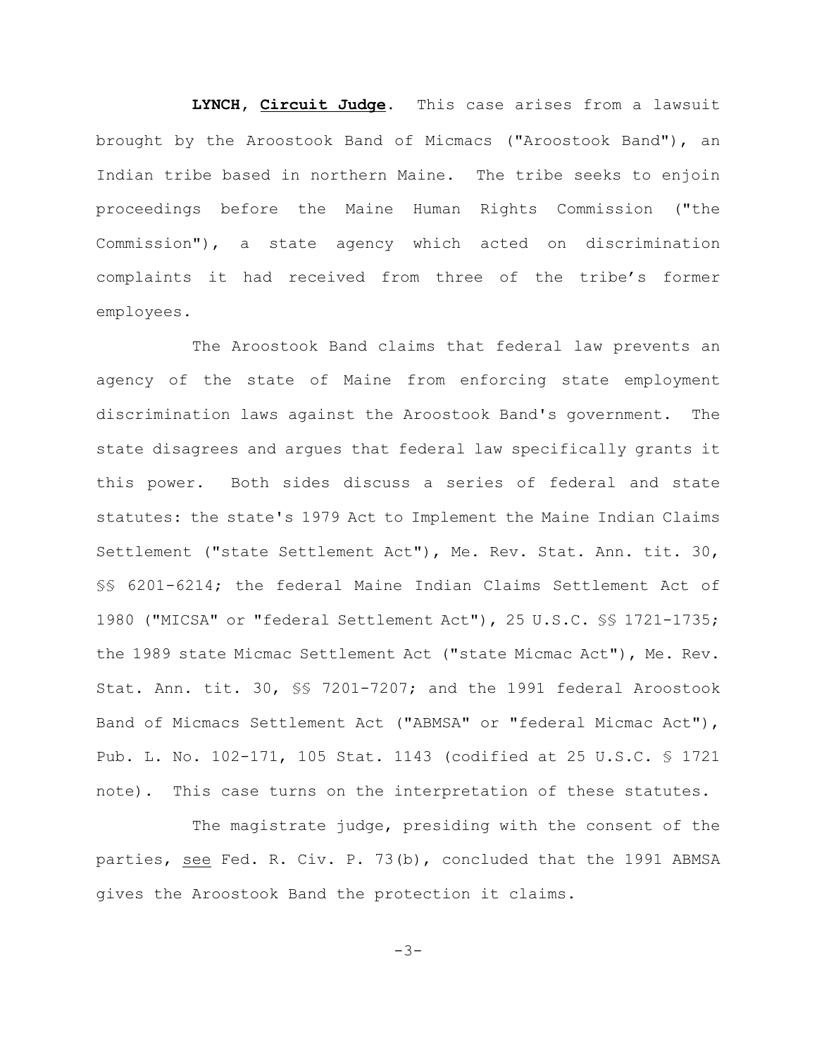**LYNCH, Circuit Judge**. This case arises from a lawsuit brought by the Aroostook Band of Micmacs ("Aroostook Band"), an Indian tribe based in northern Maine. The tribe seeks to enjoin proceedings before the Maine Human Rights Commission ("the Commission"), a state agency which acted on discrimination complaints it had received from three of the tribe's former employees.

The Aroostook Band claims that federal law prevents an agency of the state of Maine from enforcing state employment discrimination laws against the Aroostook Band's government. The state disagrees and argues that federal law specifically grants it this power. Both sides discuss a series of federal and state statutes: the state's 1979 Act to Implement the Maine Indian Claims Settlement ("state Settlement Act"), Me. Rev. Stat. Ann. tit. 30, §§ 6201-6214; the federal Maine Indian Claims Settlement Act of 1980 ("MICSA" or "federal Settlement Act"), 25 U.S.C. §§ 1721-1735; the 1989 state Micmac Settlement Act ("state Micmac Act"), Me. Rev. Stat. Ann. tit. 30, §§ 7201-7207; and the 1991 federal Aroostook Band of Micmacs Settlement Act ("ABMSA" or "federal Micmac Act"), Pub. L. No. 102-171, 105 Stat. 1143 (codified at 25 U.S.C. § 1721 note). This case turns on the interpretation of these statutes.

The magistrate judge, presiding with the consent of the parties, <u>see</u> Fed. R. Civ. P. 73(b), concluded that the 1991 ABMSA gives the Aroostook Band the protection it claims.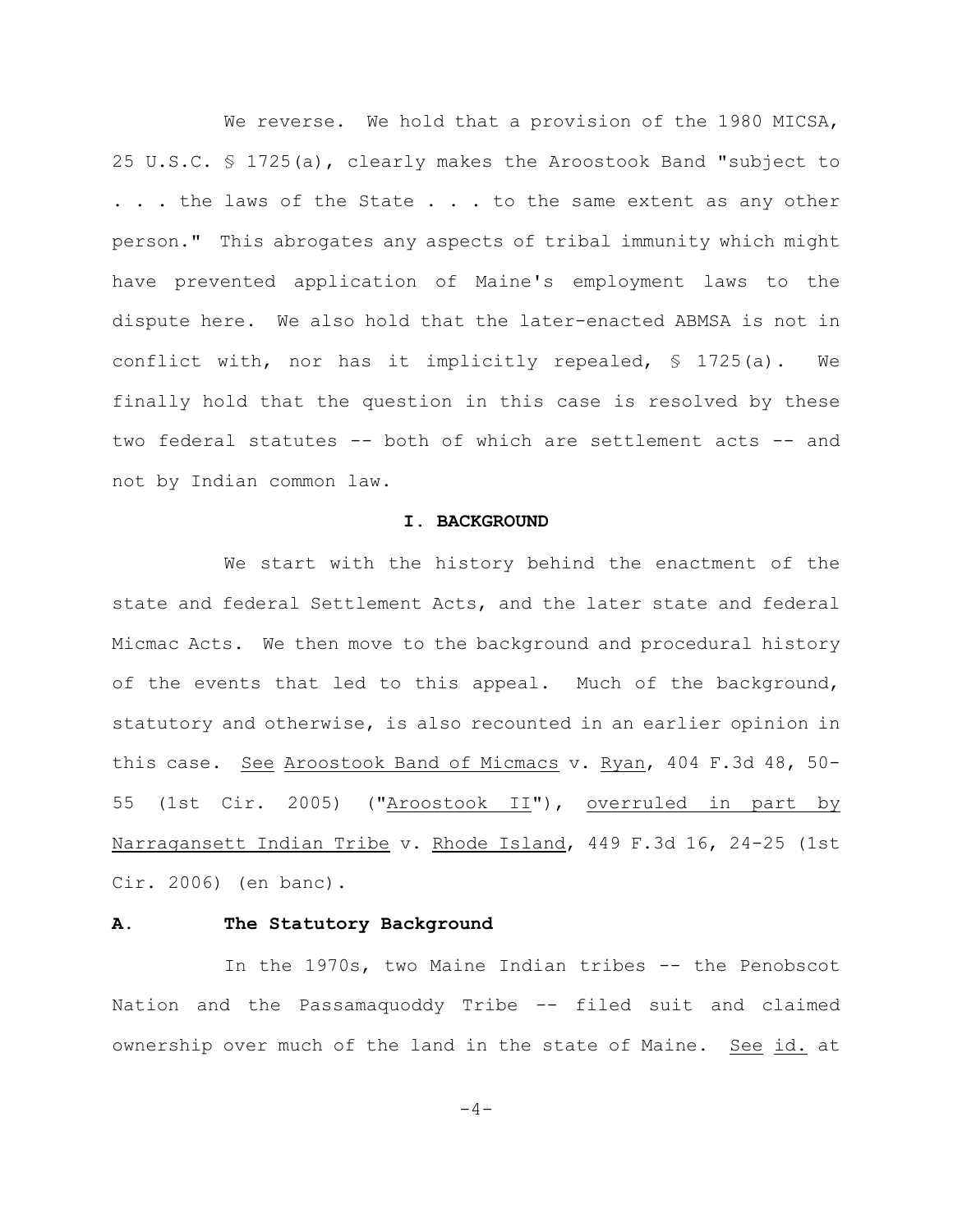We reverse. We hold that a provision of the 1980 MICSA, 25 U.S.C. § 1725(a), clearly makes the Aroostook Band "subject to . . . the laws of the State . . . to the same extent as any other person." This abrogates any aspects of tribal immunity which might have prevented application of Maine's employment laws to the dispute here. We also hold that the later-enacted ABMSA is not in conflict with, nor has it implicitly repealed, § 1725(a). We finally hold that the question in this case is resolved by these two federal statutes -- both of which are settlement acts -- and not by Indian common law.

## I. BACKGROUND

We start with the history behind the enactment of the state and federal Settlement Acts, and the later state and federal Micmac Acts. We then move to the background and procedural history of the events that led to this appeal. Much of the background, statutory and otherwise, is also recounted in an earlier opinion in this case. See Aroostook Band of Micmacs v. Ryan, 404 F.3d 48, 50-55 (1st Cir. 2005) ("Aroostook II"), overruled in part by Narragansett Indian Tribe v. Rhode Island, 449 F.3d 16, 24-25 (1st Cir. 2006) (en banc).

### A. The Statutory Background

In the 1970s, two Maine Indian tribes -- the Penobscot Nation and the Passamaquoddy Tribe -- filed suit and claimed ownership over much of the land in the state of Maine. See id. at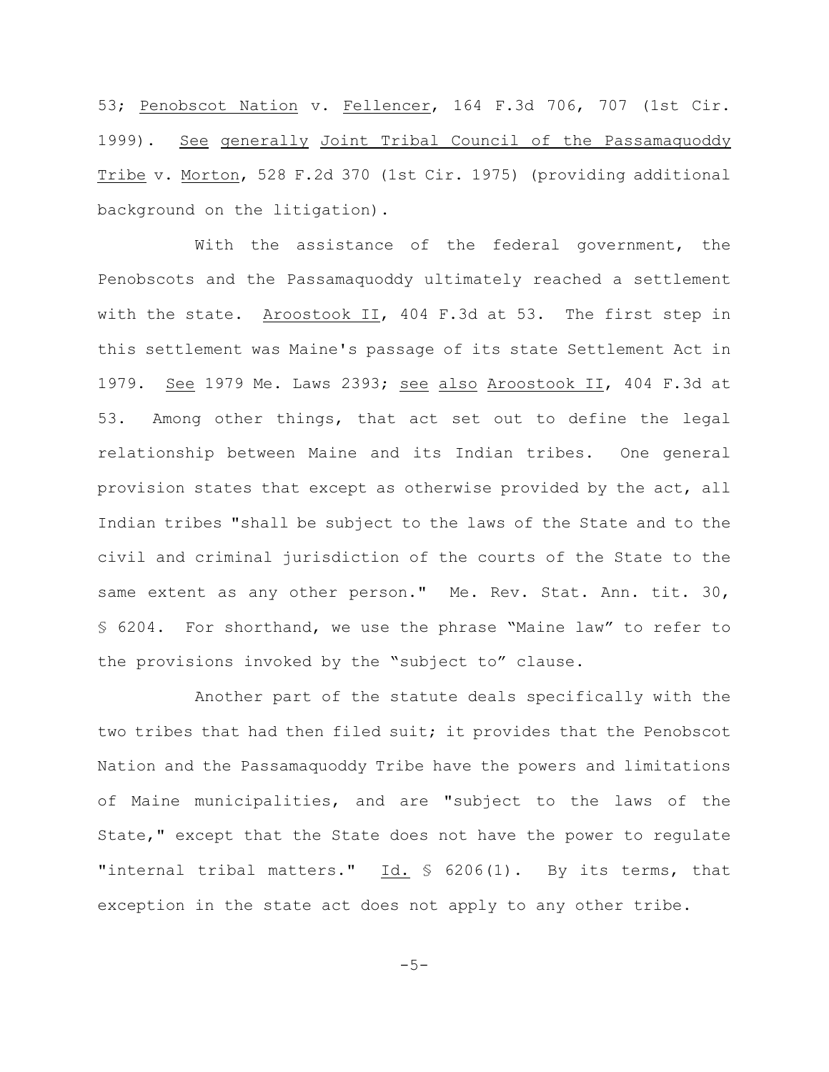53; Penobscot Nation v. Fellencer, 164 F.3d 706, 707 (1st Cir. 1999). See generally Joint Tribal Council of the Passamaquoddy Tribe v. Morton, 528 F.2d 370 (1st Cir. 1975) (providing additional background on the litigation).

With the assistance of the federal government, the Penobscots and the Passamaquoddy ultimately reached a settlement with the state. Aroostook II, 404 F.3d at 53. The first step in this settlement was Maine's passage of its state Settlement Act in 1979. See 1979 Me. Laws 2393; see also Aroostook II, 404 F.3d at 53. Among other things, that act set out to define the legal relationship between Maine and its Indian tribes. One general provision states that except as otherwise provided by the act, all Indian tribes "shall be subject to the laws of the State and to the civil and criminal jurisdiction of the courts of the State to the same extent as any other person." Me. Rev. Stat. Ann. tit. 30, § 6204. For shorthand, we use the phrase "Maine law" to refer to the provisions invoked by the "subject to" clause.

Another part of the statute deals specifically with the two tribes that had then filed suit; it provides that the Penobscot Nation and the Passamaquoddy Tribe have the powers and limitations of Maine municipalities, and are "subject to the laws of the State," except that the State does not have the power to regulate "internal tribal matters." Id. § 6206(1). By its terms, that exception in the state act does not apply to any other tribe.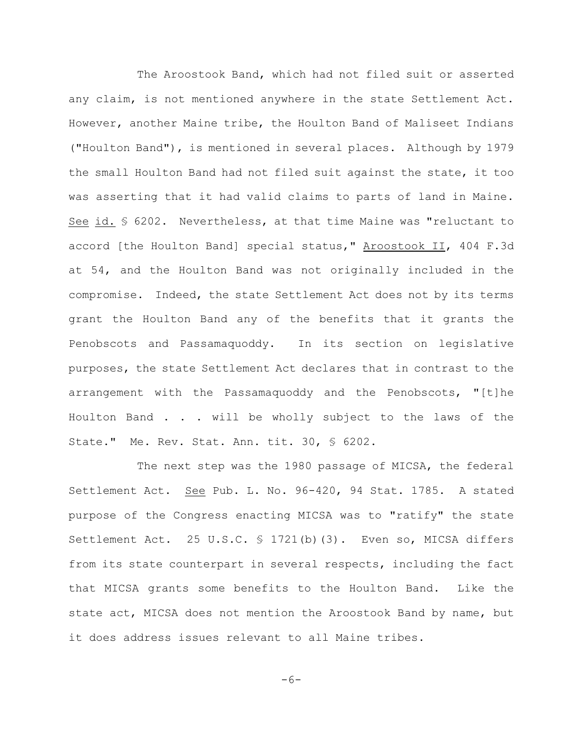The Aroostook Band, which had not filed suit or asserted any claim, is not mentioned anywhere in the state Settlement Act. However, another Maine tribe, the Houlton Band of Maliseet Indians ("Houlton Band"), is mentioned in several places. Although by 1979 the small Houlton Band had not filed suit against the state, it too was asserting that it had valid claims to parts of land in Maine. See id. § 6202. Nevertheless, at that time Maine was "reluctant to accord [the Houlton Band] special status," Aroostook II, 404 F.3d at 54, and the Houlton Band was not originally included in the compromise. Indeed, the state Settlement Act does not by its terms grant the Houlton Band any of the benefits that it grants the Penobscots and Passamaquoddy. In its section on legislative purposes, the state Settlement Act declares that in contrast to the arrangement with the Passamaquoddy and the Penobscots, "[t]he Houlton Band . . . will be wholly subject to the laws of the State." Me. Rev. Stat. Ann. tit. 30, § 6202.

The next step was the 1980 passage of MICSA, the federal Settlement Act. See Pub. L. No. 96-420, 94 Stat. 1785. A stated purpose of the Congress enacting MICSA was to "ratify" the state Settlement Act. 25 U.S.C. § 1721(b)(3). Even so, MICSA differs from its state counterpart in several respects, including the fact that MICSA grants some benefits to the Houlton Band. Like the state act, MICSA does not mention the Aroostook Band by name, but it does address issues relevant to all Maine tribes.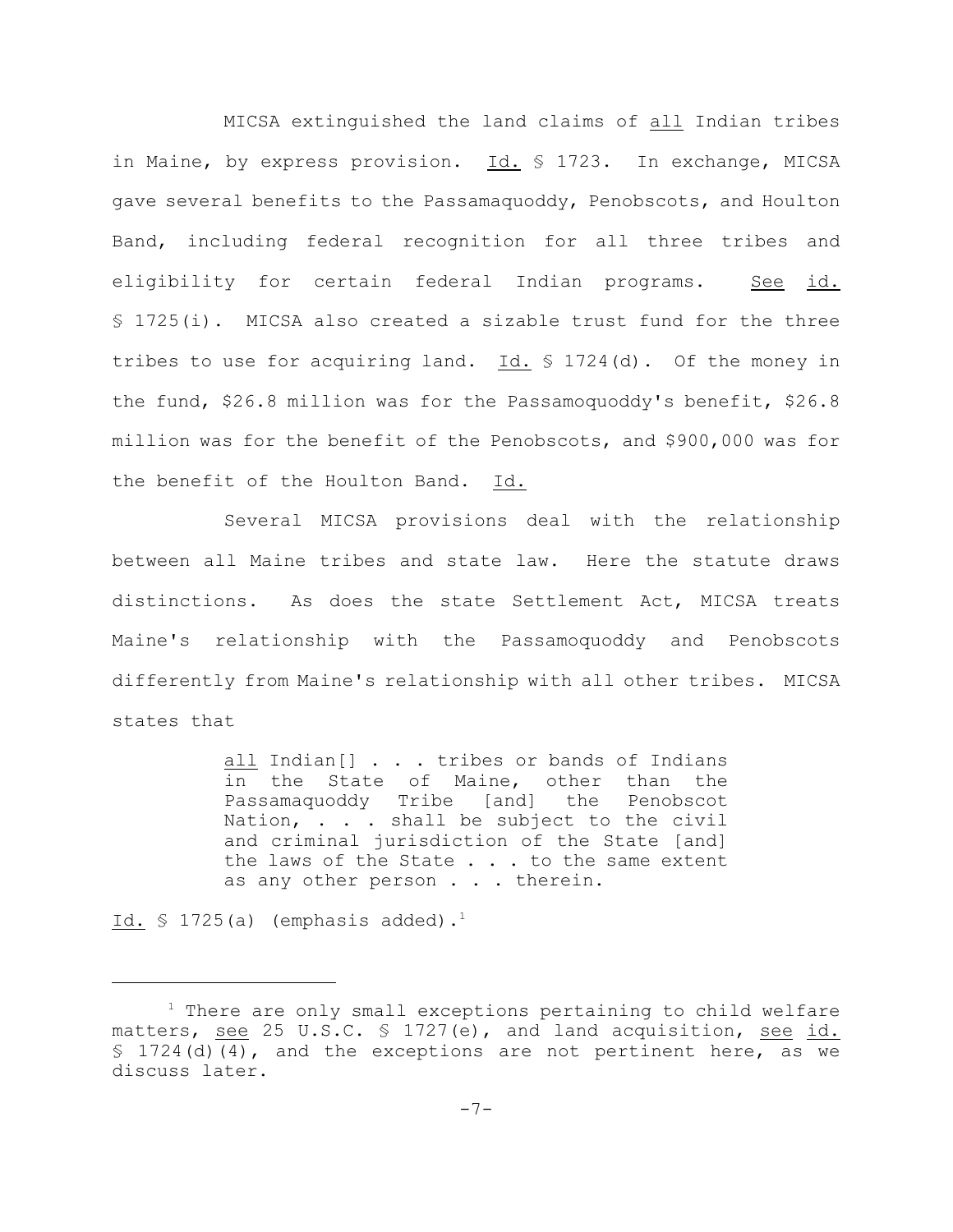MICSA extinguished the land claims of <u>all</u> Indian tribes in Maine, by express provision. Id. § 1723. In exchange, MICSA gave several benefits to the Passamaquoddy, Penobscots, and Houlton Band, including federal recognition for all three tribes and eligibility for certain federal Indian programs. See id. § 1725(i). MICSA also created a sizable trust fund for the three tribes to use for acquiring land. Id. § 1724(d). Of the money in the fund, \$26.8 million was for the Passamoquoddy's benefit, \$26.8 million was for the benefit of the Penobscots, and \$900,000 was for the benefit of the Houlton Band. Id.

Several MICSA provisions deal with the relationship between all Maine tribes and state law. Here the statute draws distinctions. As does the state Settlement Act, MICSA treats Maine's relationship with the Passamoquoddy and Penobscots differently from Maine's relationship with all other tribes. MICSA states that

> <u>all</u> Indian[] . . . tribes or bands of Indians in the State of Maine, other than the Passamaquoddy Tribe [and] the Penobscot Nation, . . . shall be subject to the civil and criminal jurisdiction of the State [and] the laws of the State . . . to the same extent as any other person . . . therein.

Id. § 1725(a) (emphasis added).[1]

---

[1] There are only small exceptions pertaining to child welfare matters, see 25 U.S.C. § 1727(e), and land acquisition, see id. § 1724(d)(4), and the exceptions are not pertinent here, as we discuss later.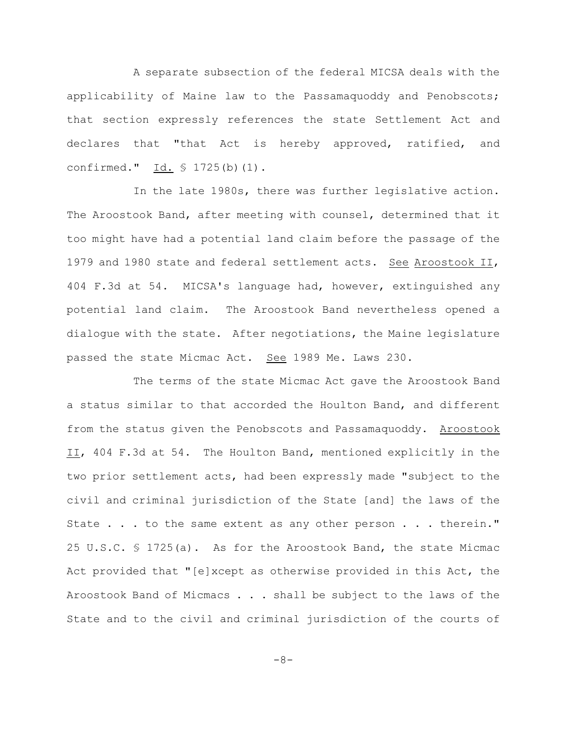A separate subsection of the federal MICSA deals with the applicability of Maine law to the Passamaquoddy and Penobscots; that section expressly references the state Settlement Act and declares that "that Act is hereby approved, ratified, and confirmed." Id. § 1725(b)(1).

In the late 1980s, there was further legislative action. The Aroostook Band, after meeting with counsel, determined that it too might have had a potential land claim before the passage of the 1979 and 1980 state and federal settlement acts. See Aroostook II, 404 F.3d at 54. MICSA's language had, however, extinguished any potential land claim. The Aroostook Band nevertheless opened a dialogue with the state. After negotiations, the Maine legislature passed the state Micmac Act. See 1989 Me. Laws 230.

The terms of the state Micmac Act gave the Aroostook Band a status similar to that accorded the Houlton Band, and different from the status given the Penobscots and Passamaquoddy. Aroostook II, 404 F.3d at 54. The Houlton Band, mentioned explicitly in the two prior settlement acts, had been expressly made "subject to the civil and criminal jurisdiction of the State [and] the laws of the State . . . to the same extent as any other person . . . therein." 25 U.S.C. § 1725(a). As for the Aroostook Band, the state Micmac Act provided that "[e]xcept as otherwise provided in this Act, the Aroostook Band of Micmacs . . . shall be subject to the laws of the State and to the civil and criminal jurisdiction of the courts of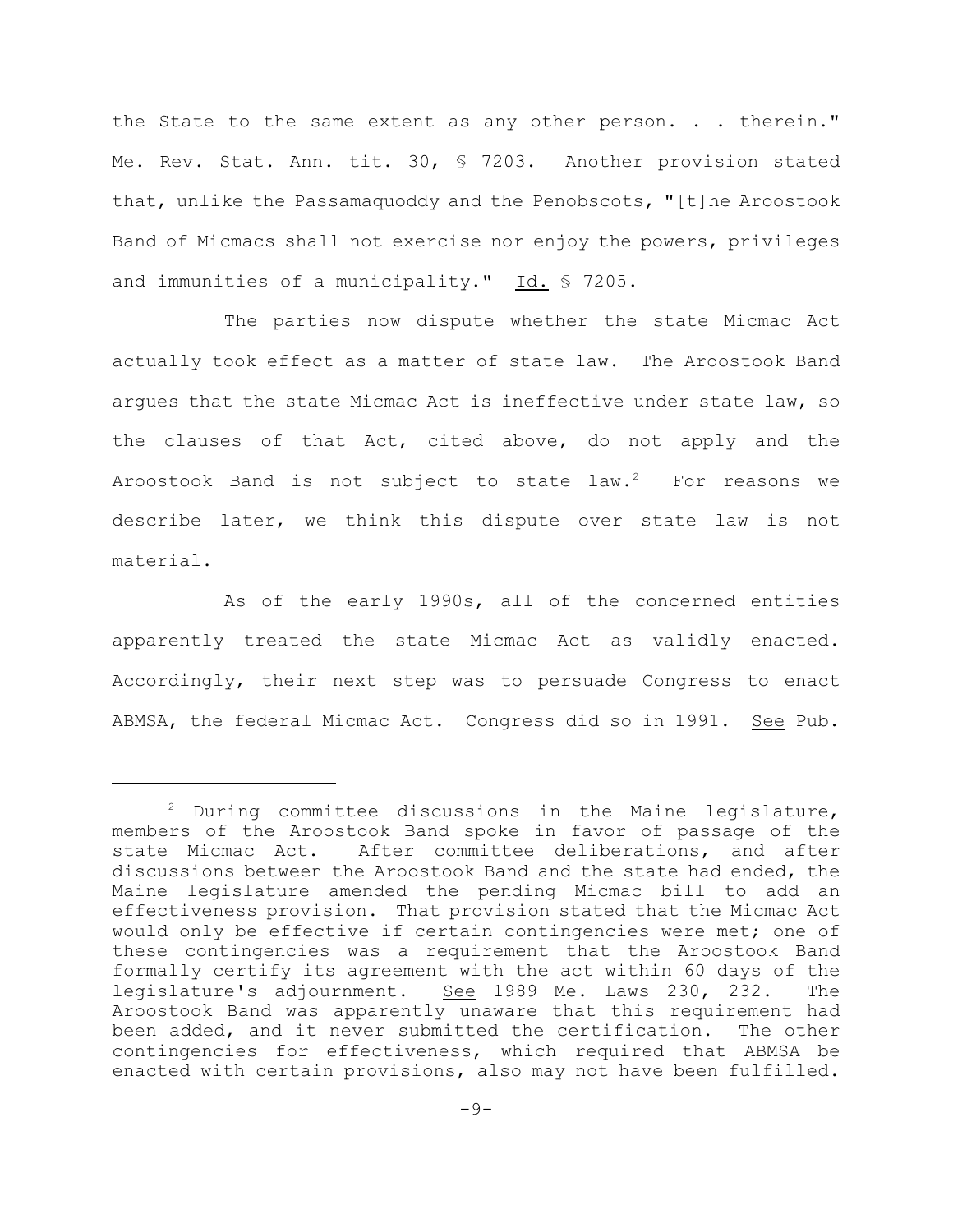the State to the same extent as any other person. . . therein." Me. Rev. Stat. Ann. tit. 30, § 7203. Another provision stated that, unlike the Passamaquoddy and the Penobscots, "[t]he Aroostook Band of Micmacs shall not exercise nor enjoy the powers, privileges and immunities of a municipality." Id. § 7205.

The parties now dispute whether the state Micmac Act actually took effect as a matter of state law. The Aroostook Band argues that the state Micmac Act is ineffective under state law, so the clauses of that Act, cited above, do not apply and the Aroostook Band is not subject to state law.[2] For reasons we describe later, we think this dispute over state law is not material.

As of the early 1990s, all of the concerned entities apparently treated the state Micmac Act as validly enacted. Accordingly, their next step was to persuade Congress to enact ABMSA, the federal Micmac Act. Congress did so in 1991. See Pub.

---

[2] During committee discussions in the Maine legislature, members of the Aroostook Band spoke in favor of passage of the state Micmac Act. After committee deliberations, and after discussions between the Aroostook Band and the state had ended, the Maine legislature amended the pending Micmac bill to add an effectiveness provision. That provision stated that the Micmac Act would only be effective if certain contingencies were met; one of these contingencies was a requirement that the Aroostook Band formally certify its agreement with the act within 60 days of the legislature's adjournment. See 1989 Me. Laws 230, 232. The Aroostook Band was apparently unaware that this requirement had been added, and it never submitted the certification. The other contingencies for effectiveness, which required that ABMSA be enacted with certain provisions, also may not have been fulfilled.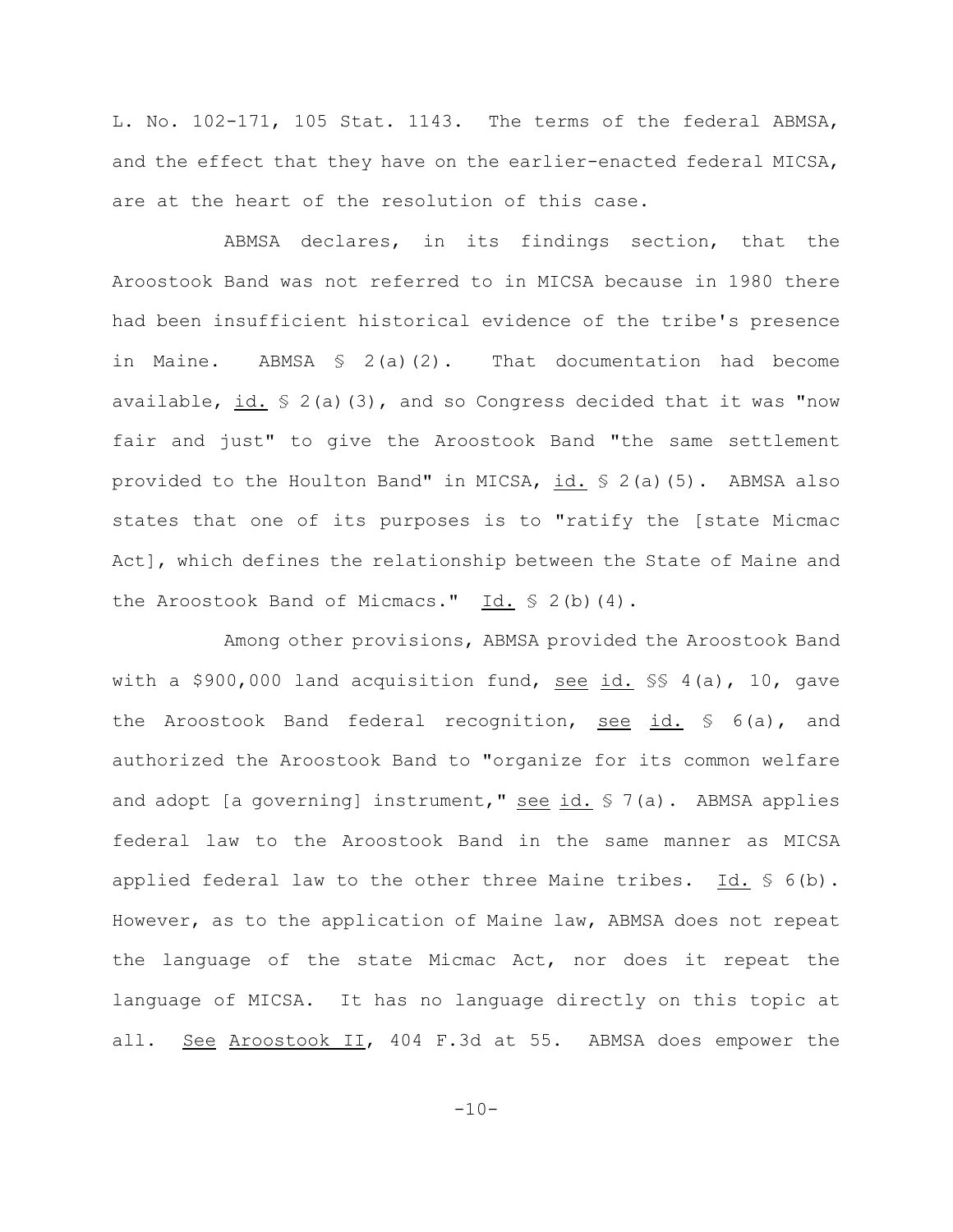L. No. 102-171, 105 Stat. 1143. The terms of the federal ABMSA, and the effect that they have on the earlier-enacted federal MICSA, are at the heart of the resolution of this case.

ABMSA declares, in its findings section, that the Aroostook Band was not referred to in MICSA because in 1980 there had been insufficient historical evidence of the tribe's presence in Maine. ABMSA § 2(a)(2). That documentation had become available, id. § 2(a)(3), and so Congress decided that it was "now fair and just" to give the Aroostook Band "the same settlement provided to the Houlton Band" in MICSA, id. § 2(a)(5). ABMSA also states that one of its purposes is to "ratify the [state Micmac Act], which defines the relationship between the State of Maine and the Aroostook Band of Micmacs." Id. § 2(b)(4).

Among other provisions, ABMSA provided the Aroostook Band with a $900,000 land acquisition fund, see id. §§ 4(a), 10, gave the Aroostook Band federal recognition, see id. § 6(a), and authorized the Aroostook Band to "organize for its common welfare and adopt [a governing] instrument," see id. § 7(a). ABMSA applies federal law to the Aroostook Band in the same manner as MICSA applied federal law to the other three Maine tribes. Id. § 6(b). However, as to the application of Maine law, ABMSA does not repeat the language of the state Micmac Act, nor does it repeat the language of MICSA. It has no language directly on this topic at all. See Aroostook II, 404 F.3d at 55. ABMSA does empower the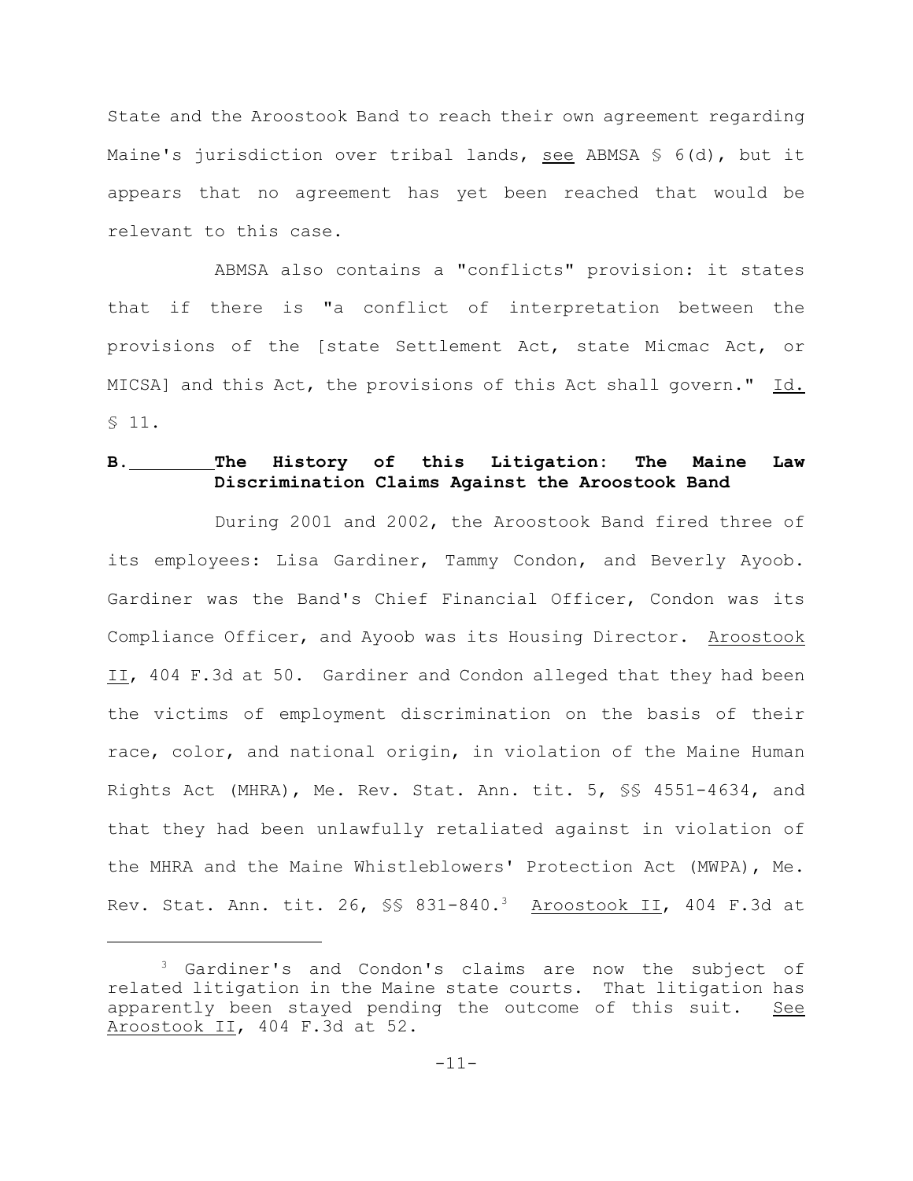State and the Aroostook Band to reach their own agreement regarding Maine's jurisdiction over tribal lands, see ABMSA § 6(d), but it appears that no agreement has yet been reached that would be relevant to this case.

ABMSA also contains a "conflicts" provision: it states that if there is "a conflict of interpretation between the provisions of the [state Settlement Act, state Micmac Act, or MICSA] and this Act, the provisions of this Act shall govern." Id. § 11.

### B. The History of this Litigation: The Maine Law Discrimination Claims Against the Aroostook Band

During 2001 and 2002, the Aroostook Band fired three of its employees: Lisa Gardiner, Tammy Condon, and Beverly Ayoob. Gardiner was the Band's Chief Financial Officer, Condon was its Compliance Officer, and Ayoob was its Housing Director. Aroostook II, 404 F.3d at 50. Gardiner and Condon alleged that they had been the victims of employment discrimination on the basis of their race, color, and national origin, in violation of the Maine Human Rights Act (MHRA), Me. Rev. Stat. Ann. tit. 5, §§ 4551-4634, and that they had been unlawfully retaliated against in violation of the MHRA and the Maine Whistleblowers' Protection Act (MWPA), Me. Rev. Stat. Ann. tit. 26, §§ 831-840.[3] Aroostook II, 404 F.3d at

[3] Gardiner's and Condon's claims are now the subject of related litigation in the Maine state courts. That litigation has apparently been stayed pending the outcome of this suit. See Aroostook II, 404 F.3d at 52.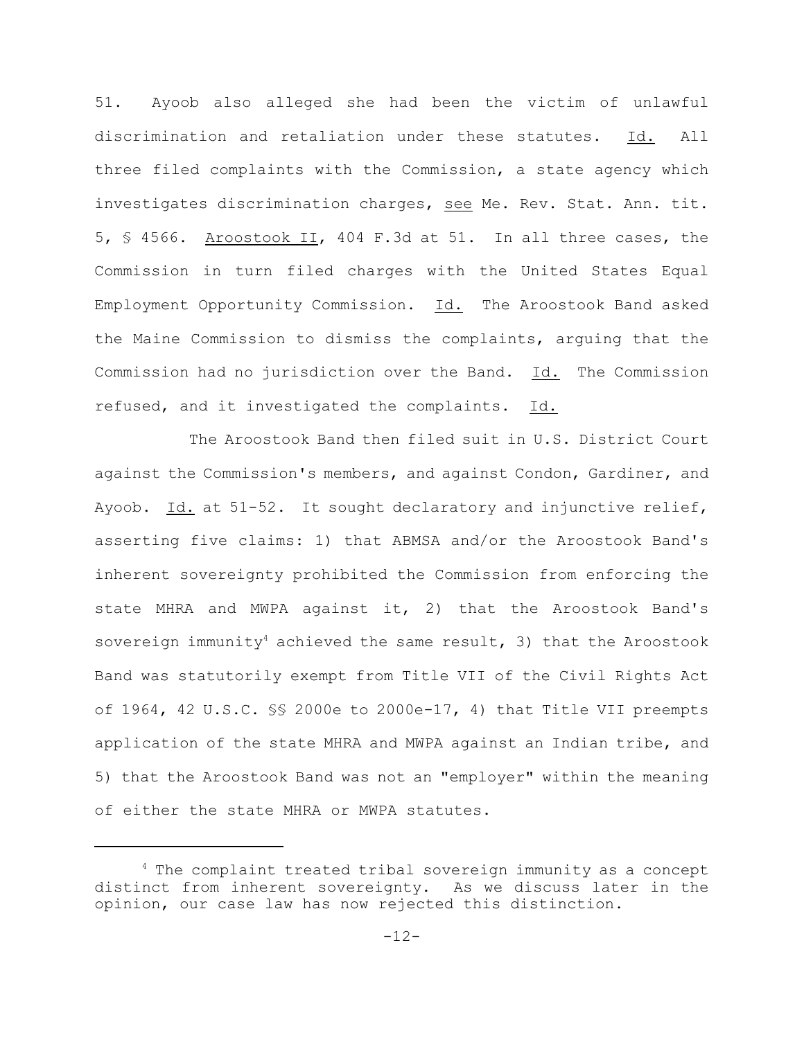51. Ayoob also alleged she had been the victim of unlawful discrimination and retaliation under these statutes. Id. All three filed complaints with the Commission, a state agency which investigates discrimination charges, see Me. Rev. Stat. Ann. tit. 5, § 4566. Aroostook II, 404 F.3d at 51. In all three cases, the Commission in turn filed charges with the United States Equal Employment Opportunity Commission. Id. The Aroostook Band asked the Maine Commission to dismiss the complaints, arguing that the Commission had no jurisdiction over the Band. Id. The Commission refused, and it investigated the complaints. Id.

The Aroostook Band then filed suit in U.S. District Court against the Commission's members, and against Condon, Gardiner, and Ayoob. Id. at 51-52. It sought declaratory and injunctive relief, asserting five claims: 1) that ABMSA and/or the Aroostook Band's inherent sovereignty prohibited the Commission from enforcing the state MHRA and MWPA against it, 2) that the Aroostook Band's sovereign immunity[4] achieved the same result, 3) that the Aroostook Band was statutorily exempt from Title VII of the Civil Rights Act of 1964, 42 U.S.C. §§ 2000e to 2000e-17, 4) that Title VII preempts application of the state MHRA and MWPA against an Indian tribe, and 5) that the Aroostook Band was not an "employer" within the meaning of either the state MHRA or MWPA statutes.

[4] The complaint treated tribal sovereign immunity as a concept distinct from inherent sovereignty. As we discuss later in the opinion, our case law has now rejected this distinction.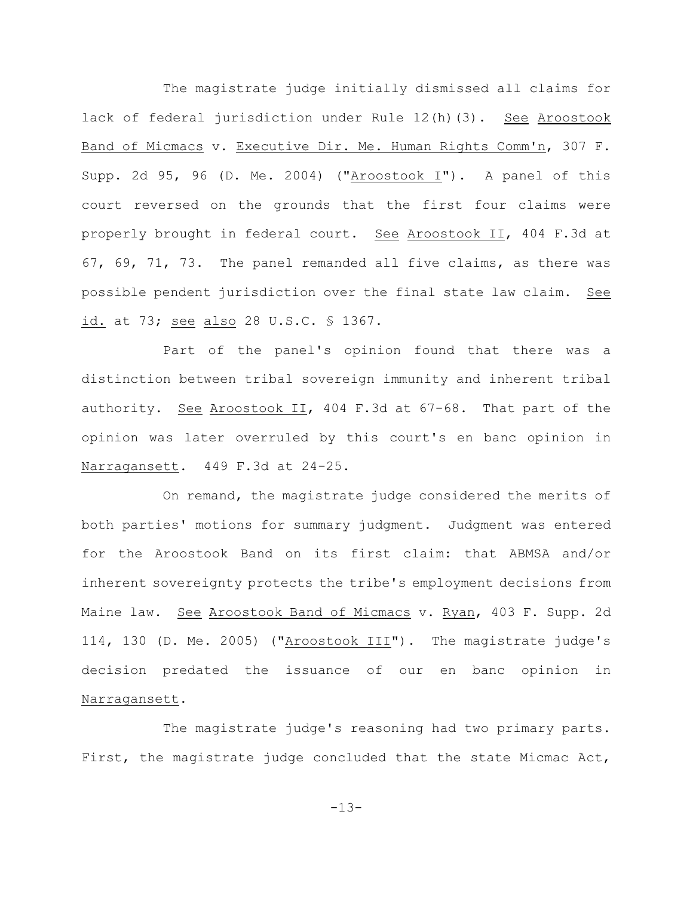The magistrate judge initially dismissed all claims for lack of federal jurisdiction under Rule 12(h)(3). See Aroostook Band of Micmacs v. Executive Dir. Me. Human Rights Comm'n, 307 F. Supp. 2d 95, 96 (D. Me. 2004) ("Aroostook I"). A panel of this court reversed on the grounds that the first four claims were properly brought in federal court. See Aroostook II, 404 F.3d at 67, 69, 71, 73. The panel remanded all five claims, as there was possible pendent jurisdiction over the final state law claim. See id. at 73; see also 28 U.S.C. § 1367.

Part of the panel's opinion found that there was a distinction between tribal sovereign immunity and inherent tribal authority. See Aroostook II, 404 F.3d at 67-68. That part of the opinion was later overruled by this court's en banc opinion in Narragansett. 449 F.3d at 24-25.

On remand, the magistrate judge considered the merits of both parties' motions for summary judgment. Judgment was entered for the Aroostook Band on its first claim: that ABMSA and/or inherent sovereignty protects the tribe's employment decisions from Maine law. See Aroostook Band of Micmacs v. Ryan, 403 F. Supp. 2d 114, 130 (D. Me. 2005) ("Aroostook III"). The magistrate judge's decision predated the issuance of our en banc opinion in Narragansett.

The magistrate judge's reasoning had two primary parts. First, the magistrate judge concluded that the state Micmac Act,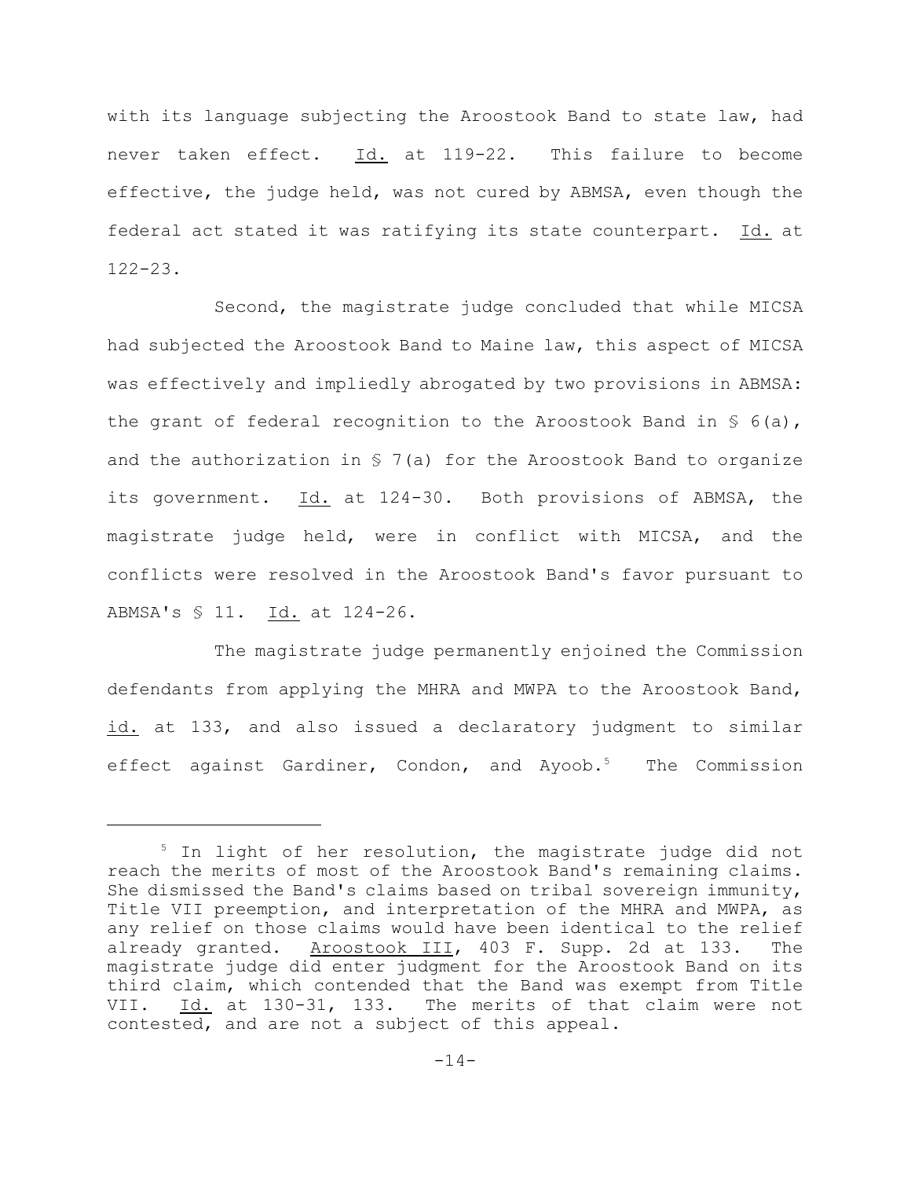with its language subjecting the Aroostook Band to state law, had never taken effect. Id. at 119-22. This failure to become effective, the judge held, was not cured by ABMSA, even though the federal act stated it was ratifying its state counterpart. Id. at 122-23.

Second, the magistrate judge concluded that while MICSA had subjected the Aroostook Band to Maine law, this aspect of MICSA was effectively and impliedly abrogated by two provisions in ABMSA: the grant of federal recognition to the Aroostook Band in § 6(a), and the authorization in § 7(a) for the Aroostook Band to organize its government. Id. at 124-30. Both provisions of ABMSA, the magistrate judge held, were in conflict with MICSA, and the conflicts were resolved in the Aroostook Band's favor pursuant to ABMSA's § 11. Id. at 124-26.

The magistrate judge permanently enjoined the Commission defendants from applying the MHRA and MWPA to the Aroostook Band, id. at 133, and also issued a declaratory judgment to similar effect against Gardiner, Condon, and Ayoob.[5] The Commission

[5] In light of her resolution, the magistrate judge did not reach the merits of most of the Aroostook Band's remaining claims. She dismissed the Band's claims based on tribal sovereign immunity, Title VII preemption, and interpretation of the MHRA and MWPA, as any relief on those claims would have been identical to the relief already granted. Aroostook III, 403 F. Supp. 2d at 133. The magistrate judge did enter judgment for the Aroostook Band on its third claim, which contended that the Band was exempt from Title VII. Id. at 130-31, 133. The merits of that claim were not contested, and are not a subject of this appeal.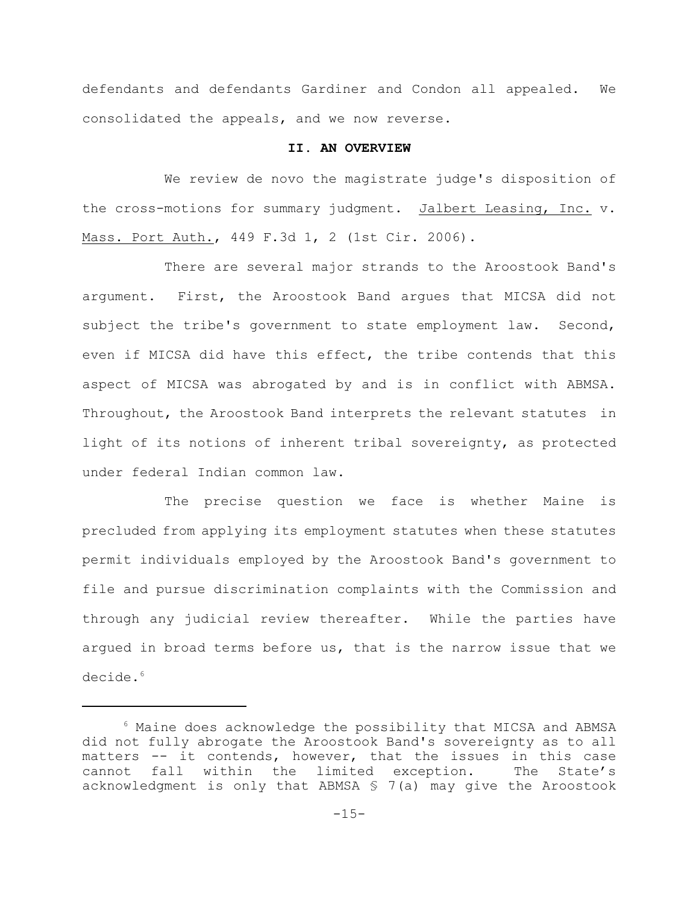defendants and defendants Gardiner and Condon all appealed. We consolidated the appeals, and we now reverse.

## II. AN OVERVIEW

We review de novo the magistrate judge's disposition of the cross-motions for summary judgment. Jalbert Leasing, Inc. v. Mass. Port Auth., 449 F.3d 1, 2 (1st Cir. 2006).

There are several major strands to the Aroostook Band's argument. First, the Aroostook Band argues that MICSA did not subject the tribe's government to state employment law. Second, even if MICSA did have this effect, the tribe contends that this aspect of MICSA was abrogated by and is in conflict with ABMSA. Throughout, the Aroostook Band interprets the relevant statutes in light of its notions of inherent tribal sovereignty, as protected under federal Indian common law.

The precise question we face is whether Maine is precluded from applying its employment statutes when these statutes permit individuals employed by the Aroostook Band's government to file and pursue discrimination complaints with the Commission and through any judicial review thereafter. While the parties have argued in broad terms before us, that is the narrow issue that we decide.[6]

---

[6] Maine does acknowledge the possibility that MICSA and ABMSA did not fully abrogate the Aroostook Band's sovereignty as to all matters -- it contends, however, that the issues in this case cannot fall within the limited exception. The State's acknowledgment is only that ABMSA § 7(a) may give the Aroostook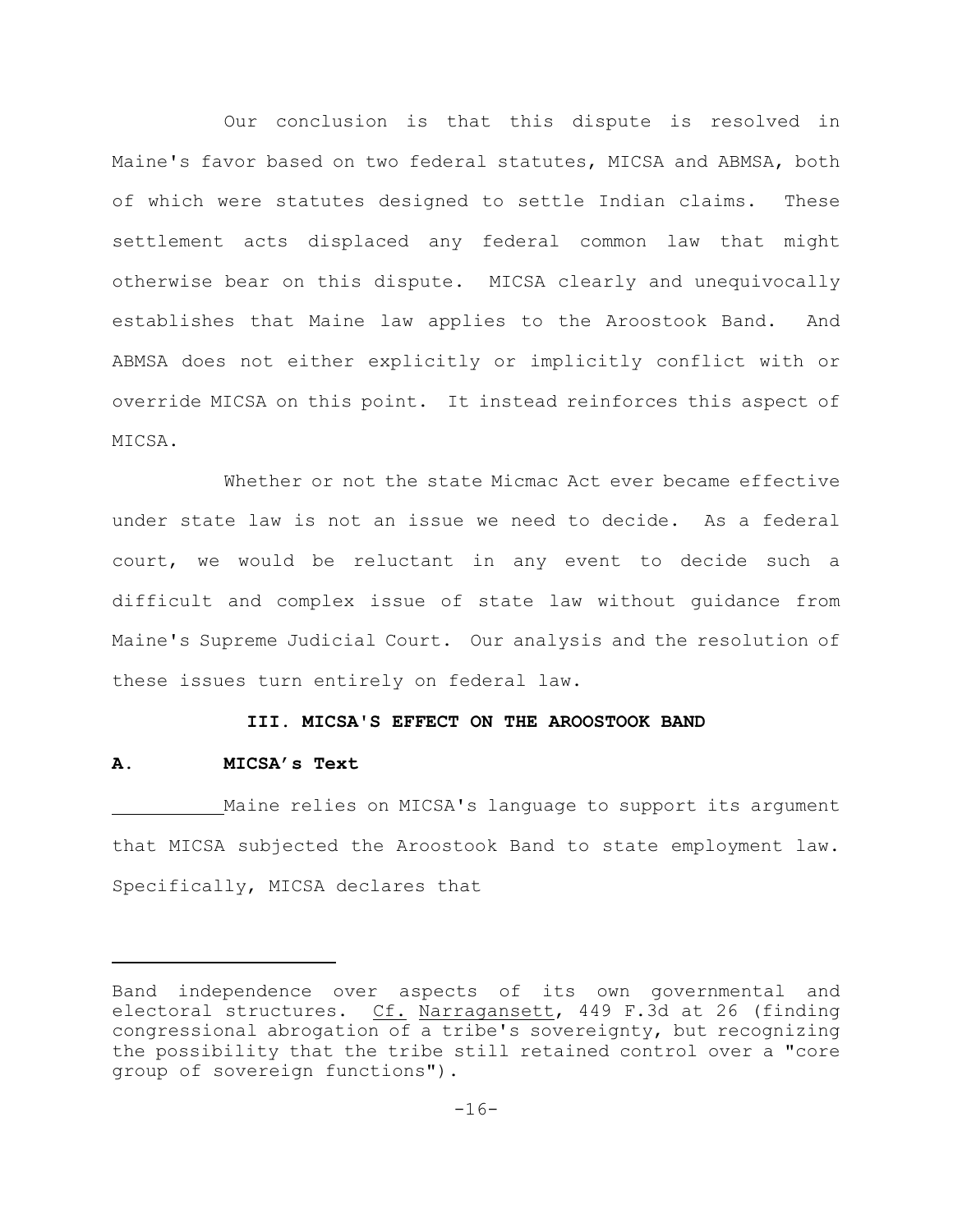Our conclusion is that this dispute is resolved in Maine's favor based on two federal statutes, MICSA and ABMSA, both of which were statutes designed to settle Indian claims. These settlement acts displaced any federal common law that might otherwise bear on this dispute. MICSA clearly and unequivocally establishes that Maine law applies to the Aroostook Band. And ABMSA does not either explicitly or implicitly conflict with or override MICSA on this point. It instead reinforces this aspect of MICSA.

Whether or not the state Micmac Act ever became effective under state law is not an issue we need to decide. As a federal court, we would be reluctant in any event to decide such a difficult and complex issue of state law without guidance from Maine's Supreme Judicial Court. Our analysis and the resolution of these issues turn entirely on federal law.

## III. MICSA'S EFFECT ON THE AROOSTOOK BAND

### A. MICSA's Text

Maine relies on MICSA's language to support its argument that MICSA subjected the Aroostook Band to state employment law. Specifically, MICSA declares that

---

Band independence over aspects of its own governmental and electoral structures. Cf. Narragansett, 449 F.3d at 26 (finding congressional abrogation of a tribe's sovereignty, but recognizing the possibility that the tribe still retained control over a "core group of sovereign functions").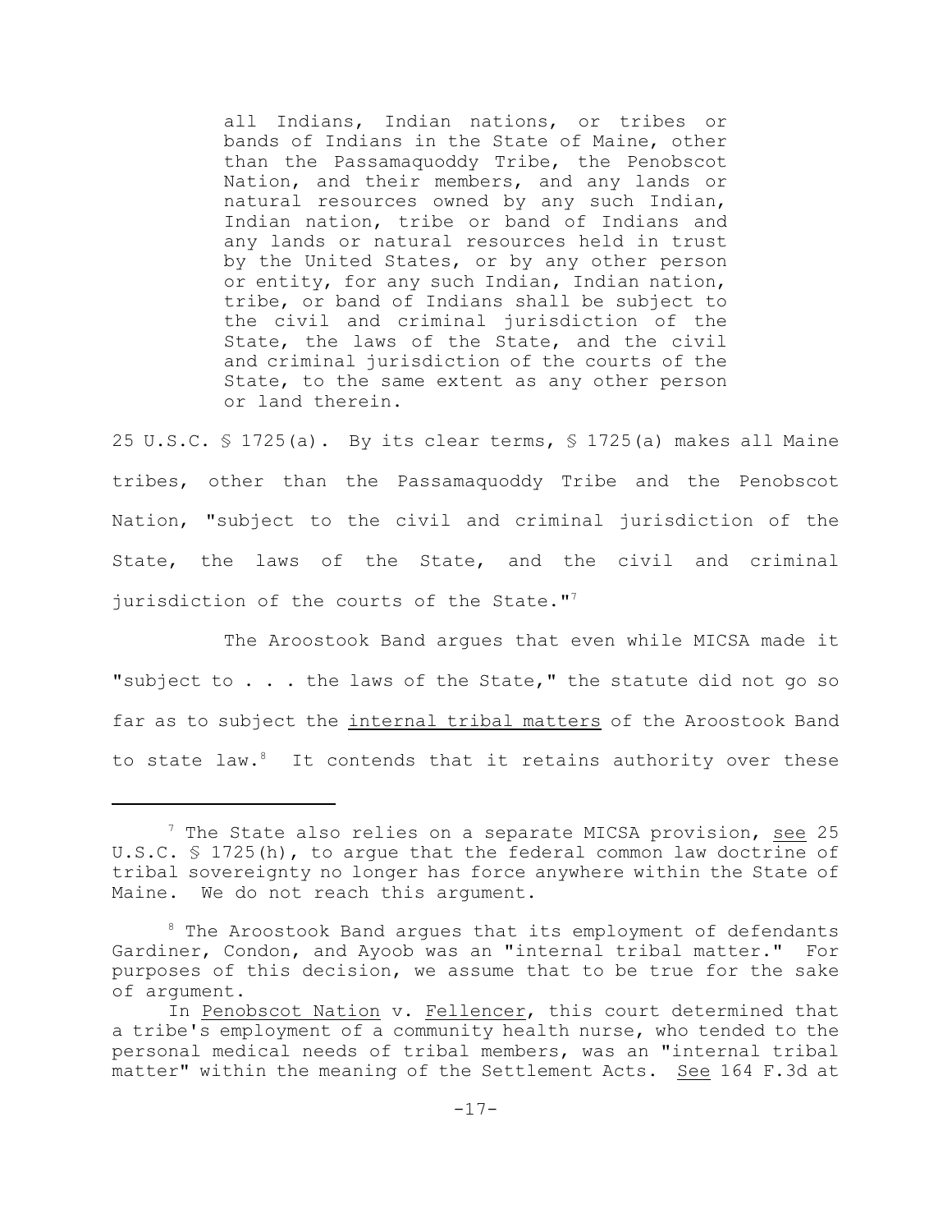> all Indians, Indian nations, or tribes or bands of Indians in the State of Maine, other than the Passamaquoddy Tribe, the Penobscot Nation, and their members, and any lands or natural resources owned by any such Indian, Indian nation, tribe or band of Indians and any lands or natural resources held in trust by the United States, or by any other person or entity, for any such Indian, Indian nation, tribe, or band of Indians shall be subject to the civil and criminal jurisdiction of the State, the laws of the State, and the civil and criminal jurisdiction of the courts of the State, to the same extent as any other person or land therein.

25 U.S.C. § 1725(a). By its clear terms, § 1725(a) makes all Maine tribes, other than the Passamaquoddy Tribe and the Penobscot Nation, "subject to the civil and criminal jurisdiction of the State, the laws of the State, and the civil and criminal jurisdiction of the courts of the State."[7]

The Aroostook Band argues that even while MICSA made it "subject to . . . the laws of the State," the statute did not go so far as to subject the internal tribal matters of the Aroostook Band to state law.[8] It contends that it retains authority over these

---

[7] The State also relies on a separate MICSA provision, see 25 U.S.C. § 1725(h), to argue that the federal common law doctrine of tribal sovereignty no longer has force anywhere within the State of Maine. We do not reach this argument.

[8] The Aroostook Band argues that its employment of defendants Gardiner, Condon, and Ayoob was an "internal tribal matter." For purposes of this decision, we assume that to be true for the sake of argument.

In Penobscot Nation v. Fellencer, this court determined that a tribe's employment of a community health nurse, who tended to the personal medical needs of tribal members, was an "internal tribal matter" within the meaning of the Settlement Acts. See 164 F.3d at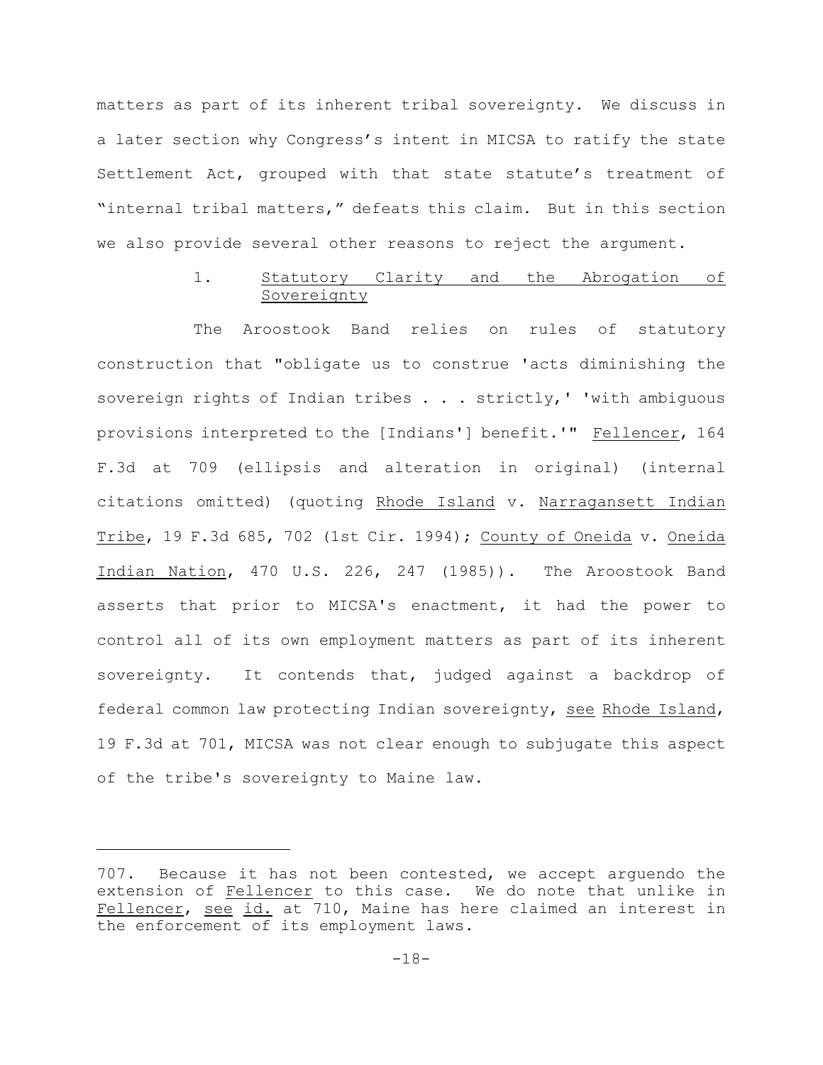matters as part of its inherent tribal sovereignty. We discuss in a later section why Congress's intent in MICSA to ratify the state Settlement Act, grouped with that state statute's treatment of "internal tribal matters," defeats this claim. But in this section we also provide several other reasons to reject the argument.

### 1. Statutory Clarity and the Abrogation of Sovereignty

The Aroostook Band relies on rules of statutory construction that "obligate us to construe 'acts diminishing the sovereign rights of Indian tribes . . . strictly,' 'with ambiguous provisions interpreted to the [Indians'] benefit.'" Fellencer, 164 F.3d at 709 (ellipsis and alteration in original) (internal citations omitted) (quoting Rhode Island v. Narragansett Indian Tribe, 19 F.3d 685, 702 (1st Cir. 1994); County of Oneida v. Oneida Indian Nation, 470 U.S. 226, 247 (1985)). The Aroostook Band asserts that prior to MICSA's enactment, it had the power to control all of its own employment matters as part of its inherent sovereignty. It contends that, judged against a backdrop of federal common law protecting Indian sovereignty, see Rhode Island, 19 F.3d at 701, MICSA was not clear enough to subjugate this aspect of the tribe's sovereignty to Maine law.

---

707. Because it has not been contested, we accept arguendo the extension of Fellencer to this case. We do note that unlike in Fellencer, see id. at 710, Maine has here claimed an interest in the enforcement of its employment laws.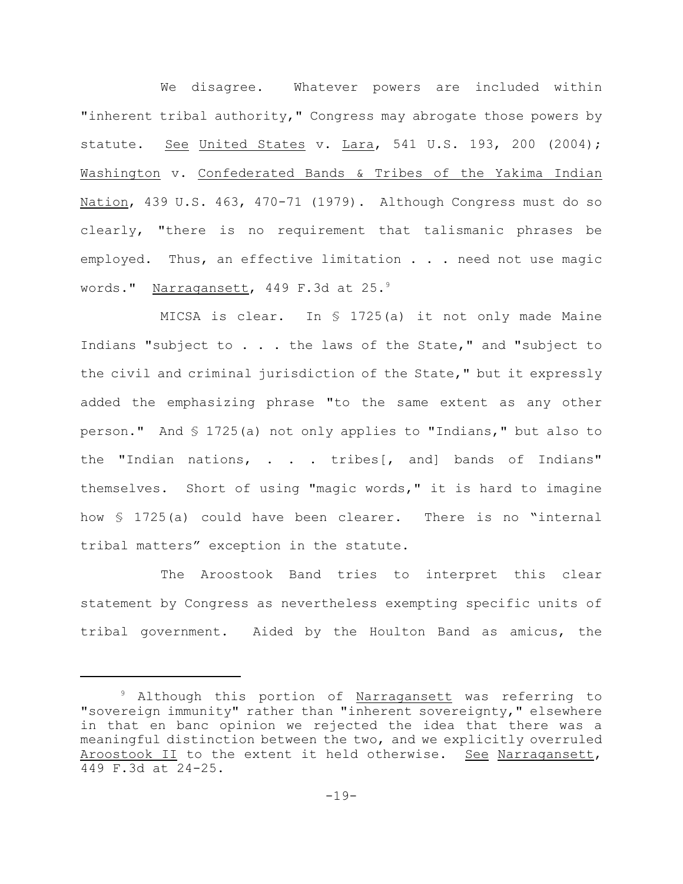We disagree. Whatever powers are included within "inherent tribal authority," Congress may abrogate those powers by statute. See United States v. Lara, 541 U.S. 193, 200 (2004); Washington v. Confederated Bands & Tribes of the Yakima Indian Nation, 439 U.S. 463, 470-71 (1979). Although Congress must do so clearly, "there is no requirement that talismanic phrases be employed. Thus, an effective limitation . . . need not use magic words." Narragansett, 449 F.3d at 25.[9]

MICSA is clear. In § 1725(a) it not only made Maine Indians "subject to . . . the laws of the State," and "subject to the civil and criminal jurisdiction of the State," but it expressly added the emphasizing phrase "to the same extent as any other person." And § 1725(a) not only applies to "Indians," but also to the "Indian nations, . . . tribes[, and] bands of Indians" themselves. Short of using "magic words," it is hard to imagine how § 1725(a) could have been clearer. There is no "internal tribal matters" exception in the statute.

The Aroostook Band tries to interpret this clear statement by Congress as nevertheless exempting specific units of tribal government. Aided by the Houlton Band as amicus, the

---

[9] Although this portion of Narragansett was referring to "sovereign immunity" rather than "inherent sovereignty," elsewhere in that en banc opinion we rejected the idea that there was a meaningful distinction between the two, and we explicitly overruled Aroostook II to the extent it held otherwise. See Narragansett, 449 F.3d at 24-25.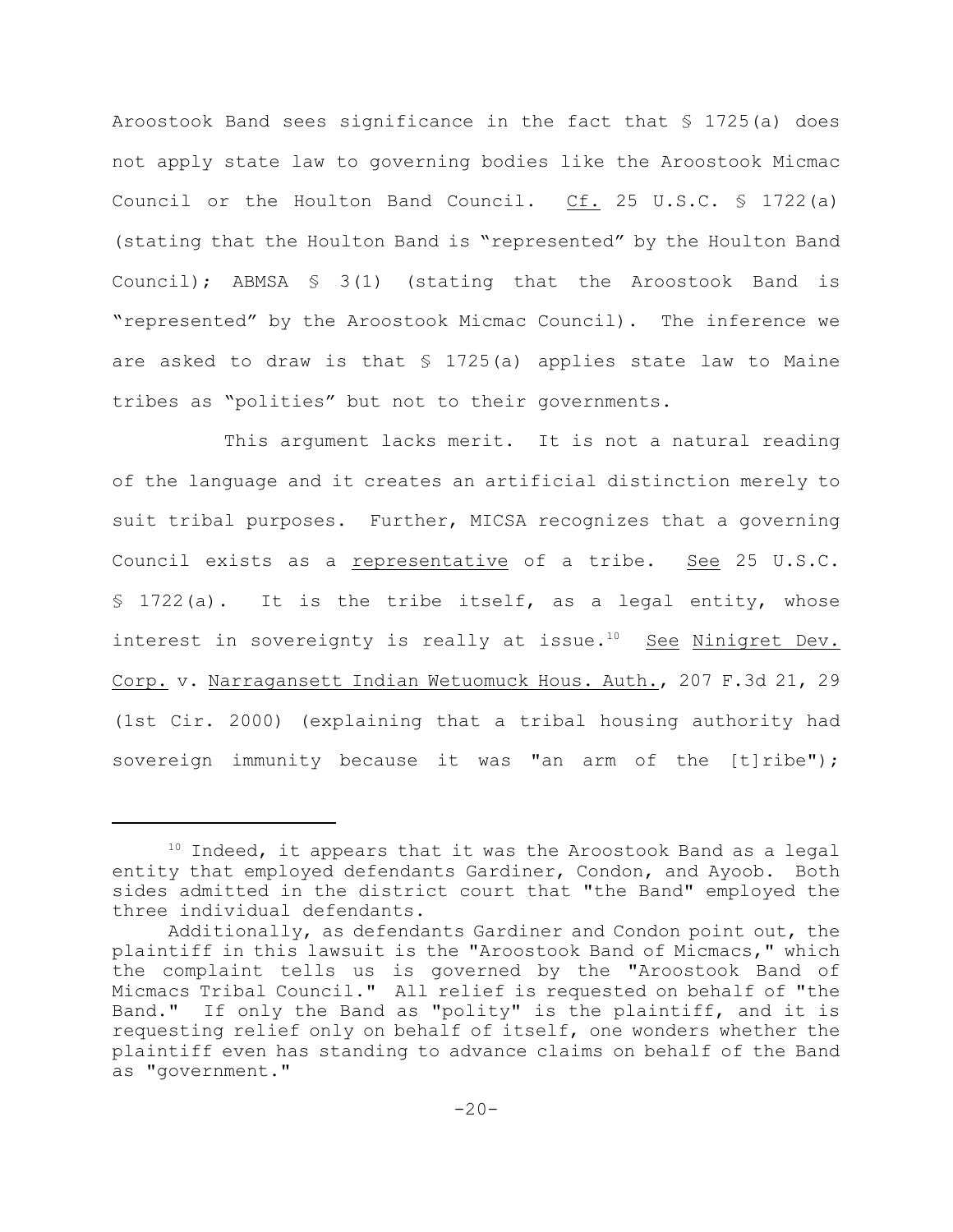Aroostook Band sees significance in the fact that § 1725(a) does not apply state law to governing bodies like the Aroostook Micmac Council or the Houlton Band Council. Cf. 25 U.S.C. § 1722(a) (stating that the Houlton Band is "represented" by the Houlton Band Council); ABMSA § 3(1) (stating that the Aroostook Band is "represented" by the Aroostook Micmac Council). The inference we are asked to draw is that § 1725(a) applies state law to Maine tribes as "polities" but not to their governments.

This argument lacks merit. It is not a natural reading of the language and it creates an artificial distinction merely to suit tribal purposes. Further, MICSA recognizes that a governing Council exists as a representative of a tribe. See 25 U.S.C. § 1722(a). It is the tribe itself, as a legal entity, whose interest in sovereignty is really at issue.[10] See Ninigret Dev. Corp. v. Narragansett Indian Wetuomuck Hous. Auth., 207 F.3d 21, 29 (1st Cir. 2000) (explaining that a tribal housing authority had sovereign immunity because it was "an arm of the [t]ribe");

---

[10] Indeed, it appears that it was the Aroostook Band as a legal entity that employed defendants Gardiner, Condon, and Ayoob. Both sides admitted in the district court that "the Band" employed the three individual defendants.

Additionally, as defendants Gardiner and Condon point out, the plaintiff in this lawsuit is the "Aroostook Band of Micmacs," which the complaint tells us is governed by the "Aroostook Band of Micmacs Tribal Council." All relief is requested on behalf of "the Band." If only the Band as "polity" is the plaintiff, and it is requesting relief only on behalf of itself, one wonders whether the plaintiff even has standing to advance claims on behalf of the Band as "government."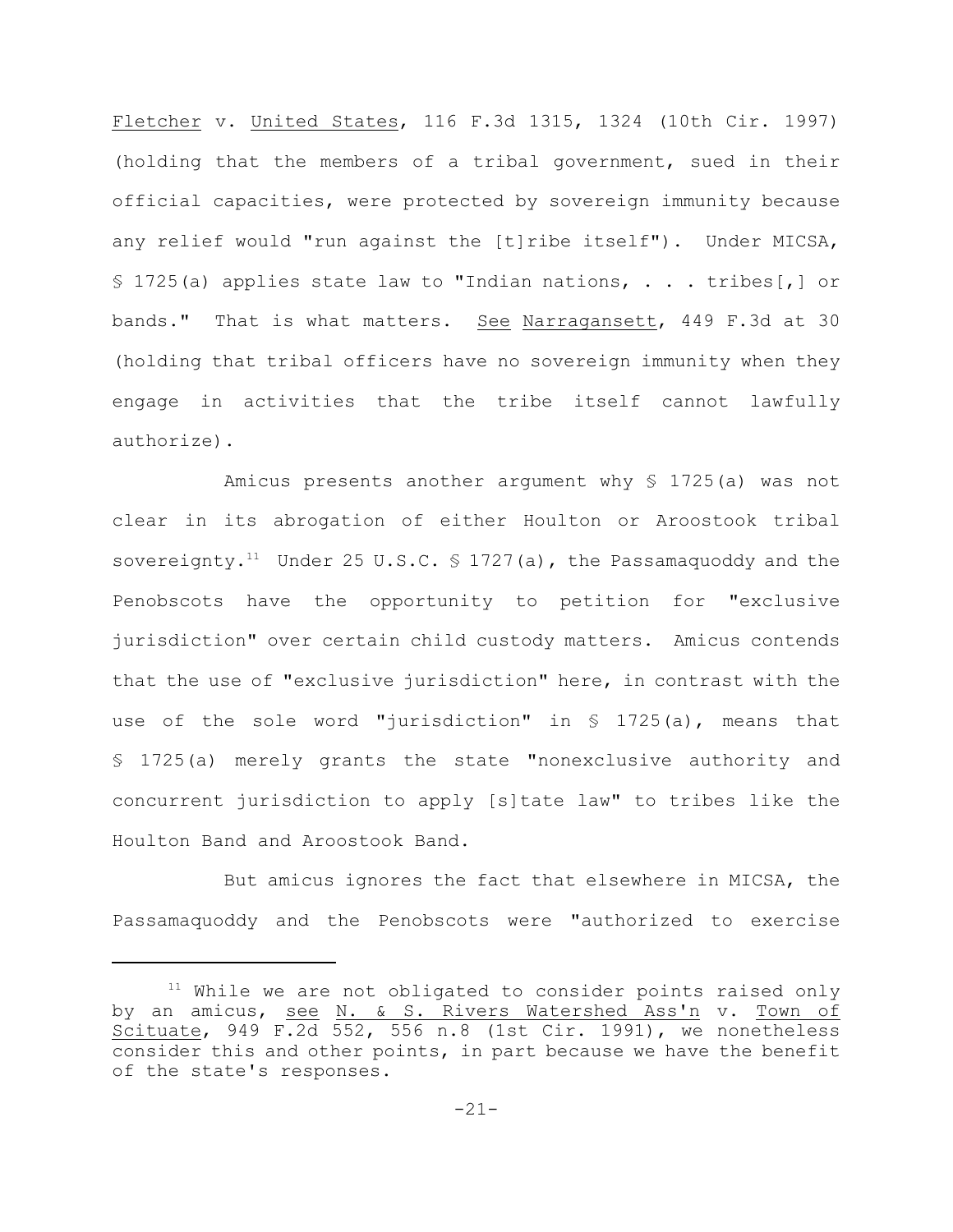Fletcher v. United States, 116 F.3d 1315, 1324 (10th Cir. 1997) (holding that the members of a tribal government, sued in their official capacities, were protected by sovereign immunity because any relief would "run against the [t]ribe itself"). Under MICSA, § 1725(a) applies state law to "Indian nations, . . . tribes[,] or bands." That is what matters. See Narragansett, 449 F.3d at 30 (holding that tribal officers have no sovereign immunity when they engage in activities that the tribe itself cannot lawfully authorize).

Amicus presents another argument why § 1725(a) was not clear in its abrogation of either Houlton or Aroostook tribal sovereignty.[11] Under 25 U.S.C. § 1727(a), the Passamaquoddy and the Penobscots have the opportunity to petition for "exclusive jurisdiction" over certain child custody matters. Amicus contends that the use of "exclusive jurisdiction" here, in contrast with the use of the sole word "jurisdiction" in § 1725(a), means that § 1725(a) merely grants the state "nonexclusive authority and concurrent jurisdiction to apply [s]tate law" to tribes like the Houlton Band and Aroostook Band.

But amicus ignores the fact that elsewhere in MICSA, the Passamaquoddy and the Penobscots were "authorized to exercise

[11] While we are not obligated to consider points raised only by an amicus, see N. & S. Rivers Watershed Ass'n v. Town of Scituate, 949 F.2d 552, 556 n.8 (1st Cir. 1991), we nonetheless consider this and other points, in part because we have the benefit of the state's responses.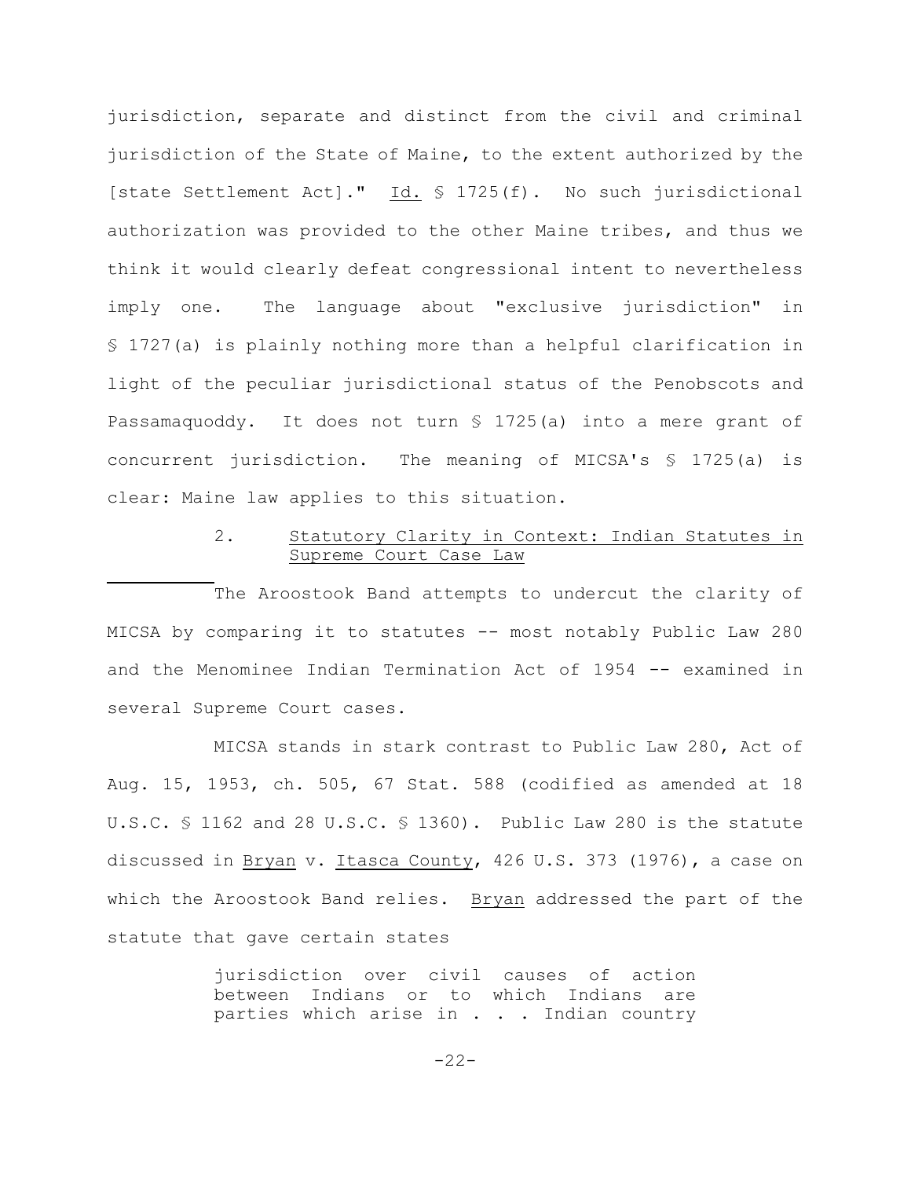jurisdiction, separate and distinct from the civil and criminal jurisdiction of the State of Maine, to the extent authorized by the [state Settlement Act]." Id. § 1725(f). No such jurisdictional authorization was provided to the other Maine tribes, and thus we think it would clearly defeat congressional intent to nevertheless imply one. The language about "exclusive jurisdiction" in § 1727(a) is plainly nothing more than a helpful clarification in light of the peculiar jurisdictional status of the Penobscots and Passamaquoddy. It does not turn § 1725(a) into a mere grant of concurrent jurisdiction. The meaning of MICSA's § 1725(a) is clear: Maine law applies to this situation.

### 2. Statutory Clarity in Context: Indian Statutes in Supreme Court Case Law

The Aroostook Band attempts to undercut the clarity of MICSA by comparing it to statutes -- most notably Public Law 280 and the Menominee Indian Termination Act of 1954 -- examined in several Supreme Court cases.

MICSA stands in stark contrast to Public Law 280, Act of Aug. 15, 1953, ch. 505, 67 Stat. 588 (codified as amended at 18 U.S.C. § 1162 and 28 U.S.C. § 1360). Public Law 280 is the statute discussed in Bryan v. Itasca County, 426 U.S. 373 (1976), a case on which the Aroostook Band relies. Bryan addressed the part of the statute that gave certain states

> jurisdiction over civil causes of action between Indians or to which Indians are parties which arise in . . . Indian country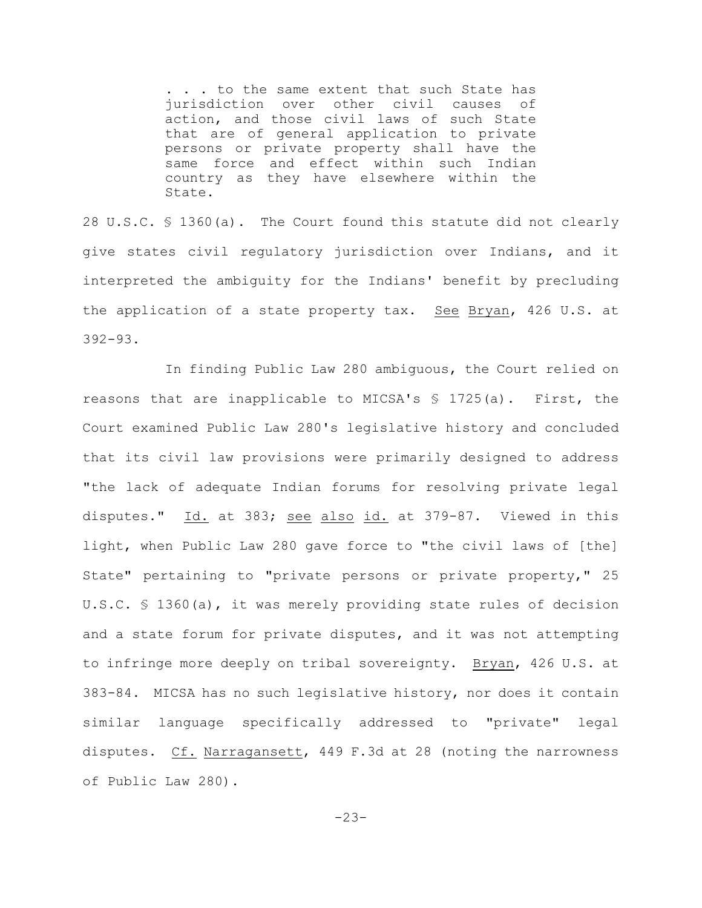> . . . to the same extent that such State has jurisdiction over other civil causes of action, and those civil laws of such State that are of general application to private persons or private property shall have the same force and effect within such Indian country as they have elsewhere within the State.

28 U.S.C. § 1360(a). The Court found this statute did not clearly give states civil regulatory jurisdiction over Indians, and it interpreted the ambiguity for the Indians' benefit by precluding the application of a state property tax. See Bryan, 426 U.S. at 392-93.

In finding Public Law 280 ambiguous, the Court relied on reasons that are inapplicable to MICSA's § 1725(a). First, the Court examined Public Law 280's legislative history and concluded that its civil law provisions were primarily designed to address "the lack of adequate Indian forums for resolving private legal disputes." Id. at 383; see also id. at 379-87. Viewed in this light, when Public Law 280 gave force to "the civil laws of [the] State" pertaining to "private persons or private property," 25 U.S.C. § 1360(a), it was merely providing state rules of decision and a state forum for private disputes, and it was not attempting to infringe more deeply on tribal sovereignty. Bryan, 426 U.S. at 383-84. MICSA has no such legislative history, nor does it contain similar language specifically addressed to "private" legal disputes. Cf. Narragansett, 449 F.3d at 28 (noting the narrowness of Public Law 280).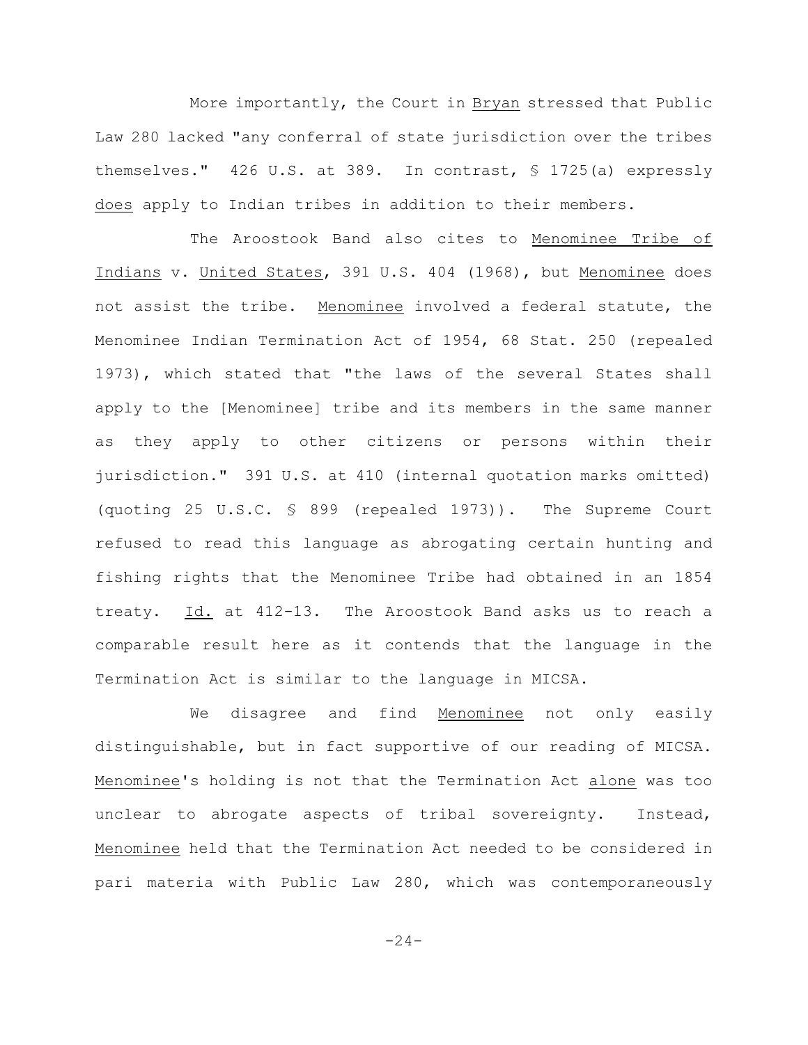More importantly, the Court in _Bryan_ stressed that Public Law 280 lacked "any conferral of state jurisdiction over the tribes themselves." 426 U.S. at 389. In contrast, § 1725(a) expressly _does_ apply to Indian tribes in addition to their members.

The Aroostook Band also cites to _Menominee Tribe of Indians_ v. _United States_, 391 U.S. 404 (1968), but _Menominee_ does not assist the tribe. _Menominee_ involved a federal statute, the Menominee Indian Termination Act of 1954, 68 Stat. 250 (repealed 1973), which stated that "the laws of the several States shall apply to the [Menominee] tribe and its members in the same manner as they apply to other citizens or persons within their jurisdiction." 391 U.S. at 410 (internal quotation marks omitted) (quoting 25 U.S.C. § 899 (repealed 1973)). The Supreme Court refused to read this language as abrogating certain hunting and fishing rights that the Menominee Tribe had obtained in an 1854 treaty. _Id._ at 412-13. The Aroostook Band asks us to reach a comparable result here as it contends that the language in the Termination Act is similar to the language in MICSA.

We disagree and find _Menominee_ not only easily distinguishable, but in fact supportive of our reading of MICSA. _Menominee_'s holding is not that the Termination Act _alone_ was too unclear to abrogate aspects of tribal sovereignty. Instead, _Menominee_ held that the Termination Act needed to be considered in pari materia with Public Law 280, which was contemporaneously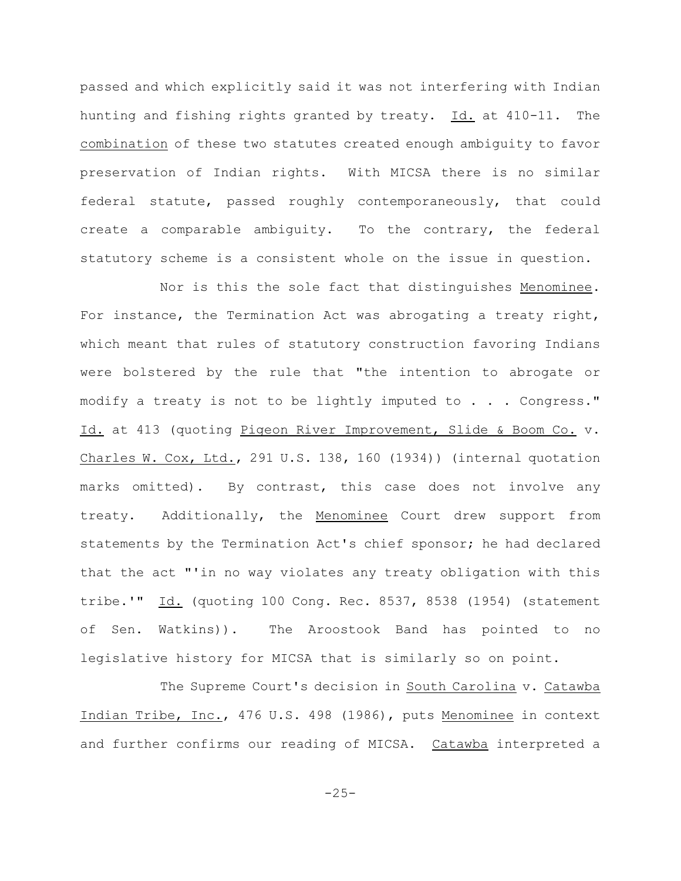passed and which explicitly said it was not interfering with Indian hunting and fishing rights granted by treaty. Id. at 410-11. The combination of these two statutes created enough ambiguity to favor preservation of Indian rights. With MICSA there is no similar federal statute, passed roughly contemporaneously, that could create a comparable ambiguity. To the contrary, the federal statutory scheme is a consistent whole on the issue in question.

Nor is this the sole fact that distinguishes Menominee. For instance, the Termination Act was abrogating a treaty right, which meant that rules of statutory construction favoring Indians were bolstered by the rule that "the intention to abrogate or modify a treaty is not to be lightly imputed to . . . Congress." Id. at 413 (quoting Pigeon River Improvement, Slide & Boom Co. v. Charles W. Cox, Ltd., 291 U.S. 138, 160 (1934)) (internal quotation marks omitted). By contrast, this case does not involve any treaty. Additionally, the Menominee Court drew support from statements by the Termination Act's chief sponsor; he had declared that the act "'in no way violates any treaty obligation with this tribe.'" Id. (quoting 100 Cong. Rec. 8537, 8538 (1954) (statement of Sen. Watkins)). The Aroostook Band has pointed to no legislative history for MICSA that is similarly so on point.

The Supreme Court's decision in South Carolina v. Catawba Indian Tribe, Inc., 476 U.S. 498 (1986), puts Menominee in context and further confirms our reading of MICSA. Catawba interpreted a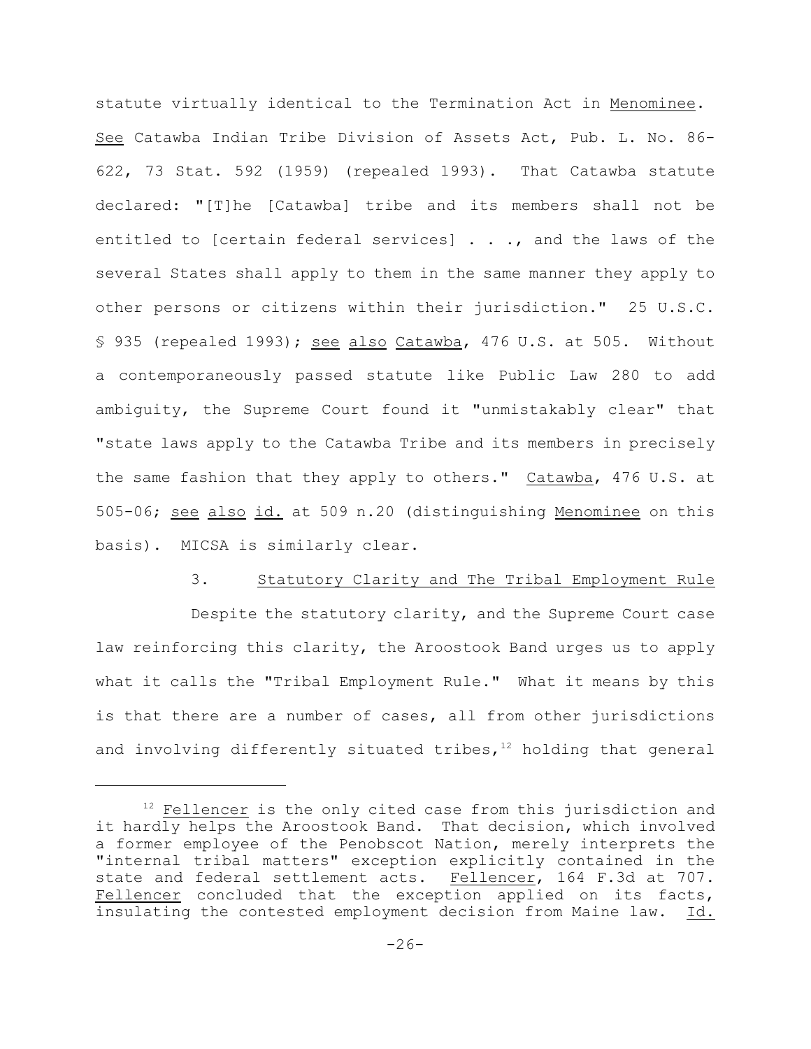statute virtually identical to the Termination Act in Menominee. See Catawba Indian Tribe Division of Assets Act, Pub. L. No. 86-622, 73 Stat. 592 (1959) (repealed 1993). That Catawba statute declared: "[T]he [Catawba] tribe and its members shall not be entitled to [certain federal services] . . ., and the laws of the several States shall apply to them in the same manner they apply to other persons or citizens within their jurisdiction." 25 U.S.C. § 935 (repealed 1993); see also Catawba, 476 U.S. at 505. Without a contemporaneously passed statute like Public Law 280 to add ambiguity, the Supreme Court found it "unmistakably clear" that "state laws apply to the Catawba Tribe and its members in precisely the same fashion that they apply to others." Catawba, 476 U.S. at 505-06; see also id. at 509 n.20 (distinguishing Menominee on this basis). MICSA is similarly clear.

### 3. Statutory Clarity and The Tribal Employment Rule

Despite the statutory clarity, and the Supreme Court case law reinforcing this clarity, the Aroostook Band urges us to apply what it calls the "Tribal Employment Rule." What it means by this is that there are a number of cases, all from other jurisdictions and involving differently situated tribes,[12] holding that general

---

[12] Fellencer is the only cited case from this jurisdiction and it hardly helps the Aroostook Band. That decision, which involved a former employee of the Penobscot Nation, merely interprets the "internal tribal matters" exception explicitly contained in the state and federal settlement acts. Fellencer, 164 F.3d at 707. Fellencer concluded that the exception applied on its facts, insulating the contested employment decision from Maine law. Id.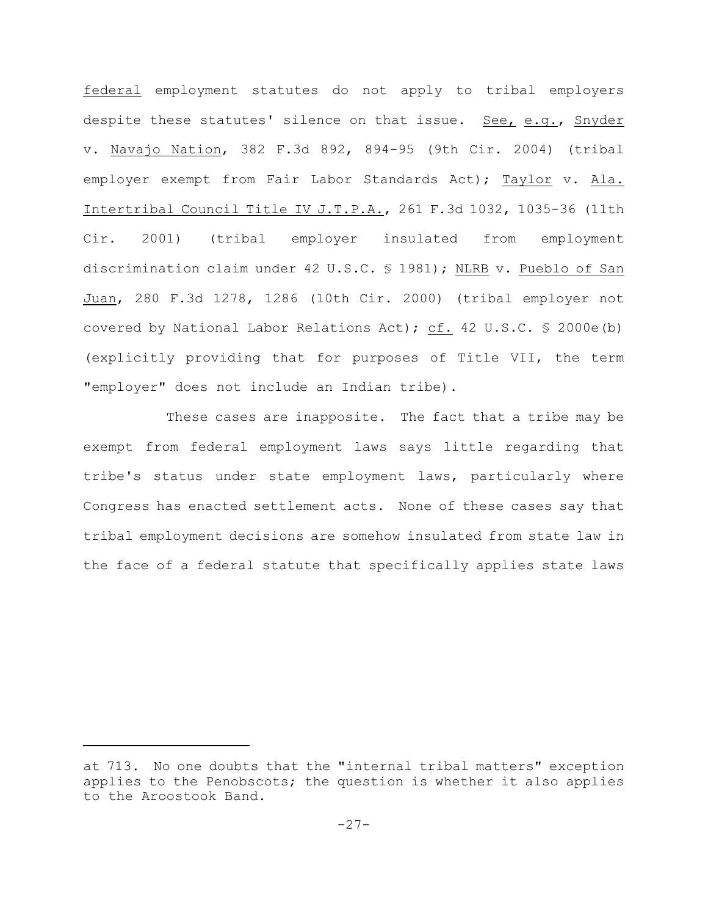federal employment statutes do not apply to tribal employers despite these statutes' silence on that issue. See, e.g., Snyder v. Navajo Nation, 382 F.3d 892, 894-95 (9th Cir. 2004) (tribal employer exempt from Fair Labor Standards Act); Taylor v. Ala. Intertribal Council Title IV J.T.P.A., 261 F.3d 1032, 1035-36 (11th Cir. 2001) (tribal employer insulated from employment discrimination claim under 42 U.S.C. § 1981); NLRB v. Pueblo of San Juan, 280 F.3d 1278, 1286 (10th Cir. 2000) (tribal employer not covered by National Labor Relations Act); cf. 42 U.S.C. § 2000e(b) (explicitly providing that for purposes of Title VII, the term "employer" does not include an Indian tribe).

These cases are inapposite. The fact that a tribe may be exempt from federal employment laws says little regarding that tribe's status under state employment laws, particularly where Congress has enacted settlement acts. None of these cases say that tribal employment decisions are somehow insulated from state law in the face of a federal statute that specifically applies state laws

---

at 713. No one doubts that the "internal tribal matters" exception applies to the Penobscots; the question is whether it also applies to the Aroostook Band.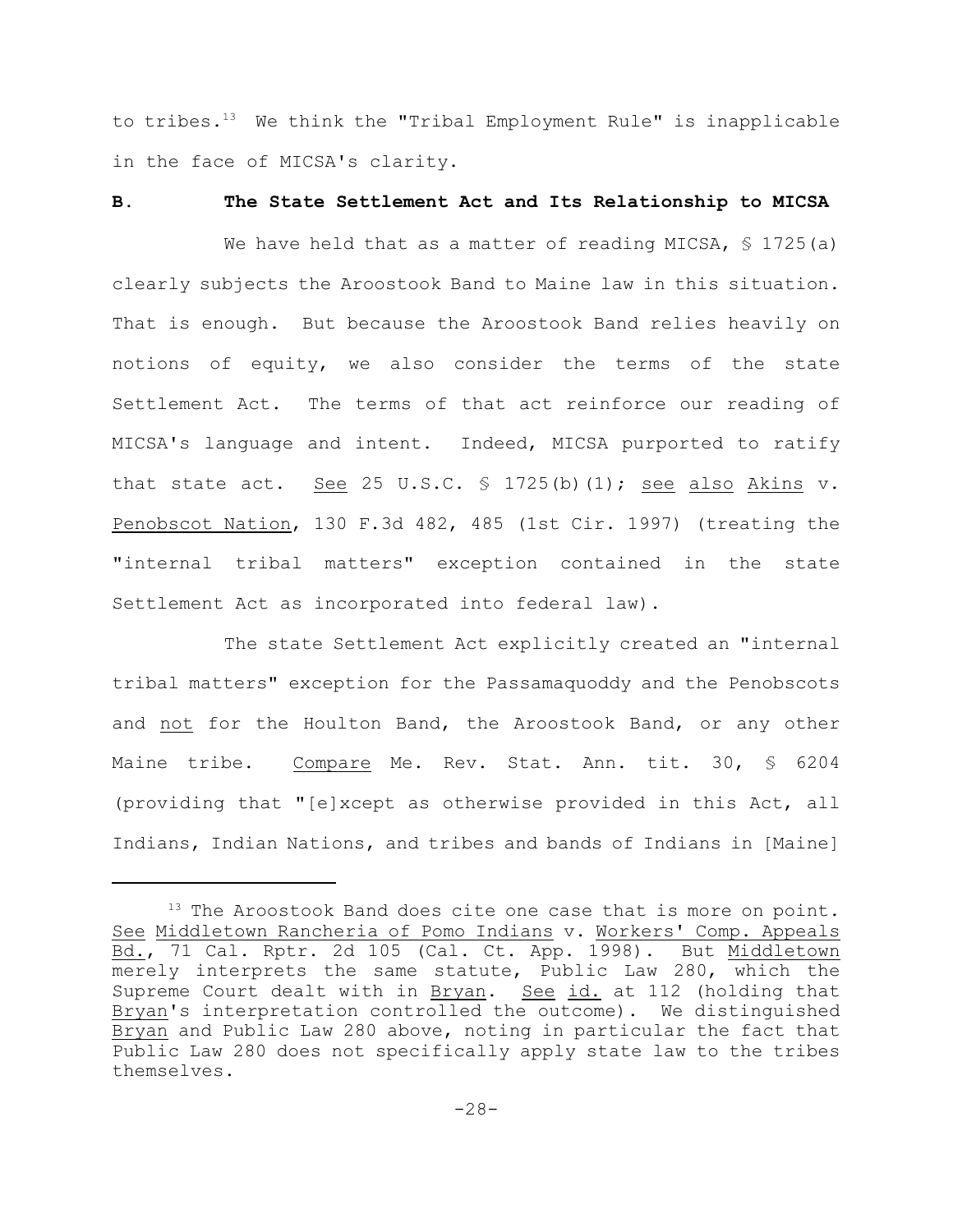to tribes.[13] We think the "Tribal Employment Rule" is inapplicable in the face of MICSA's clarity.

## B. The State Settlement Act and Its Relationship to MICSA

We have held that as a matter of reading MICSA, § 1725(a) clearly subjects the Aroostook Band to Maine law in this situation. That is enough. But because the Aroostook Band relies heavily on notions of equity, we also consider the terms of the state Settlement Act. The terms of that act reinforce our reading of MICSA's language and intent. Indeed, MICSA purported to ratify that state act. See 25 U.S.C. § 1725(b)(1); see also Akins v. Penobscot Nation, 130 F.3d 482, 485 (1st Cir. 1997) (treating the "internal tribal matters" exception contained in the state Settlement Act as incorporated into federal law).

The state Settlement Act explicitly created an "internal tribal matters" exception for the Passamaquoddy and the Penobscots and not for the Houlton Band, the Aroostook Band, or any other Maine tribe. Compare Me. Rev. Stat. Ann. tit. 30, § 6204 (providing that "[e]xcept as otherwise provided in this Act, all Indians, Indian Nations, and tribes and bands of Indians in [Maine]

---

[13] The Aroostook Band does cite one case that is more on point. See Middletown Rancheria of Pomo Indians v. Workers' Comp. Appeals Bd., 71 Cal. Rptr. 2d 105 (Cal. Ct. App. 1998). But Middletown merely interprets the same statute, Public Law 280, which the Supreme Court dealt with in Bryan. See id. at 112 (holding that Bryan's interpretation controlled the outcome). We distinguished Bryan and Public Law 280 above, noting in particular the fact that Public Law 280 does not specifically apply state law to the tribes themselves.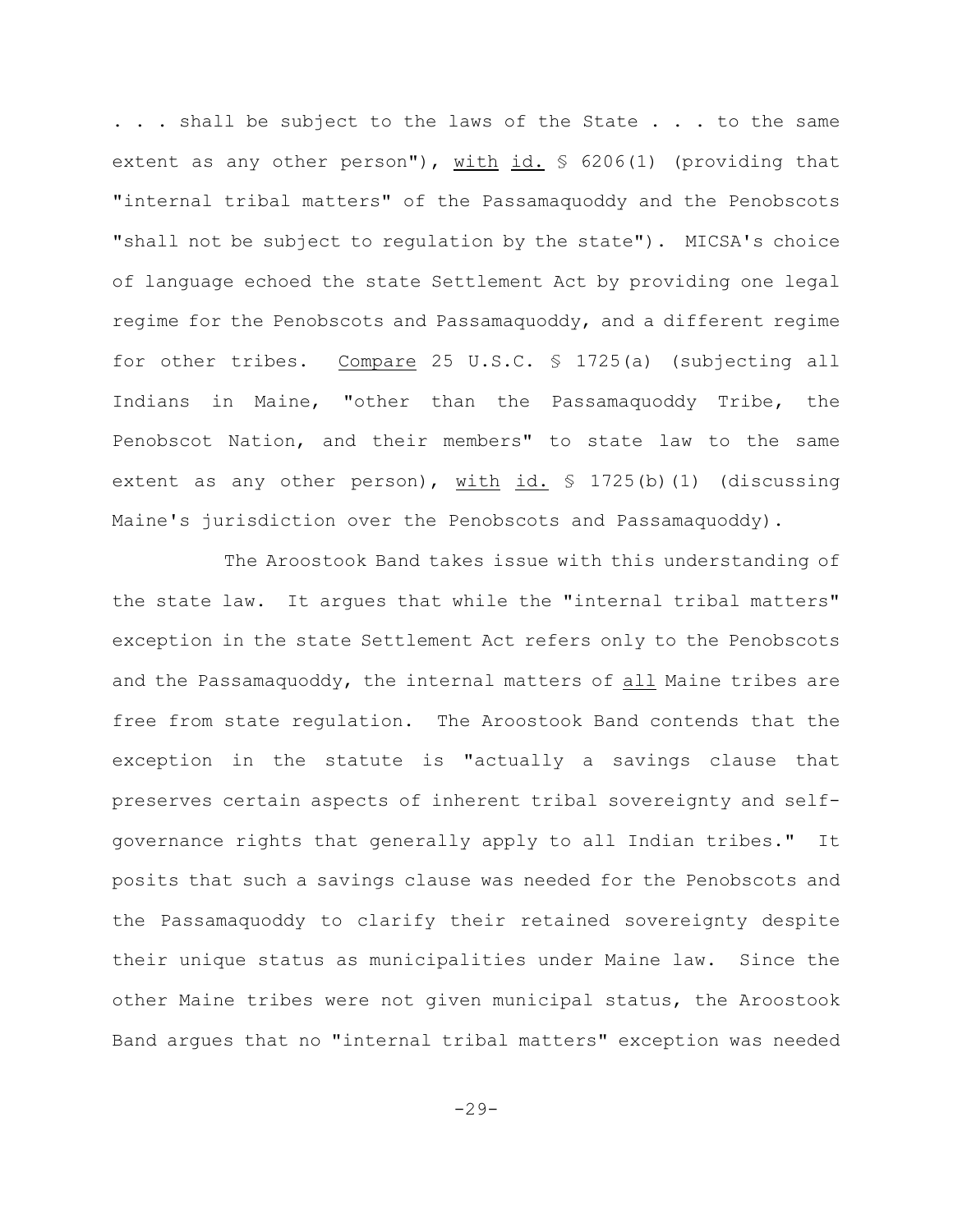. . . shall be subject to the laws of the State . . . to the same extent as any other person"), with id. § 6206(1) (providing that "internal tribal matters" of the Passamaquoddy and the Penobscots "shall not be subject to regulation by the state"). MICSA's choice of language echoed the state Settlement Act by providing one legal regime for the Penobscots and Passamaquoddy, and a different regime for other tribes. Compare 25 U.S.C. § 1725(a) (subjecting all Indians in Maine, "other than the Passamaquoddy Tribe, the Penobscot Nation, and their members" to state law to the same extent as any other person), with id. § 1725(b)(1) (discussing Maine's jurisdiction over the Penobscots and Passamaquoddy).

The Aroostook Band takes issue with this understanding of the state law. It argues that while the "internal tribal matters" exception in the state Settlement Act refers only to the Penobscots and the Passamaquoddy, the internal matters of all Maine tribes are free from state regulation. The Aroostook Band contends that the exception in the statute is "actually a savings clause that preserves certain aspects of inherent tribal sovereignty and self-governance rights that generally apply to all Indian tribes." It posits that such a savings clause was needed for the Penobscots and the Passamaquoddy to clarify their retained sovereignty despite their unique status as municipalities under Maine law. Since the other Maine tribes were not given municipal status, the Aroostook Band argues that no "internal tribal matters" exception was needed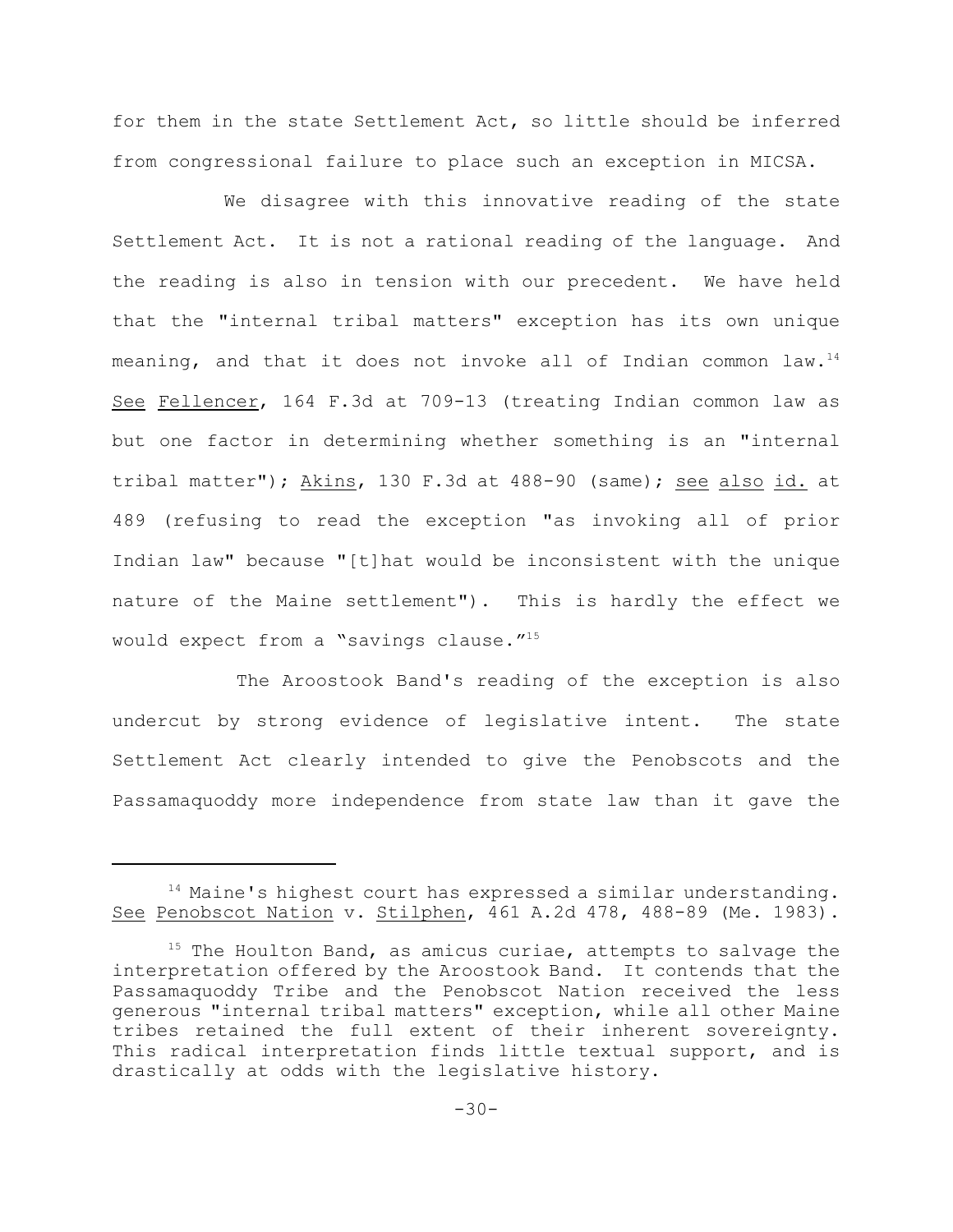for them in the state Settlement Act, so little should be inferred from congressional failure to place such an exception in MICSA.

We disagree with this innovative reading of the state Settlement Act. It is not a rational reading of the language. And the reading is also in tension with our precedent. We have held that the "internal tribal matters" exception has its own unique meaning, and that it does not invoke all of Indian common law.[14] See Fellencer, 164 F.3d at 709-13 (treating Indian common law as but one factor in determining whether something is an "internal tribal matter"); Akins, 130 F.3d at 488-90 (same); see also id. at 489 (refusing to read the exception "as invoking all of prior Indian law" because "[t]hat would be inconsistent with the unique nature of the Maine settlement"). This is hardly the effect we would expect from a "savings clause."[15]

The Aroostook Band's reading of the exception is also undercut by strong evidence of legislative intent. The state Settlement Act clearly intended to give the Penobscots and the Passamaquoddy more independence from state law than it gave the

---

[14] Maine's highest court has expressed a similar understanding. See Penobscot Nation v. Stilphen, 461 A.2d 478, 488-89 (Me. 1983).

[15] The Houlton Band, as amicus curiae, attempts to salvage the interpretation offered by the Aroostook Band. It contends that the Passamaquoddy Tribe and the Penobscot Nation received the less generous "internal tribal matters" exception, while all other Maine tribes retained the full extent of their inherent sovereignty. This radical interpretation finds little textual support, and is drastically at odds with the legislative history.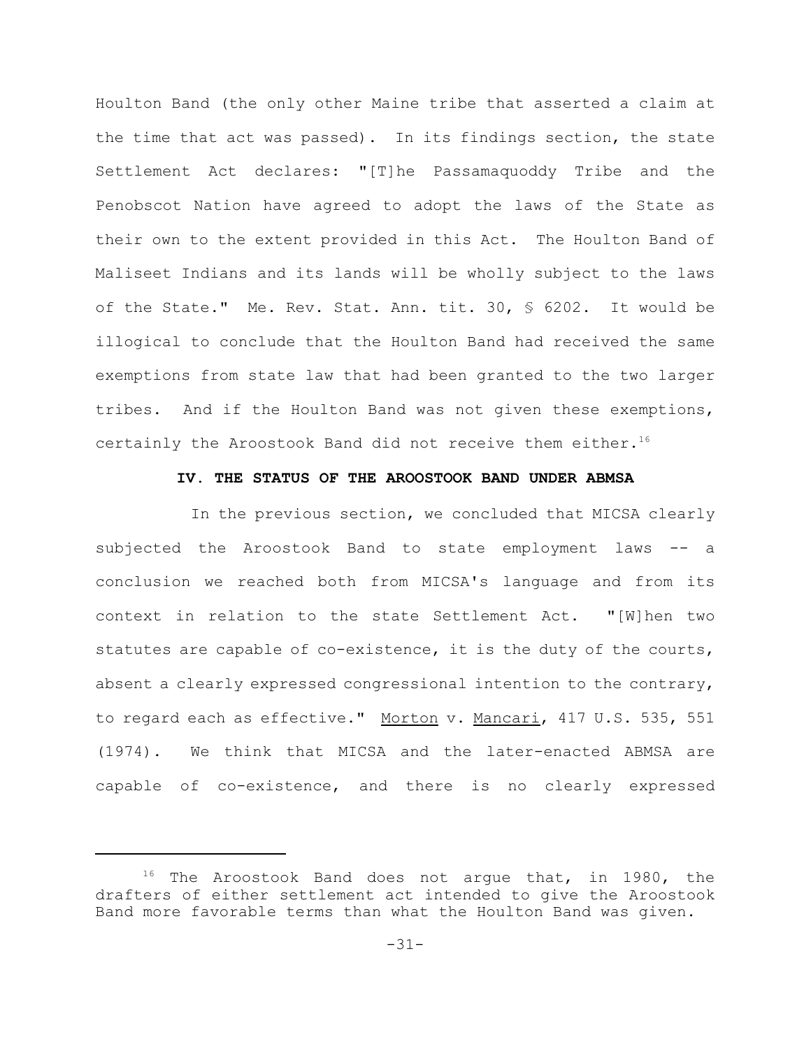Houlton Band (the only other Maine tribe that asserted a claim at the time that act was passed). In its findings section, the state Settlement Act declares: "[T]he Passamaquoddy Tribe and the Penobscot Nation have agreed to adopt the laws of the State as their own to the extent provided in this Act. The Houlton Band of Maliseet Indians and its lands will be wholly subject to the laws of the State." Me. Rev. Stat. Ann. tit. 30, § 6202. It would be illogical to conclude that the Houlton Band had received the same exemptions from state law that had been granted to the two larger tribes. And if the Houlton Band was not given these exemptions, certainly the Aroostook Band did not receive them either.[16]

## IV. THE STATUS OF THE AROOSTOOK BAND UNDER ABMSA

In the previous section, we concluded that MICSA clearly subjected the Aroostook Band to state employment laws -- a conclusion we reached both from MICSA's language and from its context in relation to the state Settlement Act. "[W]hen two statutes are capable of co-existence, it is the duty of the courts, absent a clearly expressed congressional intention to the contrary, to regard each as effective." Morton v. Mancari, 417 U.S. 535, 551 (1974). We think that MICSA and the later-enacted ABMSA are capable of co-existence, and there is no clearly expressed

[16] The Aroostook Band does not argue that, in 1980, the drafters of either settlement act intended to give the Aroostook Band more favorable terms than what the Houlton Band was given.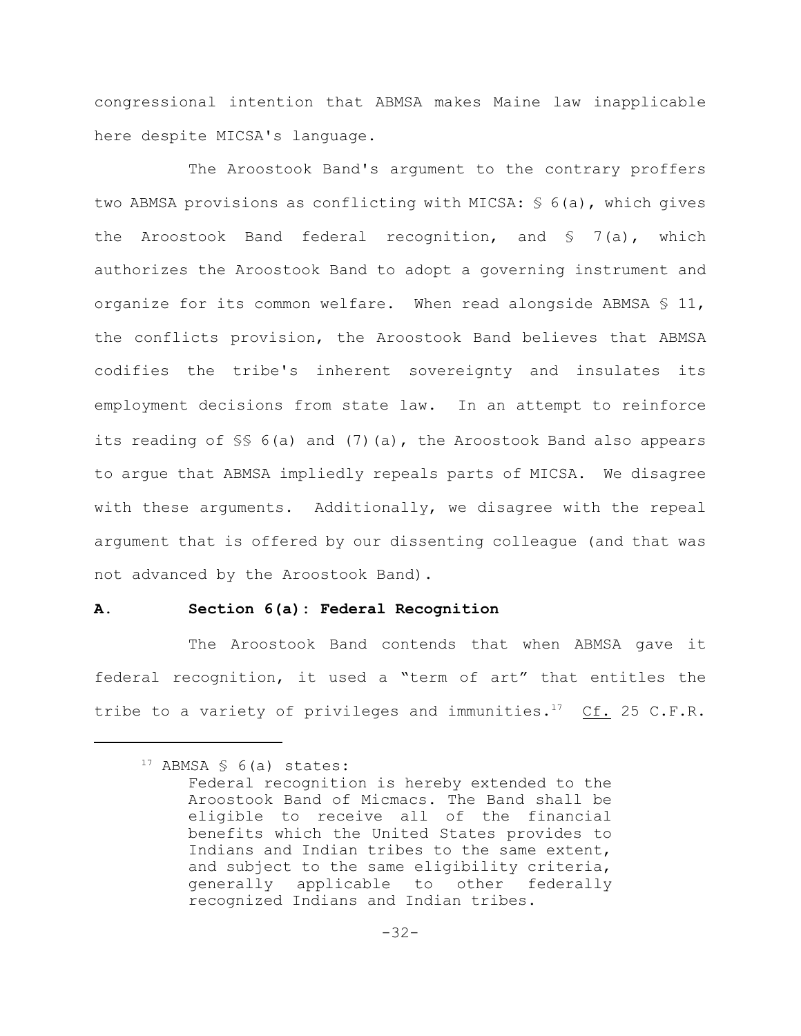congressional intention that ABMSA makes Maine law inapplicable here despite MICSA's language.

The Aroostook Band's argument to the contrary proffers two ABMSA provisions as conflicting with MICSA: § 6(a), which gives the Aroostook Band federal recognition, and § 7(a), which authorizes the Aroostook Band to adopt a governing instrument and organize for its common welfare. When read alongside ABMSA § 11, the conflicts provision, the Aroostook Band believes that ABMSA codifies the tribe's inherent sovereignty and insulates its employment decisions from state law. In an attempt to reinforce its reading of §§ 6(a) and (7)(a), the Aroostook Band also appears to argue that ABMSA impliedly repeals parts of MICSA. We disagree with these arguments. Additionally, we disagree with the repeal argument that is offered by our dissenting colleague (and that was not advanced by the Aroostook Band).

**A. Section 6(a): Federal Recognition**

The Aroostook Band contends that when ABMSA gave it federal recognition, it used a "term of art" that entitles the tribe to a variety of privileges and immunities.[17] Cf. 25 C.F.R.

---

[17] ABMSA § 6(a) states:

> Federal recognition is hereby extended to the Aroostook Band of Micmacs. The Band shall be eligible to receive all of the financial benefits which the United States provides to Indians and Indian tribes to the same extent, and subject to the same eligibility criteria, generally applicable to other federally recognized Indians and Indian tribes.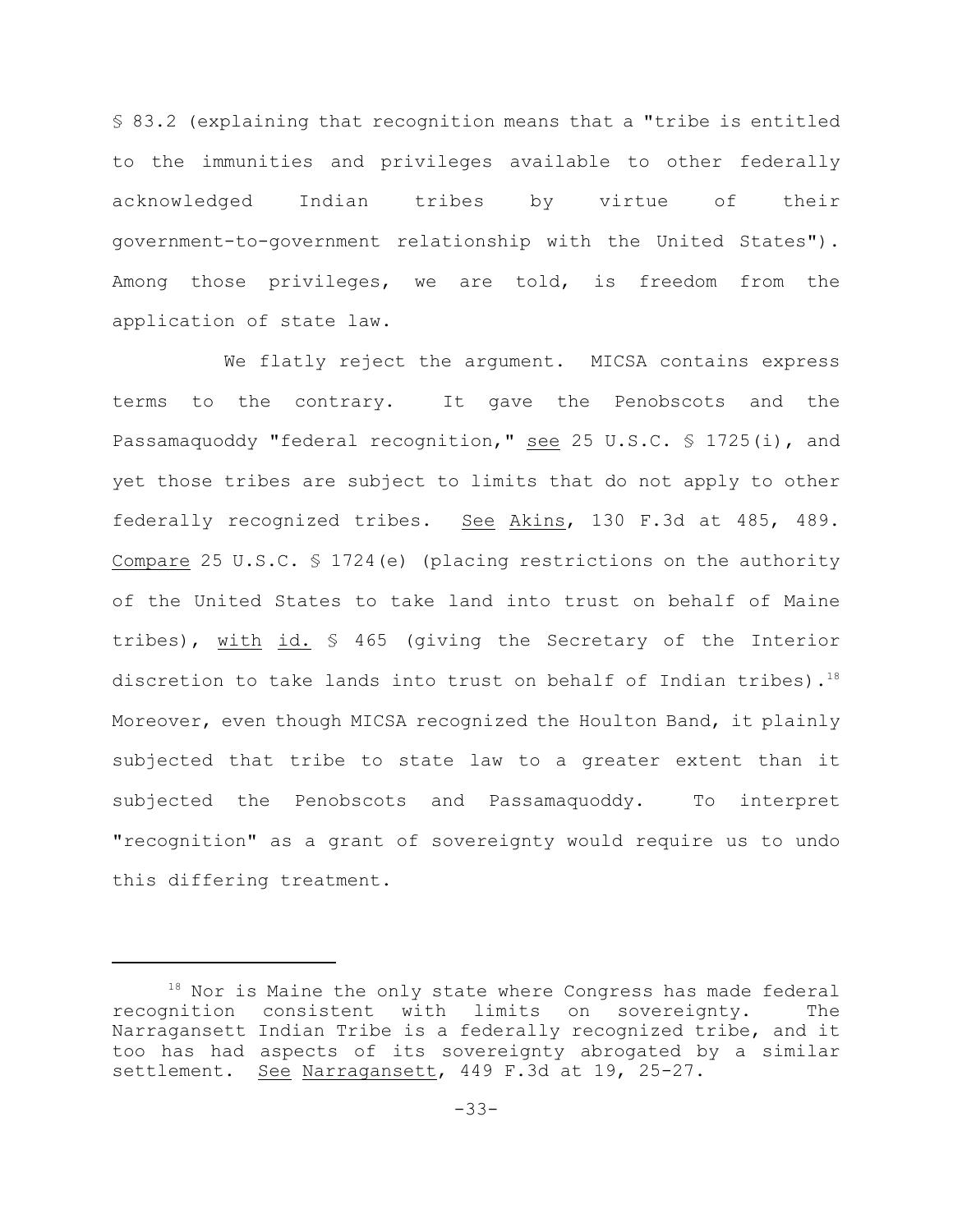§ 83.2 (explaining that recognition means that a "tribe is entitled to the immunities and privileges available to other federally acknowledged Indian tribes by virtue of their government-to-government relationship with the United States"). Among those privileges, we are told, is freedom from the application of state law.

We flatly reject the argument. MICSA contains express terms to the contrary. It gave the Penobscots and the Passamaquoddy "federal recognition," see 25 U.S.C. § 1725(i), and yet those tribes are subject to limits that do not apply to other federally recognized tribes. See Akins, 130 F.3d at 485, 489. Compare 25 U.S.C. § 1724(e) (placing restrictions on the authority of the United States to take land into trust on behalf of Maine tribes), with id. § 465 (giving the Secretary of the Interior discretion to take lands into trust on behalf of Indian tribes).[18] Moreover, even though MICSA recognized the Houlton Band, it plainly subjected that tribe to state law to a greater extent than it subjected the Penobscots and Passamaquoddy. To interpret "recognition" as a grant of sovereignty would require us to undo this differing treatment.

---

[18] Nor is Maine the only state where Congress has made federal recognition consistent with limits on sovereignty. The Narragansett Indian Tribe is a federally recognized tribe, and it too has had aspects of its sovereignty abrogated by a similar settlement. See Narragansett, 449 F.3d at 19, 25-27.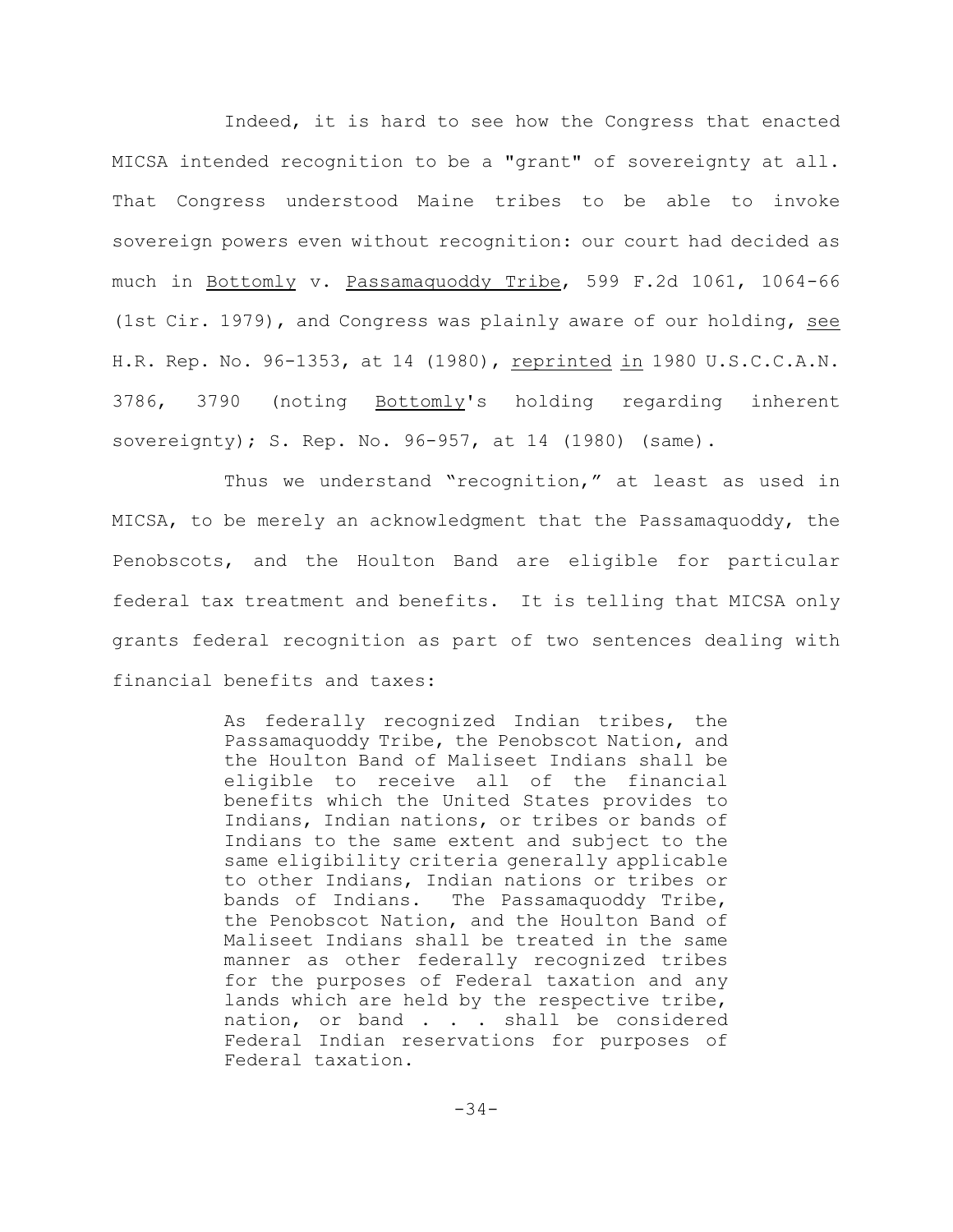Indeed, it is hard to see how the Congress that enacted MICSA intended recognition to be a "grant" of sovereignty at all. That Congress understood Maine tribes to be able to invoke sovereign powers even without recognition: our court had decided as much in Bottomly v. Passamaquoddy Tribe, 599 F.2d 1061, 1064-66 (1st Cir. 1979), and Congress was plainly aware of our holding, *see* H.R. Rep. No. 96-1353, at 14 (1980), *reprinted in* 1980 U.S.C.C.A.N. 3786, 3790 (noting Bottomly's holding regarding inherent sovereignty); S. Rep. No. 96-957, at 14 (1980) (same).

Thus we understand "recognition," at least as used in MICSA, to be merely an acknowledgment that the Passamaquoddy, the Penobscots, and the Houlton Band are eligible for particular federal tax treatment and benefits. It is telling that MICSA only grants federal recognition as part of two sentences dealing with financial benefits and taxes:

> As federally recognized Indian tribes, the Passamaquoddy Tribe, the Penobscot Nation, and the Houlton Band of Maliseet Indians shall be eligible to receive all of the financial benefits which the United States provides to Indians, Indian nations, or tribes or bands of Indians to the same extent and subject to the same eligibility criteria generally applicable to other Indians, Indian nations or tribes or bands of Indians. The Passamaquoddy Tribe, the Penobscot Nation, and the Houlton Band of Maliseet Indians shall be treated in the same manner as other federally recognized tribes for the purposes of Federal taxation and any lands which are held by the respective tribe, nation, or band . . . shall be considered Federal Indian reservations for purposes of Federal taxation.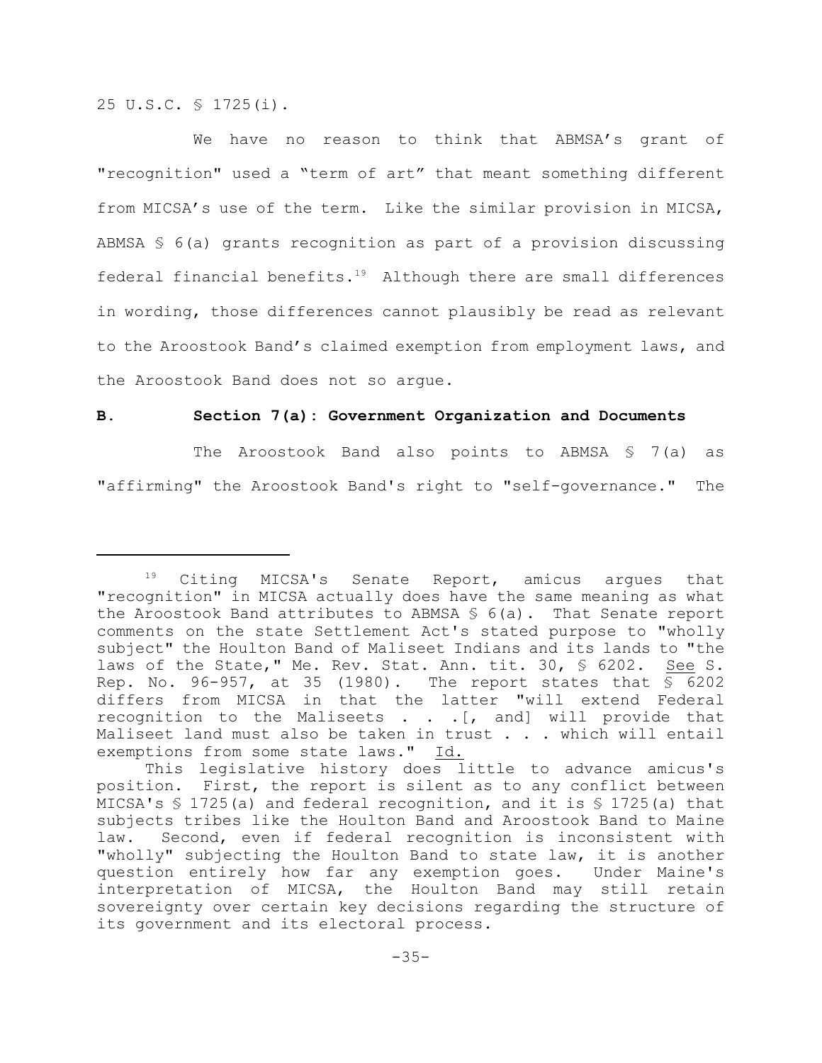25 U.S.C. § 1725(i).

We have no reason to think that ABMSA's grant of "recognition" used a "term of art" that meant something different from MICSA's use of the term. Like the similar provision in MICSA, ABMSA § 6(a) grants recognition as part of a provision discussing federal financial benefits.[19] Although there are small differences in wording, those differences cannot plausibly be read as relevant to the Aroostook Band's claimed exemption from employment laws, and the Aroostook Band does not so argue.

**B. Section 7(a): Government Organization and Documents**

The Aroostook Band also points to ABMSA § 7(a) as "affirming" the Aroostook Band's right to "self-governance." The

---

[19] Citing MICSA's Senate Report, amicus argues that "recognition" in MICSA actually does have the same meaning as what the Aroostook Band attributes to ABMSA § 6(a). That Senate report comments on the state Settlement Act's stated purpose to "wholly subject" the Houlton Band of Maliseet Indians and its lands to "the laws of the State," Me. Rev. Stat. Ann. tit. 30, § 6202. See S. Rep. No. 96-957, at 35 (1980). The report states that § 6202 differs from MICSA in that the latter "will extend Federal recognition to the Maliseets . . .[, and] will provide that Maliseet land must also be taken in trust . . . which will entail exemptions from some state laws." Id.

This legislative history does little to advance amicus's position. First, the report is silent as to any conflict between MICSA's § 1725(a) and federal recognition, and it is § 1725(a) that subjects tribes like the Houlton Band and Aroostook Band to Maine law. Second, even if federal recognition is inconsistent with "wholly" subjecting the Houlton Band to state law, it is another question entirely how far any exemption goes. Under Maine's interpretation of MICSA, the Houlton Band may still retain sovereignty over certain key decisions regarding the structure of its government and its electoral process.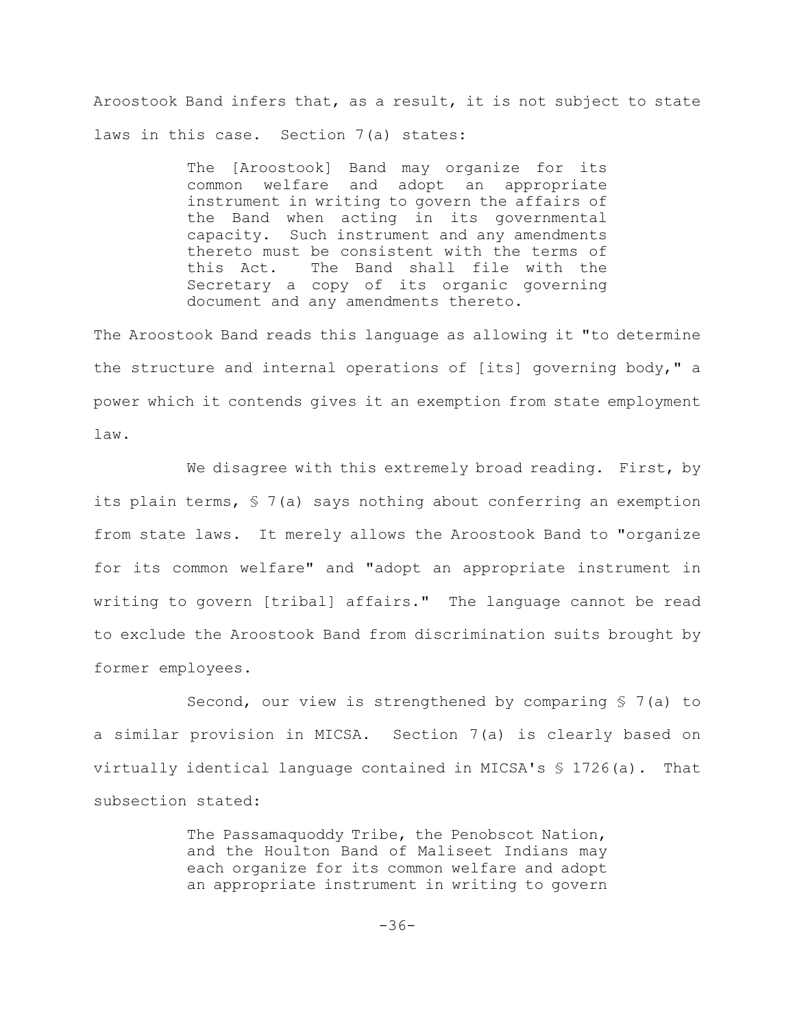Aroostook Band infers that, as a result, it is not subject to state laws in this case. Section 7(a) states:

> The [Aroostook] Band may organize for its common welfare and adopt an appropriate instrument in writing to govern the affairs of the Band when acting in its governmental capacity. Such instrument and any amendments thereto must be consistent with the terms of this Act. The Band shall file with the Secretary a copy of its organic governing document and any amendments thereto.

The Aroostook Band reads this language as allowing it "to determine the structure and internal operations of [its] governing body," a power which it contends gives it an exemption from state employment law.

We disagree with this extremely broad reading. First, by its plain terms, § 7(a) says nothing about conferring an exemption from state laws. It merely allows the Aroostook Band to "organize for its common welfare" and "adopt an appropriate instrument in writing to govern [tribal] affairs." The language cannot be read to exclude the Aroostook Band from discrimination suits brought by former employees.

Second, our view is strengthened by comparing § 7(a) to a similar provision in MICSA. Section 7(a) is clearly based on virtually identical language contained in MICSA's § 1726(a). That subsection stated:

> The Passamaquoddy Tribe, the Penobscot Nation, and the Houlton Band of Maliseet Indians may each organize for its common welfare and adopt an appropriate instrument in writing to govern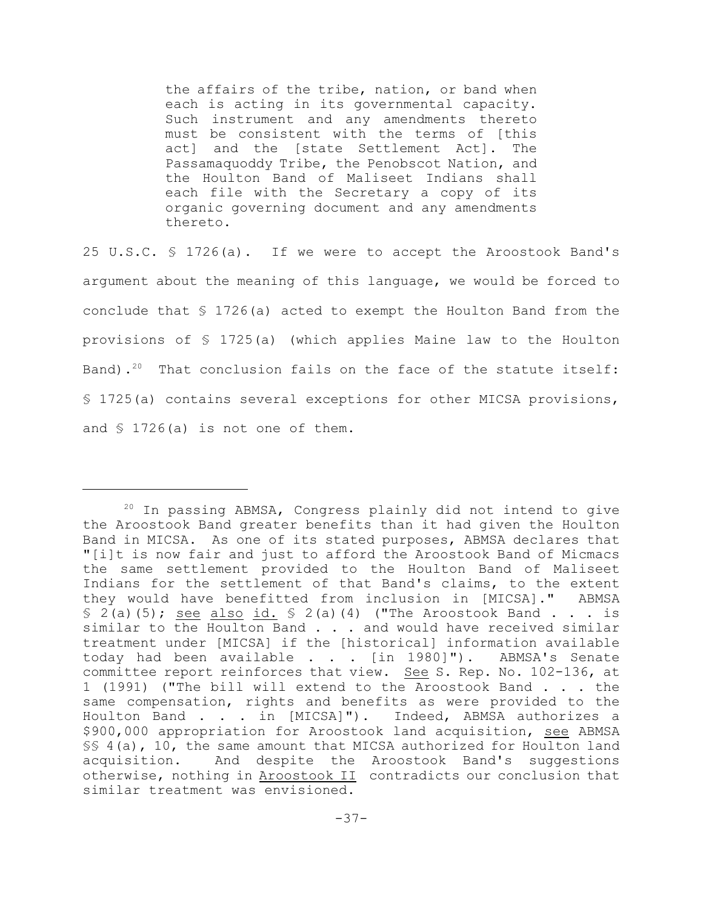> the affairs of the tribe, nation, or band when each is acting in its governmental capacity. Such instrument and any amendments thereto must be consistent with the terms of [this act] and the [state Settlement Act]. The Passamaquoddy Tribe, the Penobscot Nation, and the Houlton Band of Maliseet Indians shall each file with the Secretary a copy of its organic governing document and any amendments thereto.

25 U.S.C. § 1726(a). If we were to accept the Aroostook Band's argument about the meaning of this language, we would be forced to conclude that § 1726(a) acted to exempt the Houlton Band from the provisions of § 1725(a) (which applies Maine law to the Houlton Band).[20] That conclusion fails on the face of the statute itself: § 1725(a) contains several exceptions for other MICSA provisions, and § 1726(a) is not one of them.

---

[20] In passing ABMSA, Congress plainly did not intend to give the Aroostook Band greater benefits than it had given the Houlton Band in MICSA. As one of its stated purposes, ABMSA declares that "[i]t is now fair and just to afford the Aroostook Band of Micmacs the same settlement provided to the Houlton Band of Maliseet Indians for the settlement of that Band's claims, to the extent they would have benefitted from inclusion in [MICSA]." ABMSA § 2(a)(5); see also id. § 2(a)(4) ("The Aroostook Band . . . is similar to the Houlton Band . . . and would have received similar treatment under [MICSA] if the [historical] information available today had been available . . . [in 1980]"). ABMSA's Senate committee report reinforces that view. See S. Rep. No. 102-136, at 1 (1991) ("The bill will extend to the Aroostook Band . . . the same compensation, rights and benefits as were provided to the Houlton Band . . . in [MICSA]"). Indeed, ABMSA authorizes a $900,000 appropriation for Aroostook land acquisition, see ABMSA §§ 4(a), 10, the same amount that MICSA authorized for Houlton land acquisition. And despite the Aroostook Band's suggestions otherwise, nothing in Aroostook II contradicts our conclusion that similar treatment was envisioned.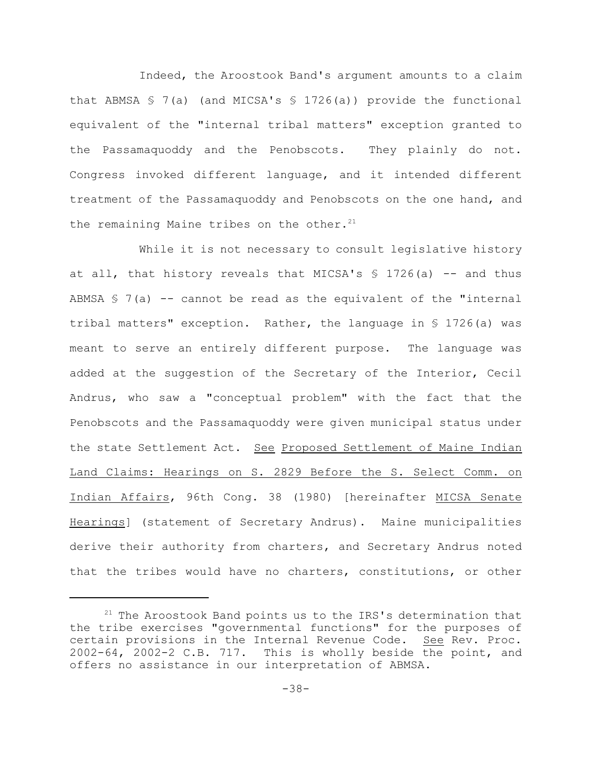Indeed, the Aroostook Band's argument amounts to a claim that ABMSA § 7(a) (and MICSA's § 1726(a)) provide the functional equivalent of the "internal tribal matters" exception granted to the Passamaquoddy and the Penobscots. They plainly do not. Congress invoked different language, and it intended different treatment of the Passamaquoddy and Penobscots on the one hand, and the remaining Maine tribes on the other.[21]

While it is not necessary to consult legislative history at all, that history reveals that MICSA's § 1726(a) -- and thus ABMSA § 7(a) -- cannot be read as the equivalent of the "internal tribal matters" exception. Rather, the language in § 1726(a) was meant to serve an entirely different purpose. The language was added at the suggestion of the Secretary of the Interior, Cecil Andrus, who saw a "conceptual problem" with the fact that the Penobscots and the Passamaquoddy were given municipal status under the state Settlement Act. See Proposed Settlement of Maine Indian Land Claims: Hearings on S. 2829 Before the S. Select Comm. on Indian Affairs, 96th Cong. 38 (1980) [hereinafter MICSA Senate Hearings] (statement of Secretary Andrus). Maine municipalities derive their authority from charters, and Secretary Andrus noted that the tribes would have no charters, constitutions, or other

---

[21] The Aroostook Band points us to the IRS's determination that the tribe exercises "governmental functions" for the purposes of certain provisions in the Internal Revenue Code. See Rev. Proc. 2002-64, 2002-2 C.B. 717. This is wholly beside the point, and offers no assistance in our interpretation of ABMSA.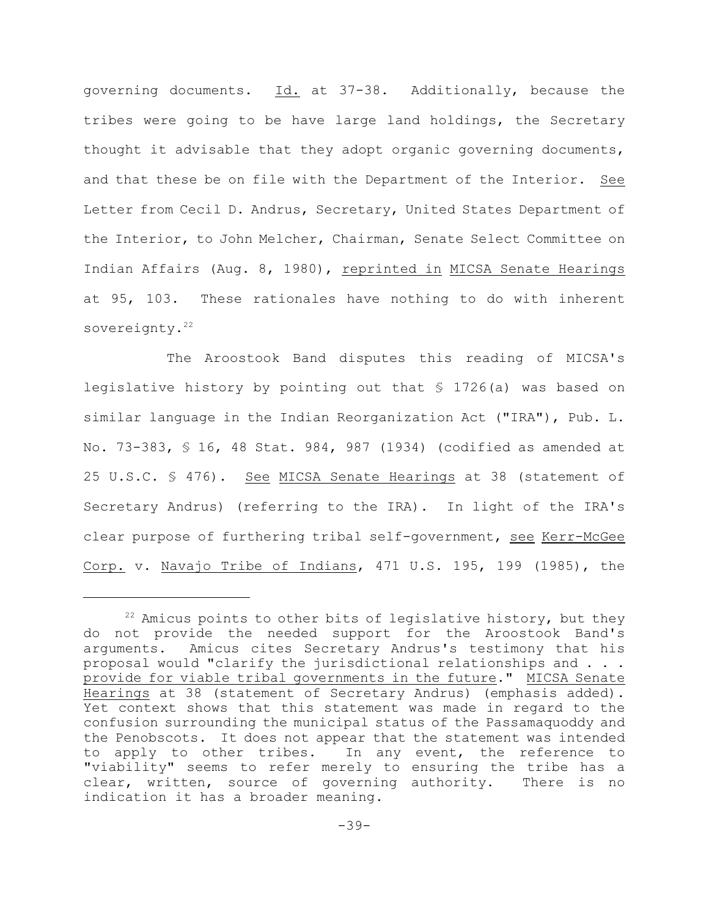governing documents. _Id._ at 37-38. Additionally, because the tribes were going to be have large land holdings, the Secretary thought it advisable that they adopt organic governing documents, and that these be on file with the Department of the Interior. _See_ Letter from Cecil D. Andrus, Secretary, United States Department of the Interior, to John Melcher, Chairman, Senate Select Committee on Indian Affairs (Aug. 8, 1980), _reprinted in_ _MICSA Senate Hearings_ at 95, 103. These rationales have nothing to do with inherent sovereignty.[22]

The Aroostook Band disputes this reading of MICSA's legislative history by pointing out that § 1726(a) was based on similar language in the Indian Reorganization Act ("IRA"), Pub. L. No. 73-383, § 16, 48 Stat. 984, 987 (1934) (codified as amended at 25 U.S.C. § 476). _See_ _MICSA Senate Hearings_ at 38 (statement of Secretary Andrus) (referring to the IRA). In light of the IRA's clear purpose of furthering tribal self-government, _see_ _Kerr-McGee Corp._ v. _Navajo Tribe of Indians_, 471 U.S. 195, 199 (1985), the

---

[22] Amicus points to other bits of legislative history, but they do not provide the needed support for the Aroostook Band's arguments. Amicus cites Secretary Andrus's testimony that his proposal would "clarify the jurisdictional relationships and . . . _provide for viable tribal governments in the future_." _MICSA Senate Hearings_ at 38 (statement of Secretary Andrus) (emphasis added). Yet context shows that this statement was made in regard to the confusion surrounding the municipal status of the Passamaquoddy and the Penobscots. It does not appear that the statement was intended to apply to other tribes. In any event, the reference to "viability" seems to refer merely to ensuring the tribe has a clear, written, source of governing authority. There is no indication it has a broader meaning.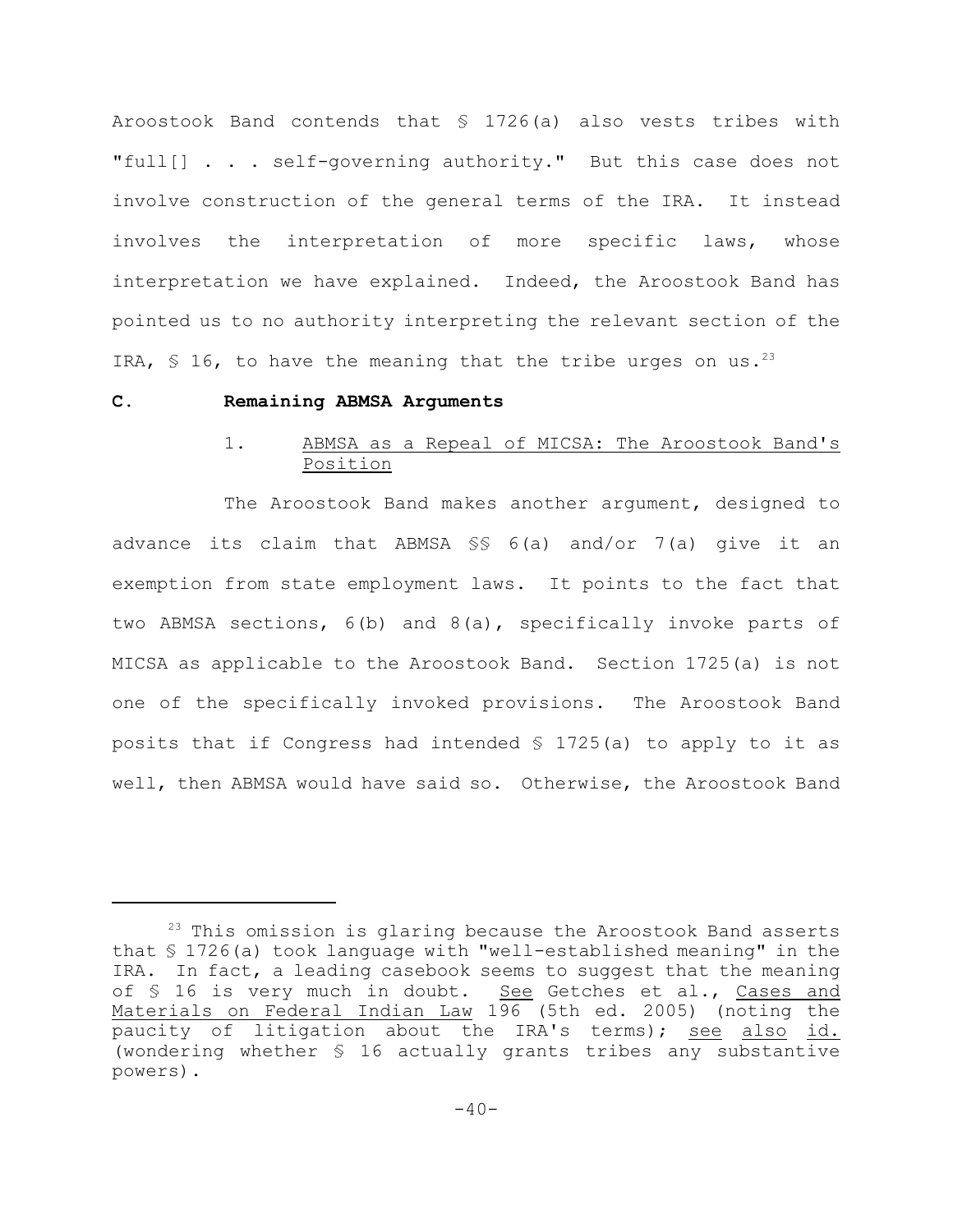Aroostook Band contends that § 1726(a) also vests tribes with "full[] . . . self-governing authority." But this case does not involve construction of the general terms of the IRA. It instead involves the interpretation of more specific laws, whose interpretation we have explained. Indeed, the Aroostook Band has pointed us to no authority interpreting the relevant section of the IRA, § 16, to have the meaning that the tribe urges on us.[23]

### C. Remaining ABMSA Arguments

#### 1. ABMSA as a Repeal of MICSA: The Aroostook Band's Position

The Aroostook Band makes another argument, designed to advance its claim that ABMSA §§ 6(a) and/or 7(a) give it an exemption from state employment laws. It points to the fact that two ABMSA sections, 6(b) and 8(a), specifically invoke parts of MICSA as applicable to the Aroostook Band. Section 1725(a) is not one of the specifically invoked provisions. The Aroostook Band posits that if Congress had intended § 1725(a) to apply to it as well, then ABMSA would have said so. Otherwise, the Aroostook Band

---

[23] This omission is glaring because the Aroostook Band asserts that § 1726(a) took language with "well-established meaning" in the IRA. In fact, a leading casebook seems to suggest that the meaning of § 16 is very much in doubt. See Getches et al., Cases and Materials on Federal Indian Law 196 (5th ed. 2005) (noting the paucity of litigation about the IRA's terms); see also id. (wondering whether § 16 actually grants tribes any substantive powers).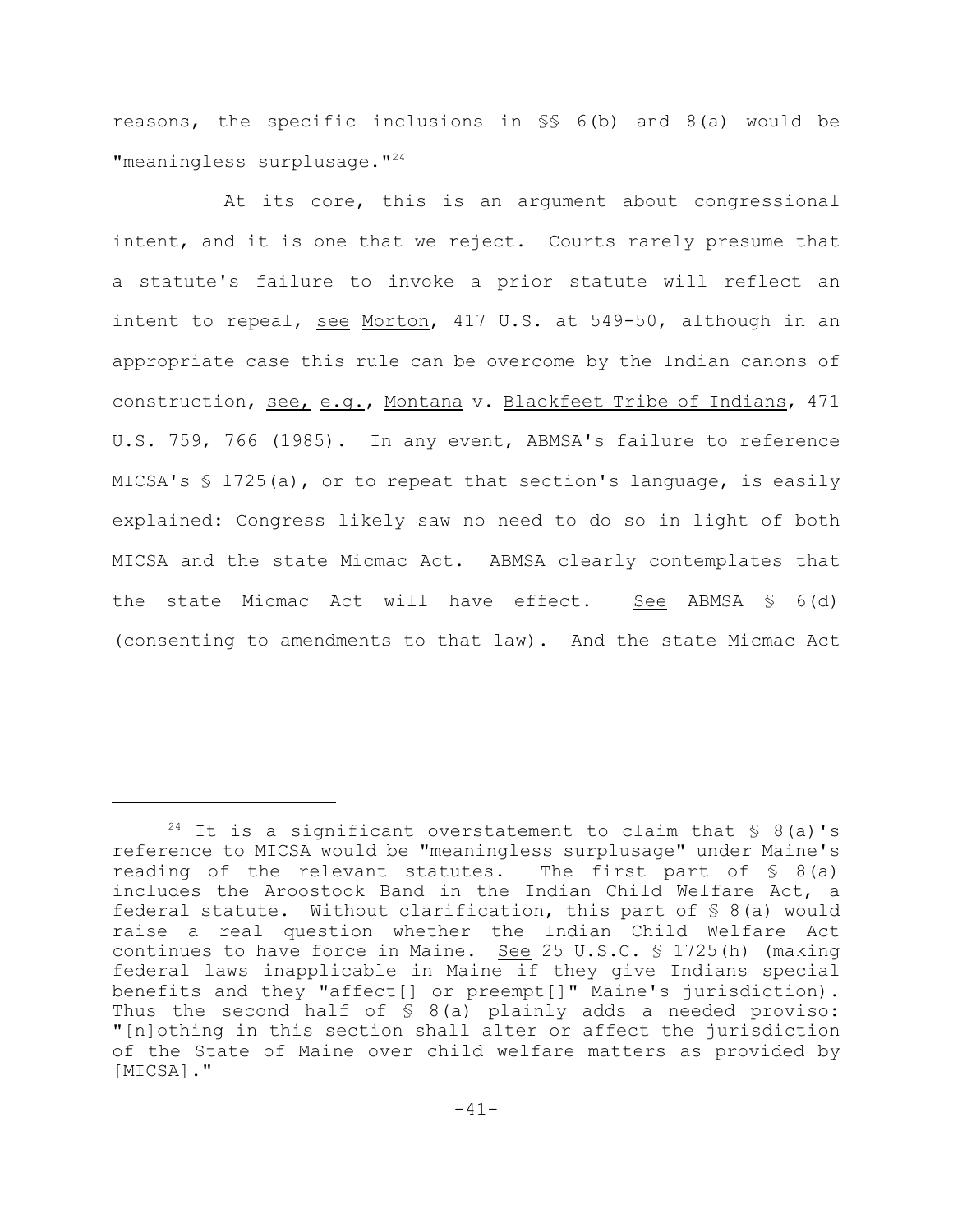reasons, the specific inclusions in §§ 6(b) and 8(a) would be "meaningless surplusage."[24]

At its core, this is an argument about congressional intent, and it is one that we reject. Courts rarely presume that a statute's failure to invoke a prior statute will reflect an intent to repeal, see Morton, 417 U.S. at 549-50, although in an appropriate case this rule can be overcome by the Indian canons of construction, see, e.g., Montana v. Blackfeet Tribe of Indians, 471 U.S. 759, 766 (1985). In any event, ABMSA's failure to reference MICSA's § 1725(a), or to repeat that section's language, is easily explained: Congress likely saw no need to do so in light of both MICSA and the state Micmac Act. ABMSA clearly contemplates that the state Micmac Act will have effect. See ABMSA § 6(d) (consenting to amendments to that law). And the state Micmac Act

---

[24] It is a significant overstatement to claim that § 8(a)'s reference to MICSA would be "meaningless surplusage" under Maine's reading of the relevant statutes. The first part of § 8(a) includes the Aroostook Band in the Indian Child Welfare Act, a federal statute. Without clarification, this part of § 8(a) would raise a real question whether the Indian Child Welfare Act continues to have force in Maine. See 25 U.S.C. § 1725(h) (making federal laws inapplicable in Maine if they give Indians special benefits and they "affect[] or preempt[]" Maine's jurisdiction). Thus the second half of § 8(a) plainly adds a needed proviso: "[n]othing in this section shall alter or affect the jurisdiction of the State of Maine over child welfare matters as provided by [MICSA]."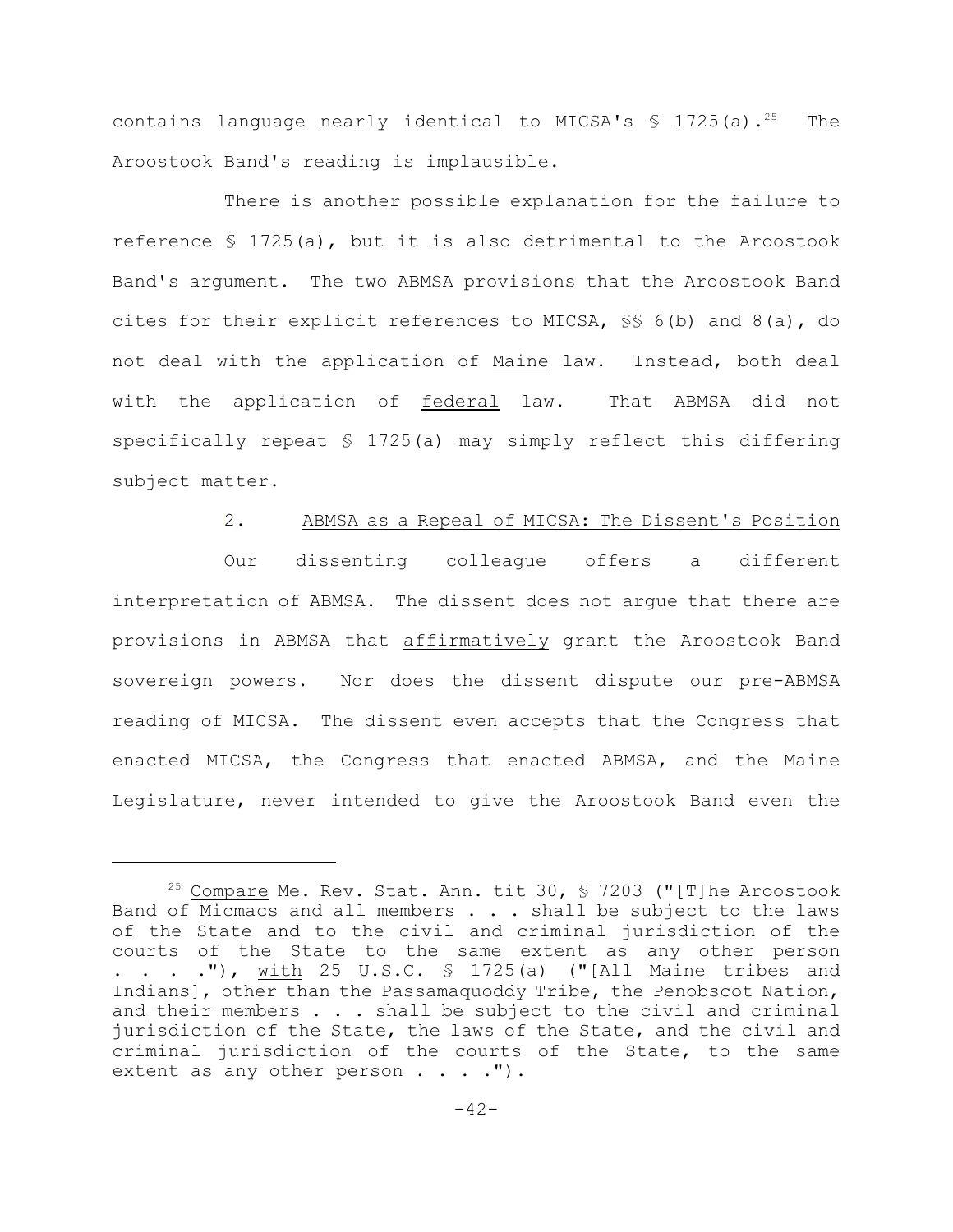contains language nearly identical to MICSA's § 1725(a).[25] The Aroostook Band's reading is implausible.

There is another possible explanation for the failure to reference § 1725(a), but it is also detrimental to the Aroostook Band's argument. The two ABMSA provisions that the Aroostook Band cites for their explicit references to MICSA, §§ 6(b) and 8(a), do not deal with the application of Maine law. Instead, both deal with the application of federal law. That ABMSA did not specifically repeat § 1725(a) may simply reflect this differing subject matter.

2. ABMSA as a Repeal of MICSA: The Dissent's Position

Our dissenting colleague offers a different interpretation of ABMSA. The dissent does not argue that there are provisions in ABMSA that *affirmatively* grant the Aroostook Band sovereign powers. Nor does the dissent dispute our pre-ABMSA reading of MICSA. The dissent even accepts that the Congress that enacted MICSA, the Congress that enacted ABMSA, and the Maine Legislature, never intended to give the Aroostook Band even the

---

[25] Compare Me. Rev. Stat. Ann. tit 30, § 7203 ("[T]he Aroostook Band of Micmacs and all members . . . shall be subject to the laws of the State and to the civil and criminal jurisdiction of the courts of the State to the same extent as any other person . . . ."), with 25 U.S.C. § 1725(a) ("[All Maine tribes and Indians], other than the Passamaquoddy Tribe, the Penobscot Nation, and their members . . . shall be subject to the civil and criminal jurisdiction of the State, the laws of the State, and the civil and criminal jurisdiction of the courts of the State, to the same extent as any other person . . . .").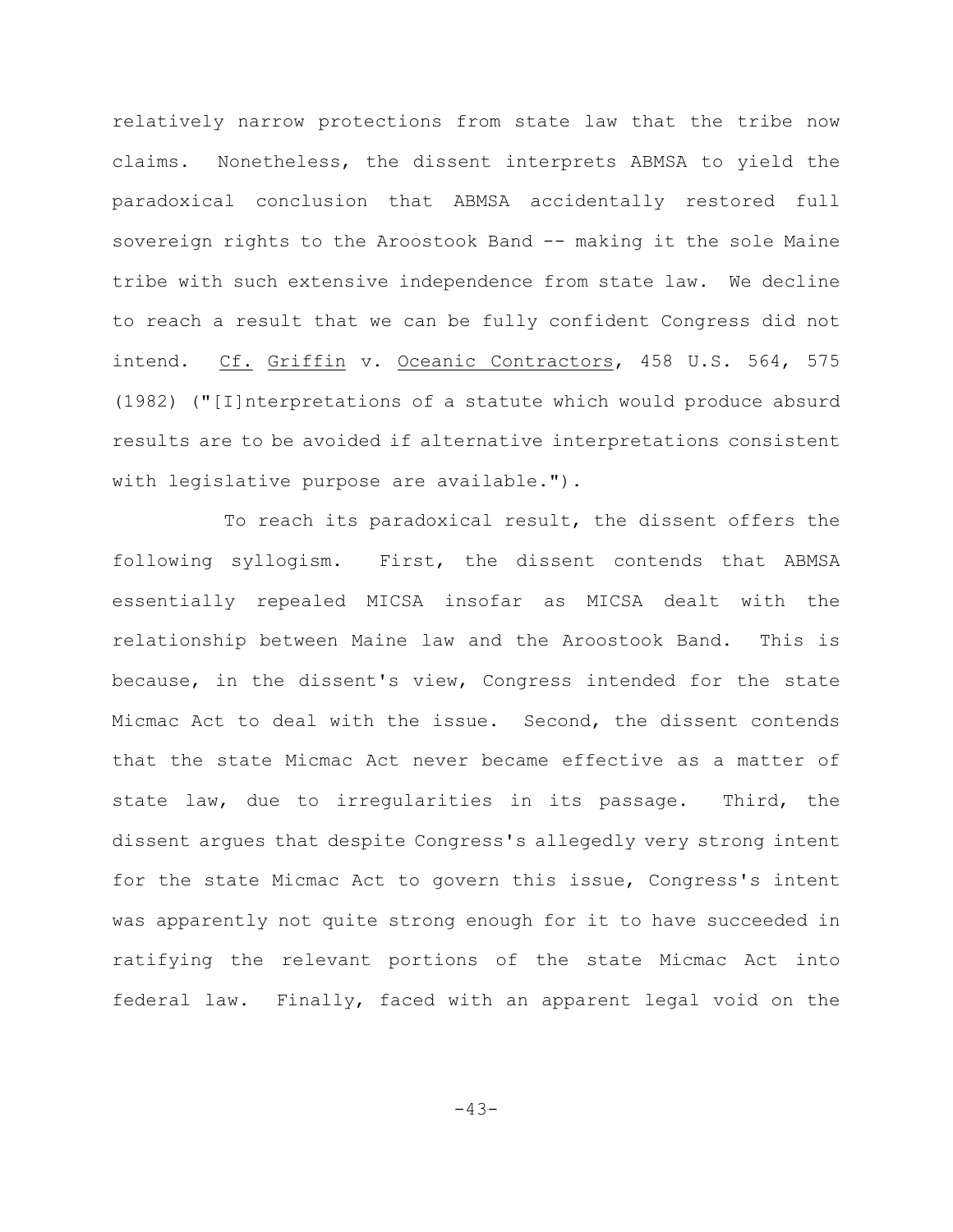relatively narrow protections from state law that the tribe now claims. Nonetheless, the dissent interprets ABMSA to yield the paradoxical conclusion that ABMSA accidentally restored full sovereign rights to the Aroostook Band -- making it the sole Maine tribe with such extensive independence from state law. We decline to reach a result that we can be fully confident Congress did not intend. Cf. Griffin v. Oceanic Contractors, 458 U.S. 564, 575 (1982) ("[I]nterpretations of a statute which would produce absurd results are to be avoided if alternative interpretations consistent with legislative purpose are available.").

To reach its paradoxical result, the dissent offers the following syllogism. First, the dissent contends that ABMSA essentially repealed MICSA insofar as MICSA dealt with the relationship between Maine law and the Aroostook Band. This is because, in the dissent's view, Congress intended for the state Micmac Act to deal with the issue. Second, the dissent contends that the state Micmac Act never became effective as a matter of state law, due to irregularities in its passage. Third, the dissent argues that despite Congress's allegedly very strong intent for the state Micmac Act to govern this issue, Congress's intent was apparently not quite strong enough for it to have succeeded in ratifying the relevant portions of the state Micmac Act into federal law. Finally, faced with an apparent legal void on the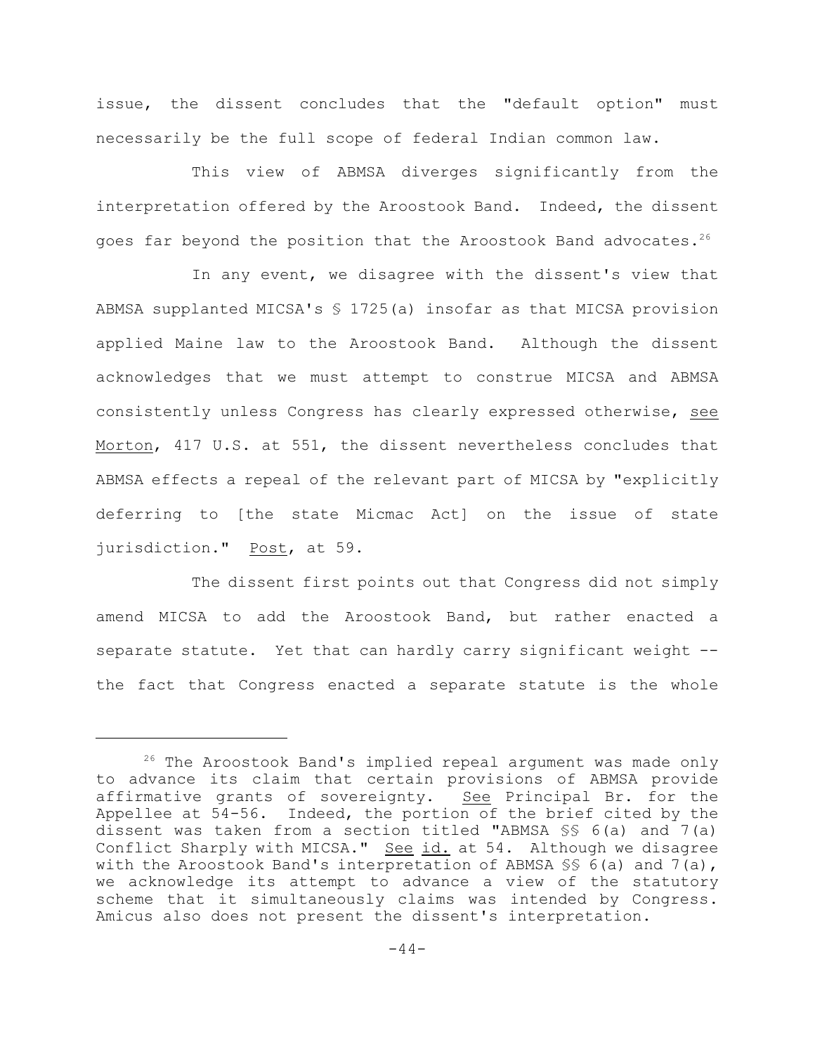issue, the dissent concludes that the "default option" must necessarily be the full scope of federal Indian common law.

This view of ABMSA diverges significantly from the interpretation offered by the Aroostook Band. Indeed, the dissent goes far beyond the position that the Aroostook Band advocates.[26]

In any event, we disagree with the dissent's view that ABMSA supplanted MICSA's § 1725(a) insofar as that MICSA provision applied Maine law to the Aroostook Band. Although the dissent acknowledges that we must attempt to construe MICSA and ABMSA consistently unless Congress has clearly expressed otherwise, see Morton, 417 U.S. at 551, the dissent nevertheless concludes that ABMSA effects a repeal of the relevant part of MICSA by "explicitly deferring to [the state Micmac Act] on the issue of state jurisdiction." Post, at 59.

The dissent first points out that Congress did not simply amend MICSA to add the Aroostook Band, but rather enacted a separate statute. Yet that can hardly carry significant weight -- the fact that Congress enacted a separate statute is the whole

[26] The Aroostook Band's implied repeal argument was made only to advance its claim that certain provisions of ABMSA provide affirmative grants of sovereignty. See Principal Br. for the Appellee at 54-56. Indeed, the portion of the brief cited by the dissent was taken from a section titled "ABMSA §§ 6(a) and 7(a) Conflict Sharply with MICSA." See id. at 54. Although we disagree with the Aroostook Band's interpretation of ABMSA §§ 6(a) and 7(a), we acknowledge its attempt to advance a view of the statutory scheme that it simultaneously claims was intended by Congress. Amicus also does not present the dissent's interpretation.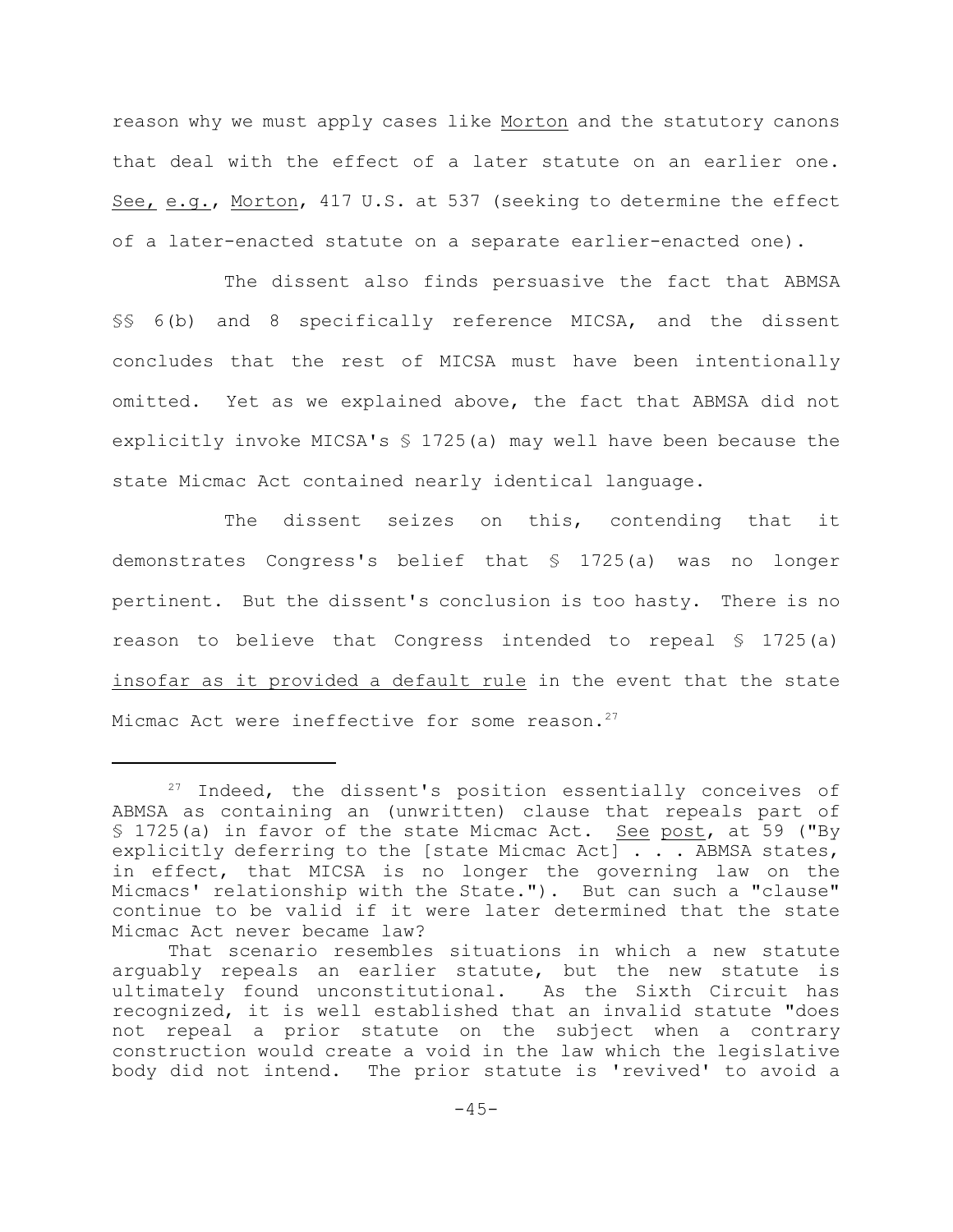reason why we must apply cases like Morton and the statutory canons that deal with the effect of a later statute on an earlier one. See, e.g., Morton, 417 U.S. at 537 (seeking to determine the effect of a later-enacted statute on a separate earlier-enacted one).

The dissent also finds persuasive the fact that ABMSA §§ 6(b) and 8 specifically reference MICSA, and the dissent concludes that the rest of MICSA must have been intentionally omitted. Yet as we explained above, the fact that ABMSA did not explicitly invoke MICSA's § 1725(a) may well have been because the state Micmac Act contained nearly identical language.

The dissent seizes on this, contending that it demonstrates Congress's belief that § 1725(a) was no longer pertinent. But the dissent's conclusion is too hasty. There is no reason to believe that Congress intended to repeal § 1725(a) insofar as it provided a default rule in the event that the state Micmac Act were ineffective for some reason.[27]

---

[27] Indeed, the dissent's position essentially conceives of ABMSA as containing an (unwritten) clause that repeals part of § 1725(a) in favor of the state Micmac Act. See post, at 59 ("By explicitly deferring to the [state Micmac Act] . . . ABMSA states, in effect, that MICSA is no longer the governing law on the Micmacs' relationship with the State."). But can such a "clause" continue to be valid if it were later determined that the state Micmac Act never became law?

That scenario resembles situations in which a new statute arguably repeals an earlier statute, but the new statute is ultimately found unconstitutional. As the Sixth Circuit has recognized, it is well established that an invalid statute "does not repeal a prior statute on the subject when a contrary construction would create a void in the law which the legislative body did not intend. The prior statute is 'revived' to avoid a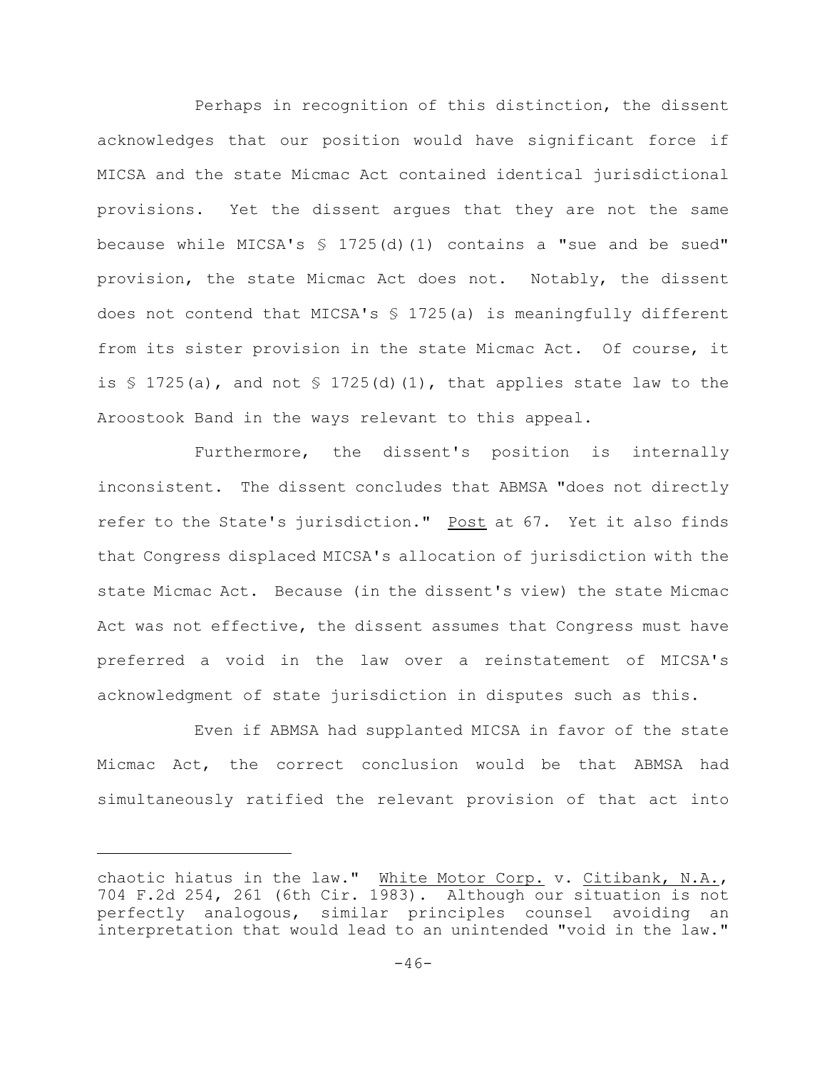Perhaps in recognition of this distinction, the dissent acknowledges that our position would have significant force if MICSA and the state Micmac Act contained identical jurisdictional provisions. Yet the dissent argues that they are not the same because while MICSA's § 1725(d)(1) contains a "sue and be sued" provision, the state Micmac Act does not. Notably, the dissent does not contend that MICSA's § 1725(a) is meaningfully different from its sister provision in the state Micmac Act. Of course, it is § 1725(a), and not § 1725(d)(1), that applies state law to the Aroostook Band in the ways relevant to this appeal.

Furthermore, the dissent's position is internally inconsistent. The dissent concludes that ABMSA "does not directly refer to the State's jurisdiction." Post at 67. Yet it also finds that Congress displaced MICSA's allocation of jurisdiction with the state Micmac Act. Because (in the dissent's view) the state Micmac Act was not effective, the dissent assumes that Congress must have preferred a void in the law over a reinstatement of MICSA's acknowledgment of state jurisdiction in disputes such as this.

Even if ABMSA had supplanted MICSA in favor of the state Micmac Act, the correct conclusion would be that ABMSA had simultaneously ratified the relevant provision of that act into

---

chaotic hiatus in the law." White Motor Corp. v. Citibank, N.A., 704 F.2d 254, 261 (6th Cir. 1983). Although our situation is not perfectly analogous, similar principles counsel avoiding an interpretation that would lead to an unintended "void in the law."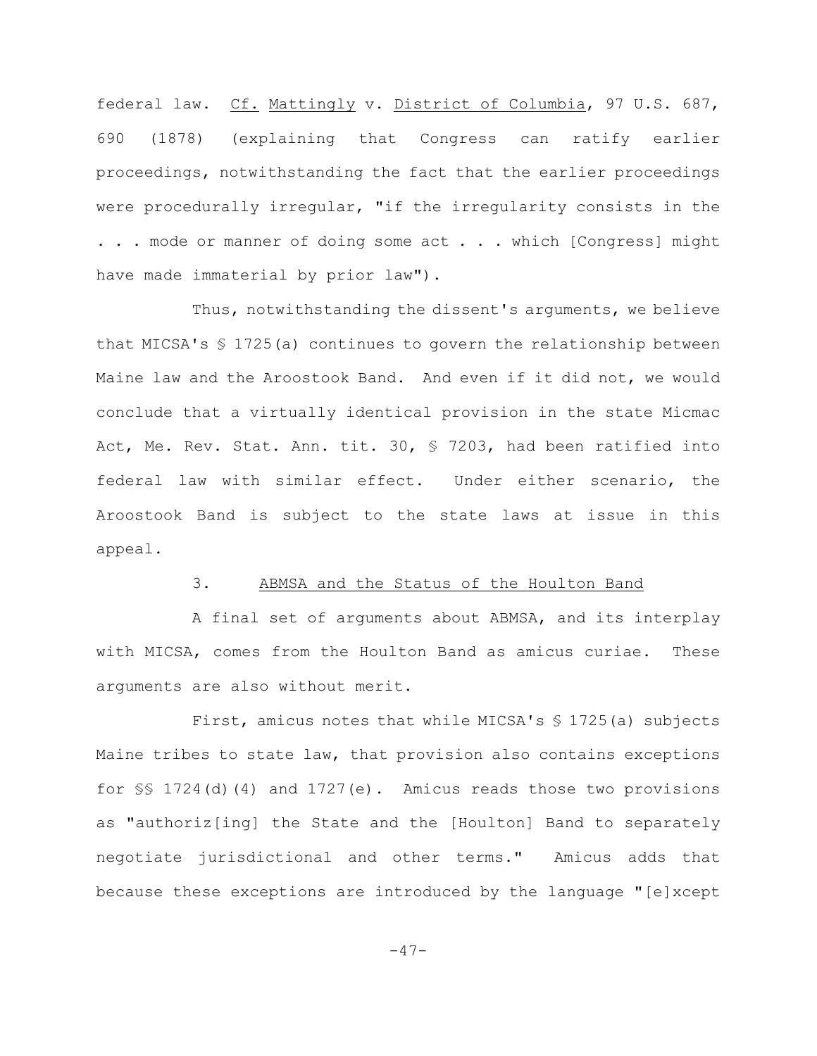federal law. Cf. Mattingly v. District of Columbia, 97 U.S. 687, 690 (1878) (explaining that Congress can ratify earlier proceedings, notwithstanding the fact that the earlier proceedings were procedurally irregular, "if the irregularity consists in the . . . mode or manner of doing some act . . . which [Congress] might have made immaterial by prior law").

Thus, notwithstanding the dissent's arguments, we believe that MICSA's § 1725(a) continues to govern the relationship between Maine law and the Aroostook Band. And even if it did not, we would conclude that a virtually identical provision in the state Micmac Act, Me. Rev. Stat. Ann. tit. 30, § 7203, had been ratified into federal law with similar effect. Under either scenario, the Aroostook Band is subject to the state laws at issue in this appeal.

### 3. ABMSA and the Status of the Houlton Band

A final set of arguments about ABMSA, and its interplay with MICSA, comes from the Houlton Band as amicus curiae. These arguments are also without merit.

First, amicus notes that while MICSA's § 1725(a) subjects Maine tribes to state law, that provision also contains exceptions for §§ 1724(d)(4) and 1727(e). Amicus reads those two provisions as "authoriz[ing] the State and the [Houlton] Band to separately negotiate jurisdictional and other terms." Amicus adds that because these exceptions are introduced by the language "[e]xcept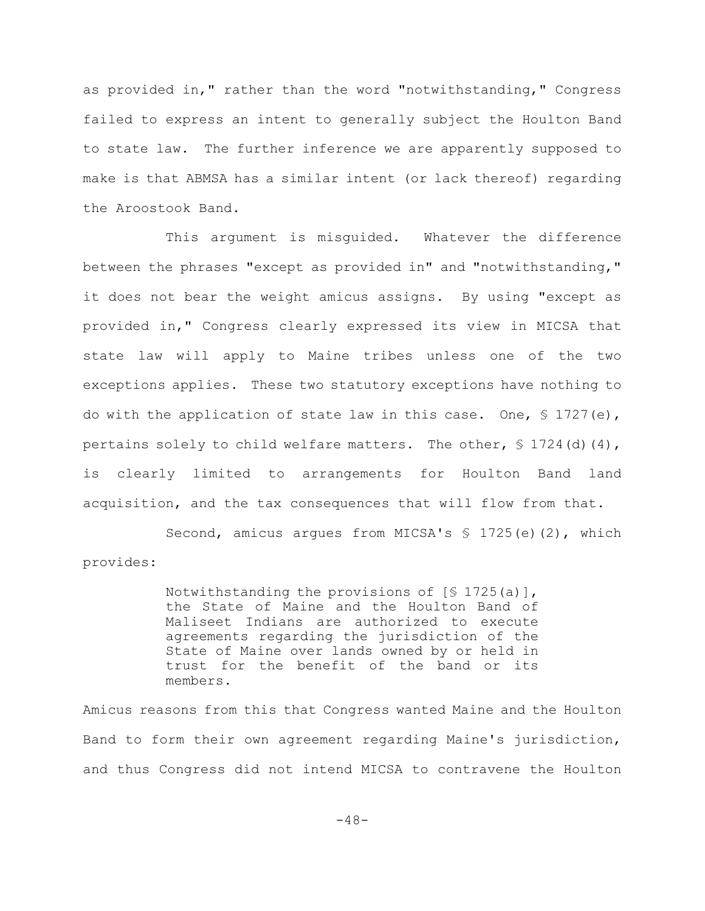as provided in," rather than the word "notwithstanding," Congress failed to express an intent to generally subject the Houlton Band to state law. The further inference we are apparently supposed to make is that ABMSA has a similar intent (or lack thereof) regarding the Aroostook Band.

This argument is misguided. Whatever the difference between the phrases "except as provided in" and "notwithstanding," it does not bear the weight amicus assigns. By using "except as provided in," Congress clearly expressed its view in MICSA that state law will apply to Maine tribes unless one of the two exceptions applies. These two statutory exceptions have nothing to do with the application of state law in this case. One, § 1727(e), pertains solely to child welfare matters. The other, § 1724(d)(4), is clearly limited to arrangements for Houlton Band land acquisition, and the tax consequences that will flow from that.

Second, amicus argues from MICSA's § 1725(e)(2), which provides:

> Notwithstanding the provisions of [§ 1725(a)], the State of Maine and the Houlton Band of Maliseet Indians are authorized to execute agreements regarding the jurisdiction of the State of Maine over lands owned by or held in trust for the benefit of the band or its members.

Amicus reasons from this that Congress wanted Maine and the Houlton Band to form their own agreement regarding Maine's jurisdiction, and thus Congress did not intend MICSA to contravene the Houlton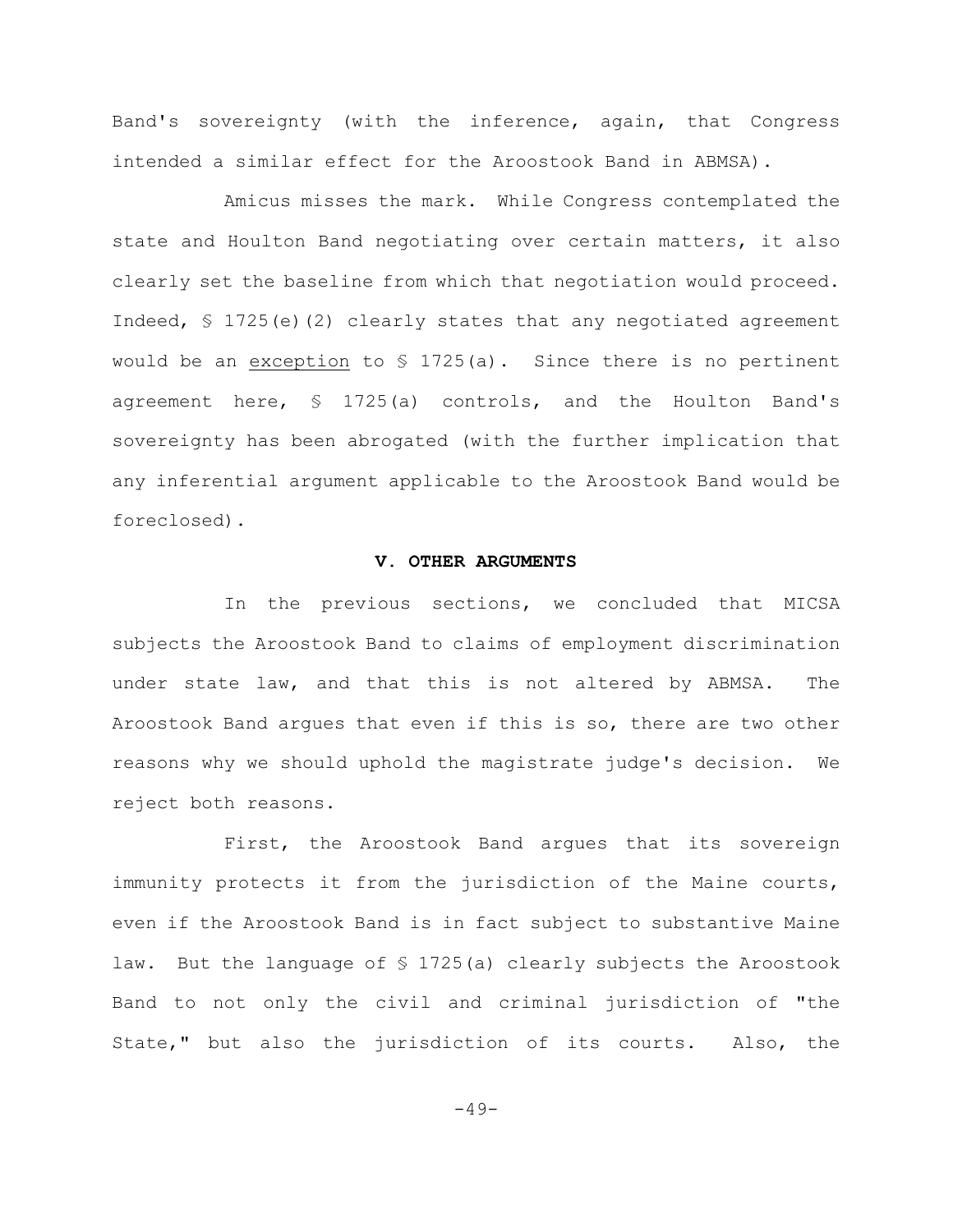Band's sovereignty (with the inference, again, that Congress intended a similar effect for the Aroostook Band in ABMSA).

Amicus misses the mark. While Congress contemplated the state and Houlton Band negotiating over certain matters, it also clearly set the baseline from which that negotiation would proceed. Indeed, § 1725(e)(2) clearly states that any negotiated agreement would be an <u>exception</u> to § 1725(a). Since there is no pertinent agreement here, § 1725(a) controls, and the Houlton Band's sovereignty has been abrogated (with the further implication that any inferential argument applicable to the Aroostook Band would be foreclosed).

## V. OTHER ARGUMENTS

In the previous sections, we concluded that MICSA subjects the Aroostook Band to claims of employment discrimination under state law, and that this is not altered by ABMSA. The Aroostook Band argues that even if this is so, there are two other reasons why we should uphold the magistrate judge's decision. We reject both reasons.

First, the Aroostook Band argues that its sovereign immunity protects it from the jurisdiction of the Maine courts, even if the Aroostook Band is in fact subject to substantive Maine law. But the language of § 1725(a) clearly subjects the Aroostook Band to not only the civil and criminal jurisdiction of "the State," but also the jurisdiction of its courts. Also, the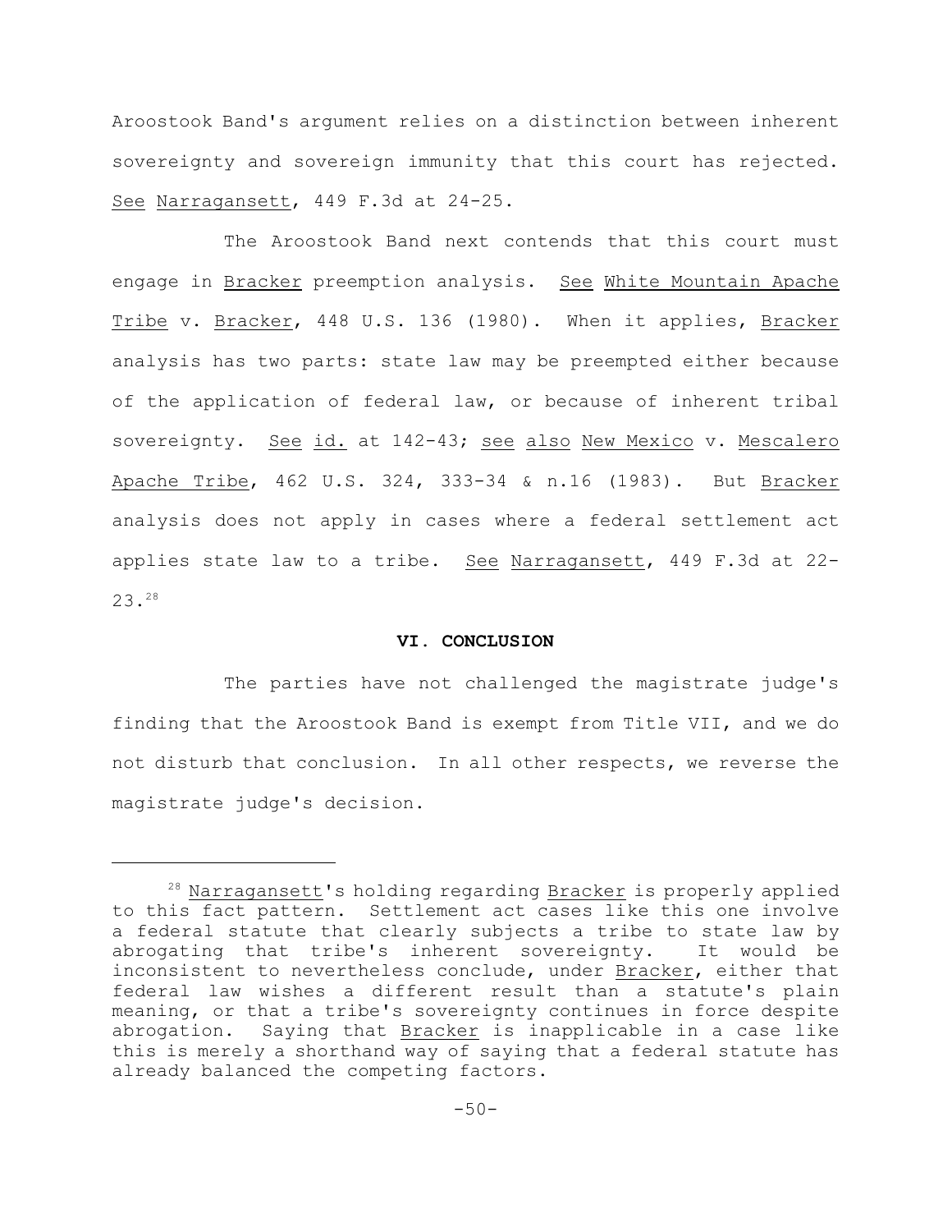Aroostook Band's argument relies on a distinction between inherent sovereignty and sovereign immunity that this court has rejected. See Narragansett, 449 F.3d at 24-25.

The Aroostook Band next contends that this court must engage in Bracker preemption analysis. See White Mountain Apache Tribe v. Bracker, 448 U.S. 136 (1980). When it applies, Bracker analysis has two parts: state law may be preempted either because of the application of federal law, or because of inherent tribal sovereignty. See id. at 142-43; see also New Mexico v. Mescalero Apache Tribe, 462 U.S. 324, 333-34 & n.16 (1983). But Bracker analysis does not apply in cases where a federal settlement act applies state law to a tribe. See Narragansett, 449 F.3d at 22-23.[28]

## VI. CONCLUSION

The parties have not challenged the magistrate judge's finding that the Aroostook Band is exempt from Title VII, and we do not disturb that conclusion. In all other respects, we reverse the magistrate judge's decision.

---

[28] Narragansett's holding regarding Bracker is properly applied to this fact pattern. Settlement act cases like this one involve a federal statute that clearly subjects a tribe to state law by abrogating that tribe's inherent sovereignty. It would be inconsistent to nevertheless conclude, under Bracker, either that federal law wishes a different result than a statute's plain meaning, or that a tribe's sovereignty continues in force despite abrogation. Saying that Bracker is inapplicable in a case like this is merely a shorthand way of saying that a federal statute has already balanced the competing factors.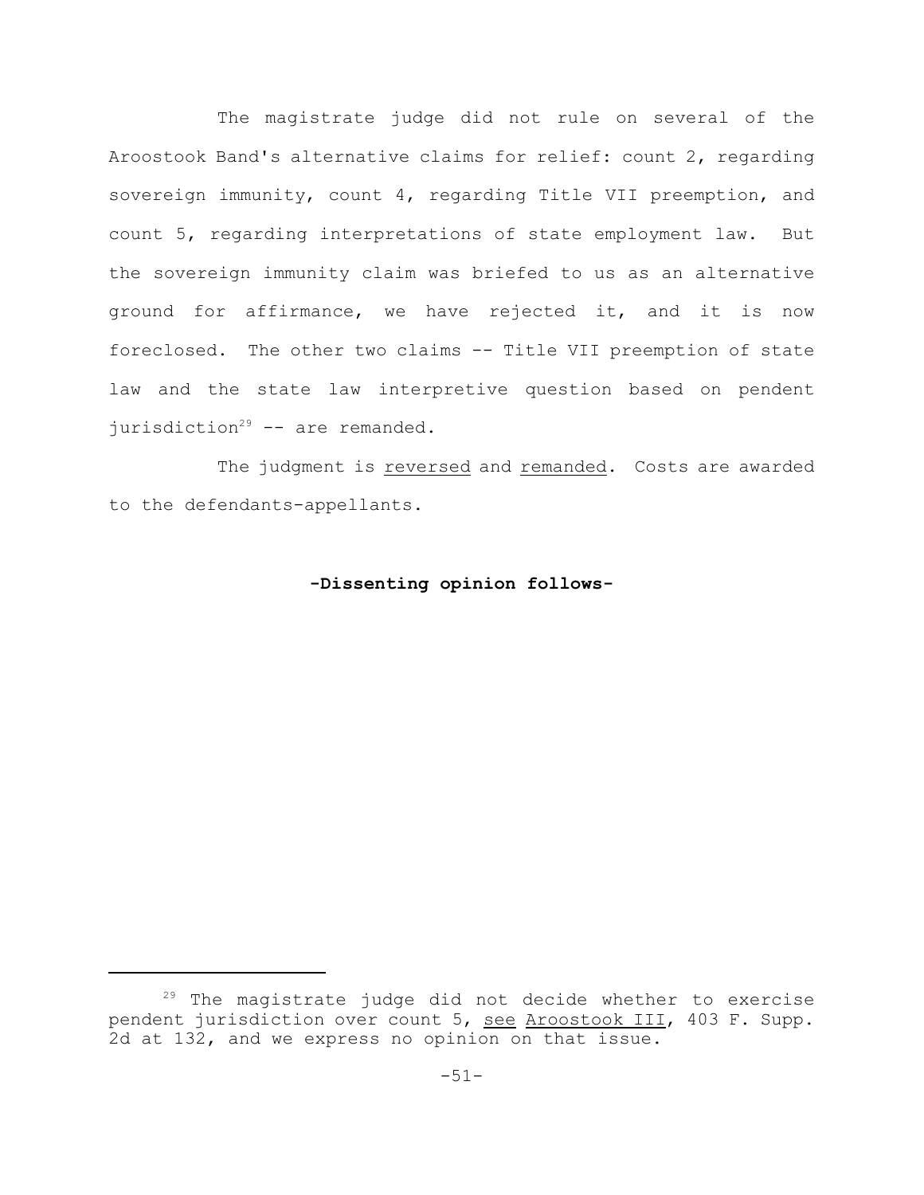The magistrate judge did not rule on several of the Aroostook Band's alternative claims for relief: count 2, regarding sovereign immunity, count 4, regarding Title VII preemption, and count 5, regarding interpretations of state employment law. But the sovereign immunity claim was briefed to us as an alternative ground for affirmance, we have rejected it, and it is now foreclosed. The other two claims -- Title VII preemption of state law and the state law interpretive question based on pendent jurisdiction[29] -- are remanded.

The judgment is reversed and remanded. Costs are awarded to the defendants-appellants.

**-Dissenting opinion follows-**

---

[29] The magistrate judge did not decide whether to exercise pendent jurisdiction over count 5, see Aroostook III, 403 F. Supp. 2d at 132, and we express no opinion on that issue.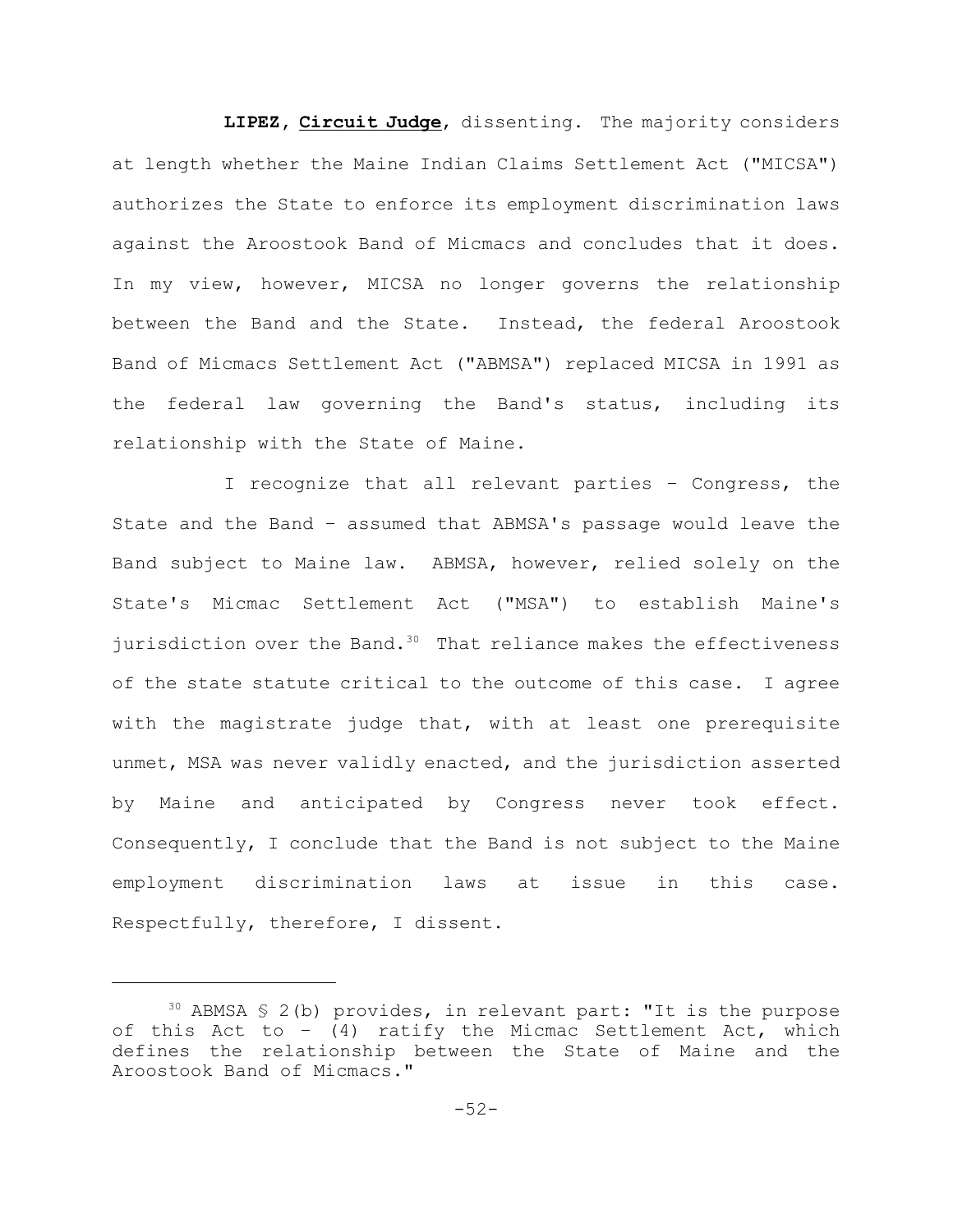**LIPEZ, Circuit Judge**, dissenting. The majority considers at length whether the Maine Indian Claims Settlement Act ("MICSA") authorizes the State to enforce its employment discrimination laws against the Aroostook Band of Micmacs and concludes that it does. In my view, however, MICSA no longer governs the relationship between the Band and the State. Instead, the federal Aroostook Band of Micmacs Settlement Act ("ABMSA") replaced MICSA in 1991 as the federal law governing the Band's status, including its relationship with the State of Maine.

I recognize that all relevant parties – Congress, the State and the Band – assumed that ABMSA's passage would leave the Band subject to Maine law. ABMSA, however, relied solely on the State's Micmac Settlement Act ("MSA") to establish Maine's jurisdiction over the Band.[30] That reliance makes the effectiveness of the state statute critical to the outcome of this case. I agree with the magistrate judge that, with at least one prerequisite unmet, MSA was never validly enacted, and the jurisdiction asserted by Maine and anticipated by Congress never took effect. Consequently, I conclude that the Band is not subject to the Maine employment discrimination laws at issue in this case. Respectfully, therefore, I dissent.

---

[30] ABMSA § 2(b) provides, in relevant part: "It is the purpose of this Act to – (4) ratify the Micmac Settlement Act, which defines the relationship between the State of Maine and the Aroostook Band of Micmacs."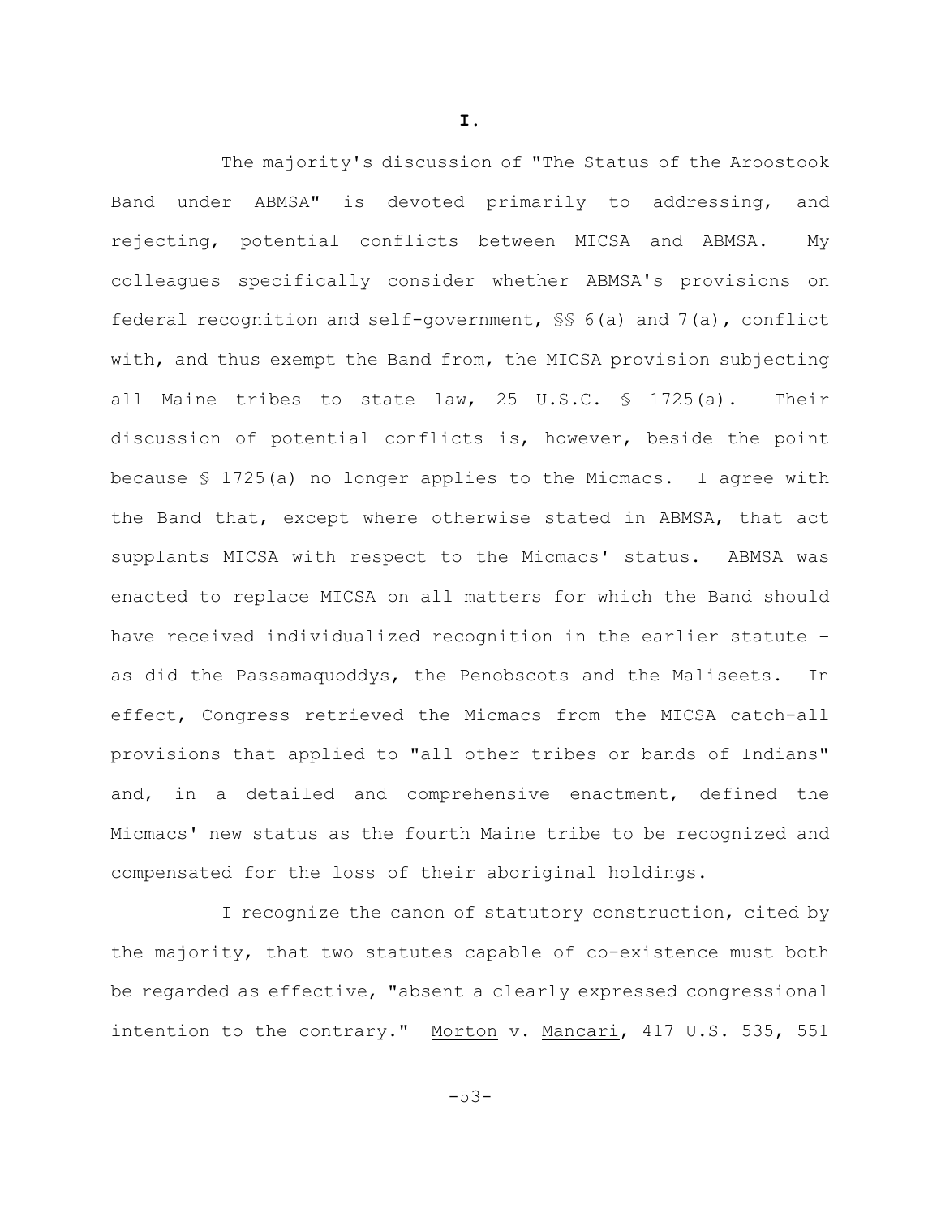## I.

The majority's discussion of "The Status of the Aroostook Band under ABMSA" is devoted primarily to addressing, and rejecting, potential conflicts between MICSA and ABMSA. My colleagues specifically consider whether ABMSA's provisions on federal recognition and self-government, §§ 6(a) and 7(a), conflict with, and thus exempt the Band from, the MICSA provision subjecting all Maine tribes to state law, 25 U.S.C. § 1725(a). Their discussion of potential conflicts is, however, beside the point because § 1725(a) no longer applies to the Micmacs. I agree with the Band that, except where otherwise stated in ABMSA, that act supplants MICSA with respect to the Micmacs' status. ABMSA was enacted to replace MICSA on all matters for which the Band should have received individualized recognition in the earlier statute – as did the Passamaquoddys, the Penobscots and the Maliseets. In effect, Congress retrieved the Micmacs from the MICSA catch-all provisions that applied to "all other tribes or bands of Indians" and, in a detailed and comprehensive enactment, defined the Micmacs' new status as the fourth Maine tribe to be recognized and compensated for the loss of their aboriginal holdings.

I recognize the canon of statutory construction, cited by the majority, that two statutes capable of co-existence must both be regarded as effective, "absent a clearly expressed congressional intention to the contrary." Morton v. Mancari, 417 U.S. 535, 551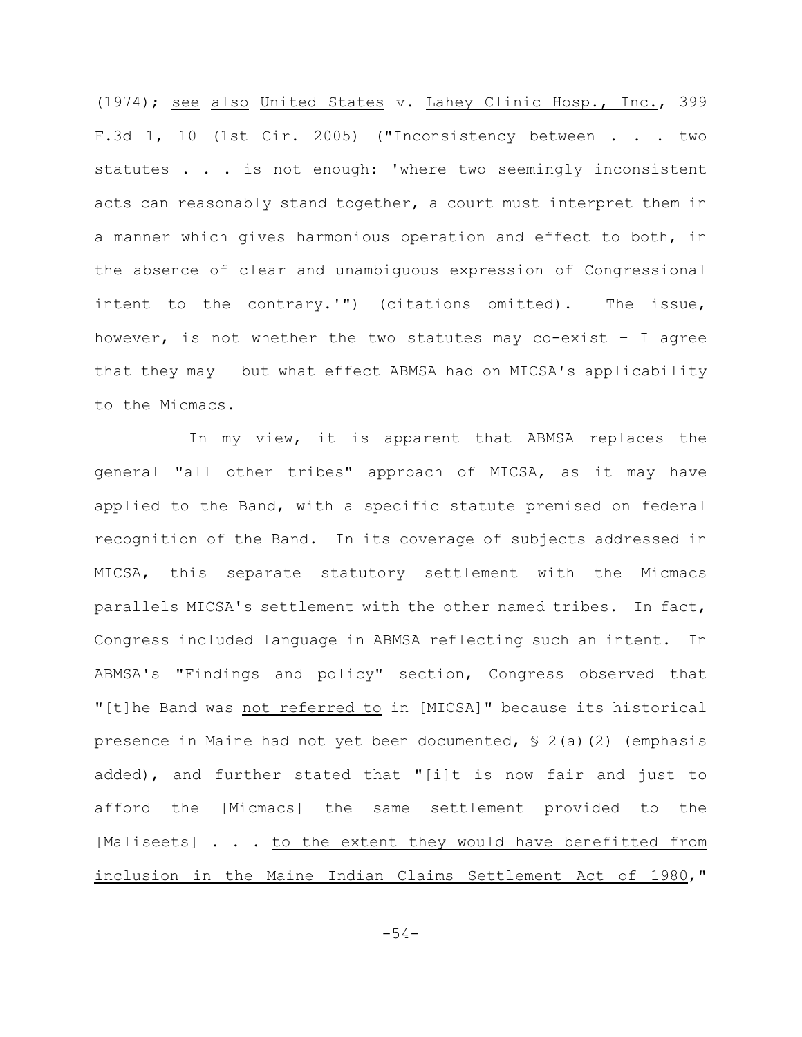(1974); _see also_ _United States_ v. _Lahey Clinic Hosp., Inc._, 399 F.3d 1, 10 (1st Cir. 2005) ("Inconsistency between . . . two statutes . . . is not enough: 'where two seemingly inconsistent acts can reasonably stand together, a court must interpret them in a manner which gives harmonious operation and effect to both, in the absence of clear and unambiguous expression of Congressional intent to the contrary.'") (citations omitted). The issue, however, is not whether the two statutes may co-exist – I agree that they may – but what effect ABMSA had on MICSA's applicability to the Micmacs.

In my view, it is apparent that ABMSA replaces the general "all other tribes" approach of MICSA, as it may have applied to the Band, with a specific statute premised on federal recognition of the Band. In its coverage of subjects addressed in MICSA, this separate statutory settlement with the Micmacs parallels MICSA's settlement with the other named tribes. In fact, Congress included language in ABMSA reflecting such an intent. In ABMSA's "Findings and policy" section, Congress observed that "[t]he Band was _not referred to_ in [MICSA]" because its historical presence in Maine had not yet been documented, § 2(a)(2) (emphasis added), and further stated that "[i]t is now fair and just to afford the [Micmacs] the same settlement provided to the [Maliseets] . . . _to the extent they would have benefitted from inclusion in the Maine Indian Claims Settlement Act of 1980_,"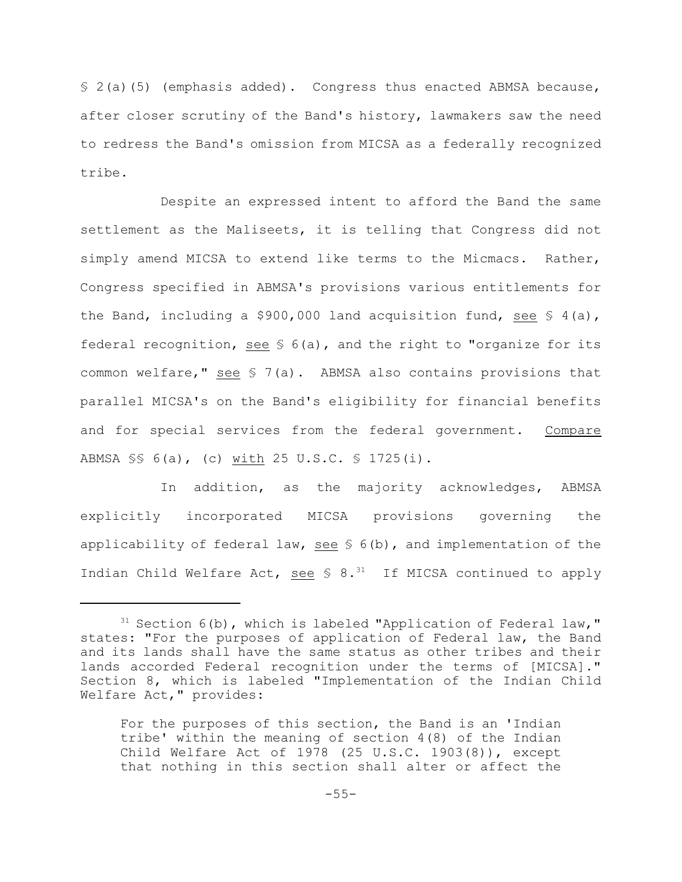§ 2(a)(5) (emphasis added). Congress thus enacted ABMSA because, after closer scrutiny of the Band's history, lawmakers saw the need to redress the Band's omission from MICSA as a federally recognized tribe.

Despite an expressed intent to afford the Band the same settlement as the Maliseets, it is telling that Congress did not simply amend MICSA to extend like terms to the Micmacs. Rather, Congress specified in ABMSA's provisions various entitlements for the Band, including a $900,000 land acquisition fund, see § 4(a), federal recognition, see § 6(a), and the right to "organize for its common welfare," see § 7(a). ABMSA also contains provisions that parallel MICSA's on the Band's eligibility for financial benefits and for special services from the federal government. Compare ABMSA §§ 6(a), (c) with 25 U.S.C. § 1725(i).

In addition, as the majority acknowledges, ABMSA explicitly incorporated MICSA provisions governing the applicability of federal law, see § 6(b), and implementation of the Indian Child Welfare Act, see § 8.[31] If MICSA continued to apply

---

[31] Section 6(b), which is labeled "Application of Federal law," states: "For the purposes of application of Federal law, the Band and its lands shall have the same status as other tribes and their lands accorded Federal recognition under the terms of [MICSA]." Section 8, which is labeled "Implementation of the Indian Child Welfare Act," provides:

> For the purposes of this section, the Band is an 'Indian tribe' within the meaning of section 4(8) of the Indian Child Welfare Act of 1978 (25 U.S.C. 1903(8)), except that nothing in this section shall alter or affect the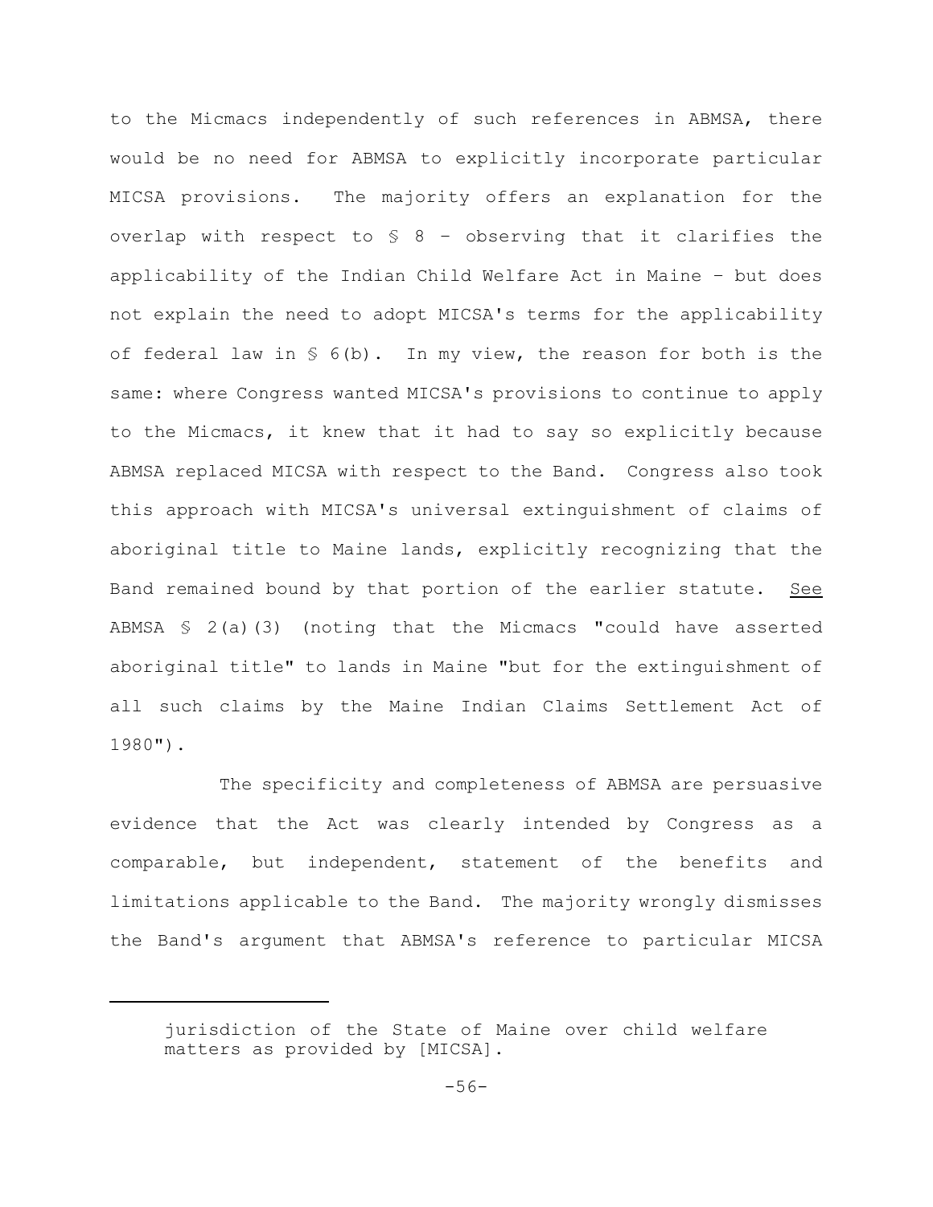to the Micmacs independently of such references in ABMSA, there would be no need for ABMSA to explicitly incorporate particular MICSA provisions. The majority offers an explanation for the overlap with respect to § 8 – observing that it clarifies the applicability of the Indian Child Welfare Act in Maine – but does not explain the need to adopt MICSA's terms for the applicability of federal law in § 6(b). In my view, the reason for both is the same: where Congress wanted MICSA's provisions to continue to apply to the Micmacs, it knew that it had to say so explicitly because ABMSA replaced MICSA with respect to the Band. Congress also took this approach with MICSA's universal extinguishment of claims of aboriginal title to Maine lands, explicitly recognizing that the Band remained bound by that portion of the earlier statute. See ABMSA § 2(a)(3) (noting that the Micmacs "could have asserted aboriginal title" to lands in Maine "but for the extinguishment of all such claims by the Maine Indian Claims Settlement Act of 1980").

The specificity and completeness of ABMSA are persuasive evidence that the Act was clearly intended by Congress as a comparable, but independent, statement of the benefits and limitations applicable to the Band. The majority wrongly dismisses the Band's argument that ABMSA's reference to particular MICSA

---

jurisdiction of the State of Maine over child welfare matters as provided by [MICSA].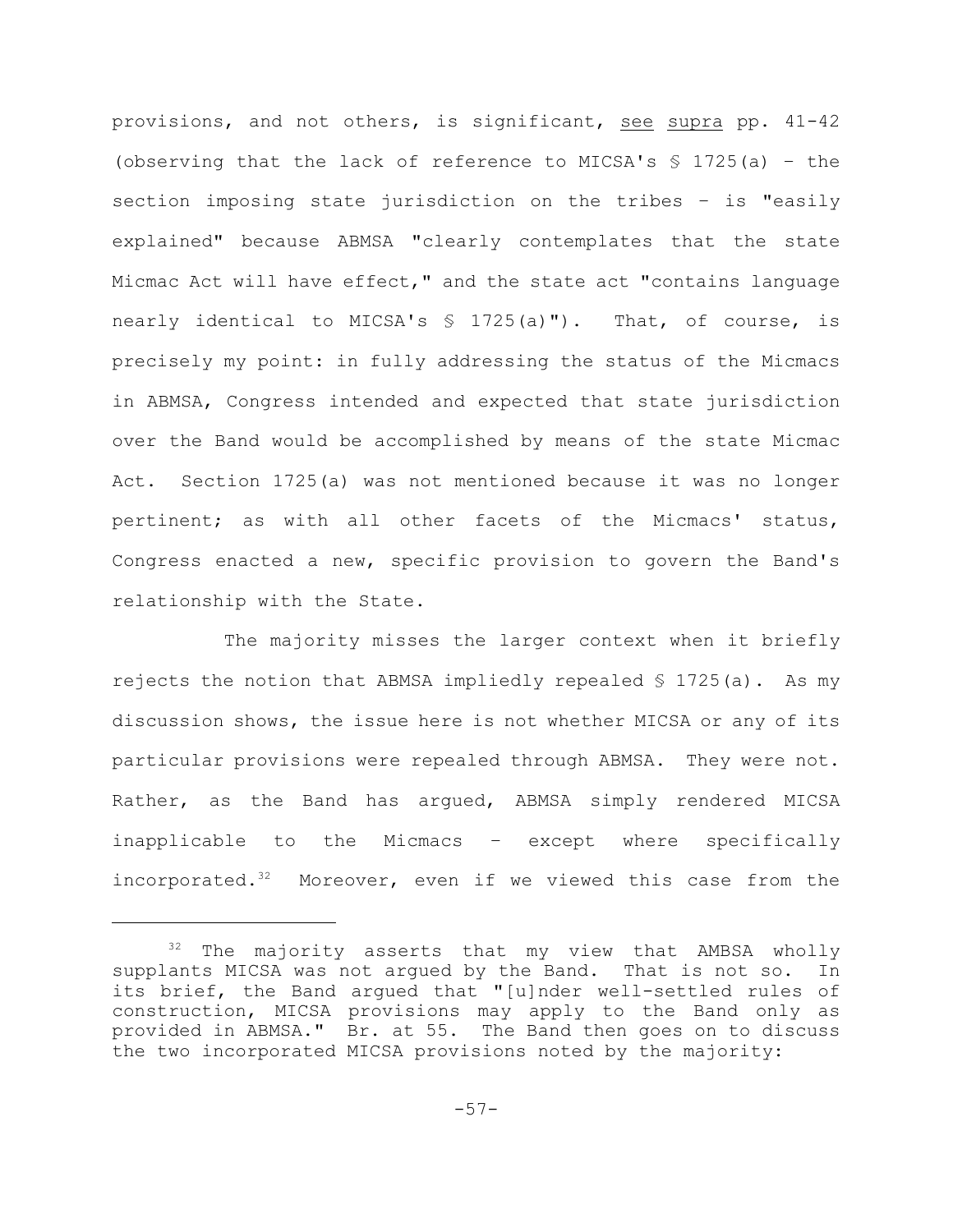provisions, and not others, is significant, see supra pp. 41-42 (observing that the lack of reference to MICSA's § 1725(a) – the section imposing state jurisdiction on the tribes – is "easily explained" because ABMSA "clearly contemplates that the state Micmac Act will have effect," and the state act "contains language nearly identical to MICSA's § 1725(a)"). That, of course, is precisely my point: in fully addressing the status of the Micmacs in ABMSA, Congress intended and expected that state jurisdiction over the Band would be accomplished by means of the state Micmac Act. Section 1725(a) was not mentioned because it was no longer pertinent; as with all other facets of the Micmacs' status, Congress enacted a new, specific provision to govern the Band's relationship with the State.

The majority misses the larger context when it briefly rejects the notion that ABMSA impliedly repealed § 1725(a). As my discussion shows, the issue here is not whether MICSA or any of its particular provisions were repealed through ABMSA. They were not. Rather, as the Band has argued, ABMSA simply rendered MICSA inapplicable to the Micmacs – except where specifically incorporated.[32] Moreover, even if we viewed this case from the

---

[32] The majority asserts that my view that AMBSA wholly supplants MICSA was not argued by the Band. That is not so. In its brief, the Band argued that "[u]nder well-settled rules of construction, MICSA provisions may apply to the Band only as provided in ABMSA." Br. at 55. The Band then goes on to discuss the two incorporated MICSA provisions noted by the majority: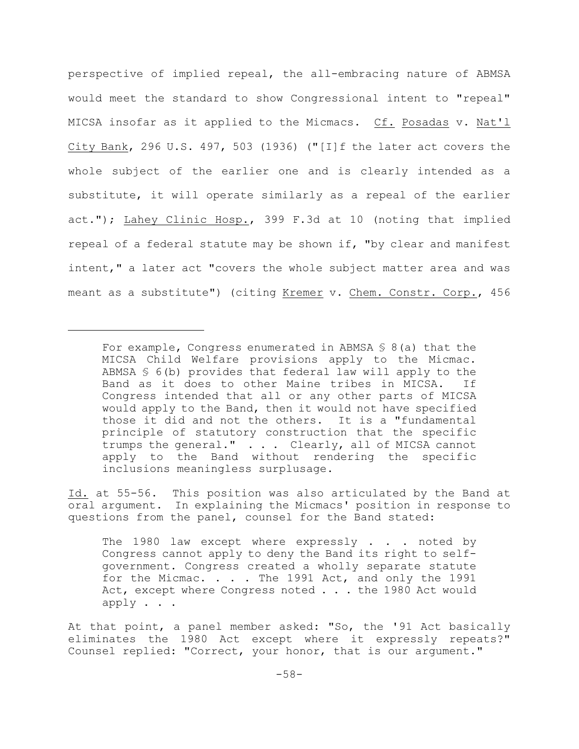perspective of implied repeal, the all-embracing nature of ABMSA would meet the standard to show Congressional intent to "repeal" MICSA insofar as it applied to the Micmacs. Cf. Posadas v. Nat'l City Bank, 296 U.S. 497, 503 (1936) ("[I]f the later act covers the whole subject of the earlier one and is clearly intended as a substitute, it will operate similarly as a repeal of the earlier act."); Lahey Clinic Hosp., 399 F.3d at 10 (noting that implied repeal of a federal statute may be shown if, "by clear and manifest intent," a later act "covers the whole subject matter area and was meant as a substitute") (citing Kremer v. Chem. Constr. Corp., 456

---

> For example, Congress enumerated in ABMSA § 8(a) that the MICSA Child Welfare provisions apply to the Micmac. ABMSA § 6(b) provides that federal law will apply to the Band as it does to other Maine tribes in MICSA. If Congress intended that all or any other parts of MICSA would apply to the Band, then it would not have specified those it did and not the others. It is a "fundamental principle of statutory construction that the specific trumps the general." . . . Clearly, all of MICSA cannot apply to the Band without rendering the specific inclusions meaningless surplusage.

Id. at 55-56. This position was also articulated by the Band at oral argument. In explaining the Micmacs' position in response to questions from the panel, counsel for the Band stated:

> The 1980 law except where expressly . . . noted by Congress cannot apply to deny the Band its right to self-government. Congress created a wholly separate statute for the Micmac. . . . The 1991 Act, and only the 1991 Act, except where Congress noted . . . the 1980 Act would apply . . .

At that point, a panel member asked: "So, the '91 Act basically eliminates the 1980 Act except where it expressly repeats?" Counsel replied: "Correct, your honor, that is our argument."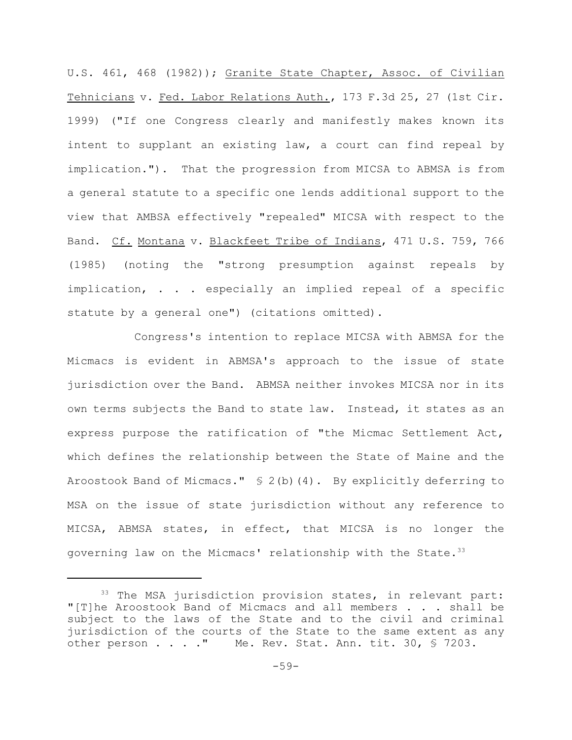U.S. 461, 468 (1982)); Granite State Chapter, Assoc. of Civilian Tehnicians v. Fed. Labor Relations Auth., 173 F.3d 25, 27 (1st Cir. 1999) ("If one Congress clearly and manifestly makes known its intent to supplant an existing law, a court can find repeal by implication."). That the progression from MICSA to ABMSA is from a general statute to a specific one lends additional support to the view that AMBSA effectively "repealed" MICSA with respect to the Band. Cf. Montana v. Blackfeet Tribe of Indians, 471 U.S. 759, 766 (1985) (noting the "strong presumption against repeals by implication, . . . especially an implied repeal of a specific statute by a general one") (citations omitted).

Congress's intention to replace MICSA with ABMSA for the Micmacs is evident in ABMSA's approach to the issue of state jurisdiction over the Band. ABMSA neither invokes MICSA nor in its own terms subjects the Band to state law. Instead, it states as an express purpose the ratification of "the Micmac Settlement Act, which defines the relationship between the State of Maine and the Aroostook Band of Micmacs." § 2(b)(4). By explicitly deferring to MSA on the issue of state jurisdiction without any reference to MICSA, ABMSA states, in effect, that MICSA is no longer the governing law on the Micmacs' relationship with the State.[33]

---

[33] The MSA jurisdiction provision states, in relevant part: "[T]he Aroostook Band of Micmacs and all members . . . shall be subject to the laws of the State and to the civil and criminal jurisdiction of the courts of the State to the same extent as any other person . . . ." Me. Rev. Stat. Ann. tit. 30, § 7203.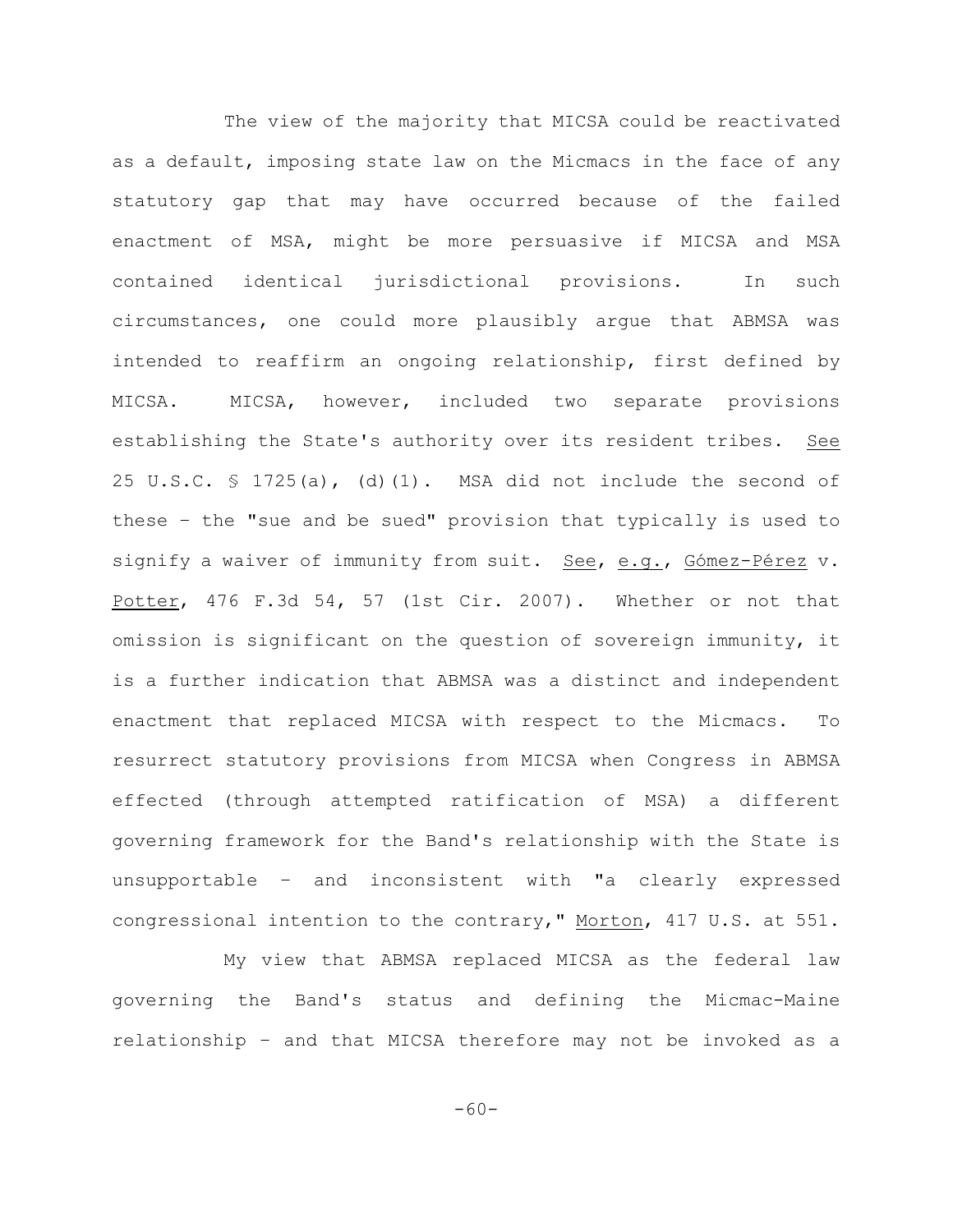The view of the majority that MICSA could be reactivated as a default, imposing state law on the Micmacs in the face of any statutory gap that may have occurred because of the failed enactment of MSA, might be more persuasive if MICSA and MSA contained identical jurisdictional provisions. In such circumstances, one could more plausibly argue that ABMSA was intended to reaffirm an ongoing relationship, first defined by MICSA. MICSA, however, included two separate provisions establishing the State's authority over its resident tribes. See 25 U.S.C. § 1725(a), (d)(1). MSA did not include the second of these – the "sue and be sued" provision that typically is used to signify a waiver of immunity from suit. See, e.g., Gómez-Pérez v. Potter, 476 F.3d 54, 57 (1st Cir. 2007). Whether or not that omission is significant on the question of sovereign immunity, it is a further indication that ABMSA was a distinct and independent enactment that replaced MICSA with respect to the Micmacs. To resurrect statutory provisions from MICSA when Congress in ABMSA effected (through attempted ratification of MSA) a different governing framework for the Band's relationship with the State is unsupportable – and inconsistent with "a clearly expressed congressional intention to the contrary," Morton, 417 U.S. at 551.

My view that ABMSA replaced MICSA as the federal law governing the Band's status and defining the Micmac-Maine relationship – and that MICSA therefore may not be invoked as a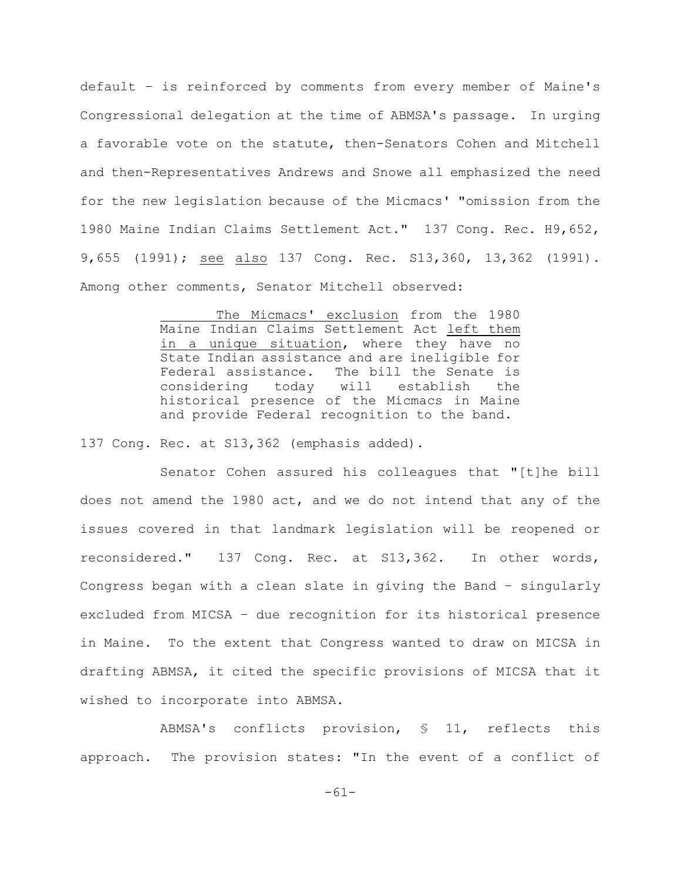default – is reinforced by comments from every member of Maine's Congressional delegation at the time of ABMSA's passage. In urging a favorable vote on the statute, then-Senators Cohen and Mitchell and then-Representatives Andrews and Snowe all emphasized the need for the new legislation because of the Micmacs' "omission from the 1980 Maine Indian Claims Settlement Act." 137 Cong. Rec. H9,652, 9,655 (1991); see also 137 Cong. Rec. S13,360, 13,362 (1991). Among other comments, Senator Mitchell observed:

> The Micmacs' exclusion from the 1980 Maine Indian Claims Settlement Act left them in a unique situation, where they have no State Indian assistance and are ineligible for Federal assistance. The bill the Senate is considering today will establish the historical presence of the Micmacs in Maine and provide Federal recognition to the band.

137 Cong. Rec. at S13,362 (emphasis added).

Senator Cohen assured his colleagues that "[t]he bill does not amend the 1980 act, and we do not intend that any of the issues covered in that landmark legislation will be reopened or reconsidered." 137 Cong. Rec. at S13,362. In other words, Congress began with a clean slate in giving the Band – singularly excluded from MICSA – due recognition for its historical presence in Maine. To the extent that Congress wanted to draw on MICSA in drafting ABMSA, it cited the specific provisions of MICSA that it wished to incorporate into ABMSA.

ABMSA's conflicts provision, § 11, reflects this approach. The provision states: "In the event of a conflict of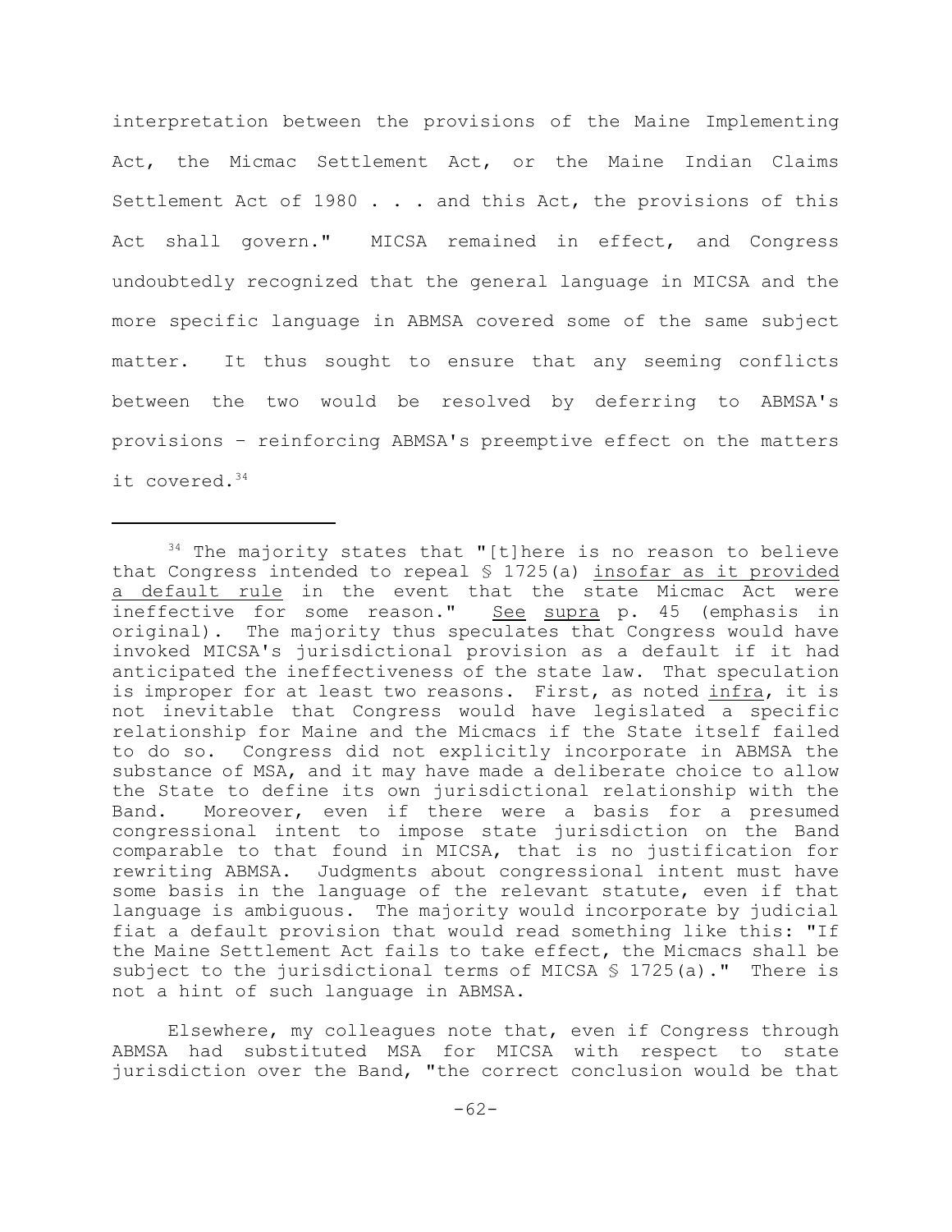interpretation between the provisions of the Maine Implementing Act, the Micmac Settlement Act, or the Maine Indian Claims Settlement Act of 1980 . . . and this Act, the provisions of this Act shall govern." MICSA remained in effect, and Congress undoubtedly recognized that the general language in MICSA and the more specific language in ABMSA covered some of the same subject matter. It thus sought to ensure that any seeming conflicts between the two would be resolved by deferring to ABMSA's provisions – reinforcing ABMSA's preemptive effect on the matters it covered.[34]

---

[34] The majority states that "[t]here is no reason to believe that Congress intended to repeal § 1725(a) insofar as it provided a default rule in the event that the state Micmac Act were ineffective for some reason." See supra p. 45 (emphasis in original). The majority thus speculates that Congress would have invoked MICSA's jurisdictional provision as a default if it had anticipated the ineffectiveness of the state law. That speculation is improper for at least two reasons. First, as noted infra, it is not inevitable that Congress would have legislated a specific relationship for Maine and the Micmacs if the State itself failed to do so. Congress did not explicitly incorporate in ABMSA the substance of MSA, and it may have made a deliberate choice to allow the State to define its own jurisdictional relationship with the Band. Moreover, even if there were a basis for a presumed congressional intent to impose state jurisdiction on the Band comparable to that found in MICSA, that is no justification for rewriting ABMSA. Judgments about congressional intent must have some basis in the language of the relevant statute, even if that language is ambiguous. The majority would incorporate by judicial fiat a default provision that would read something like this: "If the Maine Settlement Act fails to take effect, the Micmacs shall be subject to the jurisdictional terms of MICSA § 1725(a)." There is not a hint of such language in ABMSA.

Elsewhere, my colleagues note that, even if Congress through ABMSA had substituted MSA for MICSA with respect to state jurisdiction over the Band, "the correct conclusion would be that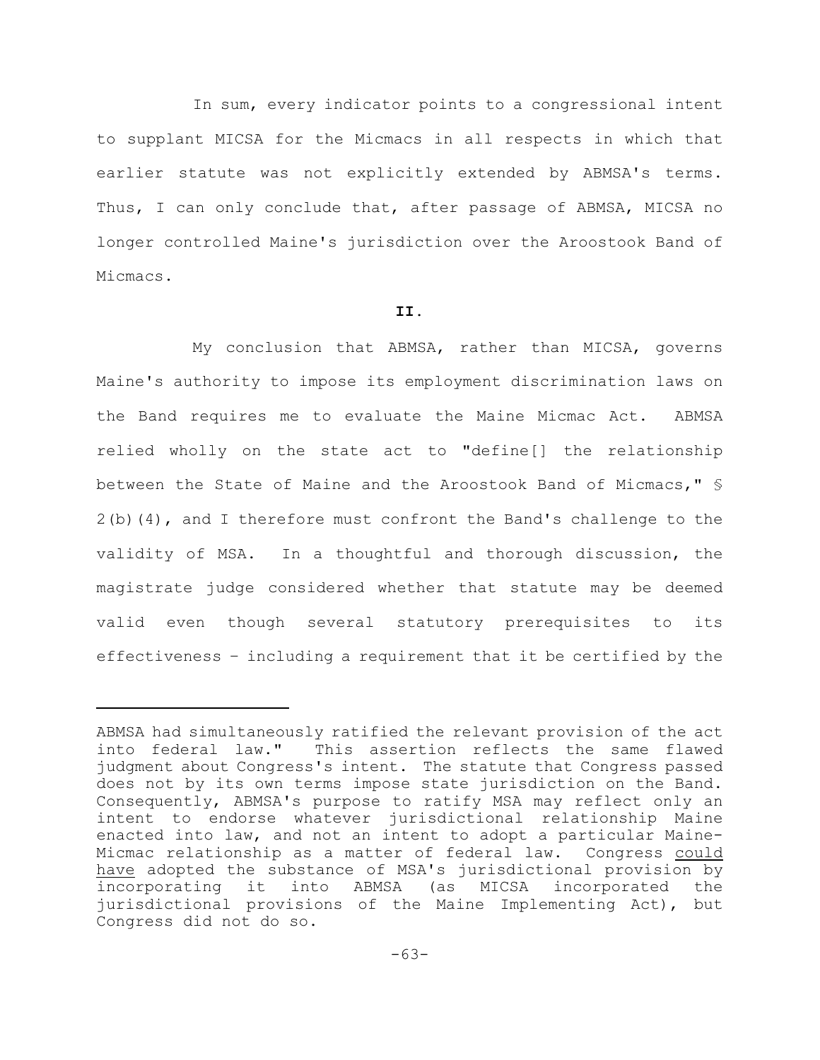In sum, every indicator points to a congressional intent to supplant MICSA for the Micmacs in all respects in which that earlier statute was not explicitly extended by ABMSA's terms. Thus, I can only conclude that, after passage of ABMSA, MICSA no longer controlled Maine's jurisdiction over the Aroostook Band of Micmacs.

**II.**

My conclusion that ABMSA, rather than MICSA, governs Maine's authority to impose its employment discrimination laws on the Band requires me to evaluate the Maine Micmac Act. ABMSA relied wholly on the state act to "define[] the relationship between the State of Maine and the Aroostook Band of Micmacs," § 2(b)(4), and I therefore must confront the Band's challenge to the validity of MSA. In a thoughtful and thorough discussion, the magistrate judge considered whether that statute may be deemed valid even though several statutory prerequisites to its effectiveness – including a requirement that it be certified by the

---

ABMSA had simultaneously ratified the relevant provision of the act into federal law." This assertion reflects the same flawed judgment about Congress's intent. The statute that Congress passed does not by its own terms impose state jurisdiction on the Band. Consequently, ABMSA's purpose to ratify MSA may reflect only an intent to endorse whatever jurisdictional relationship Maine enacted into law, and not an intent to adopt a particular Maine-Micmac relationship as a matter of federal law. Congress <u>could have</u> adopted the substance of MSA's jurisdictional provision by incorporating it into ABMSA (as MICSA incorporated the jurisdictional provisions of the Maine Implementing Act), but Congress did not do so.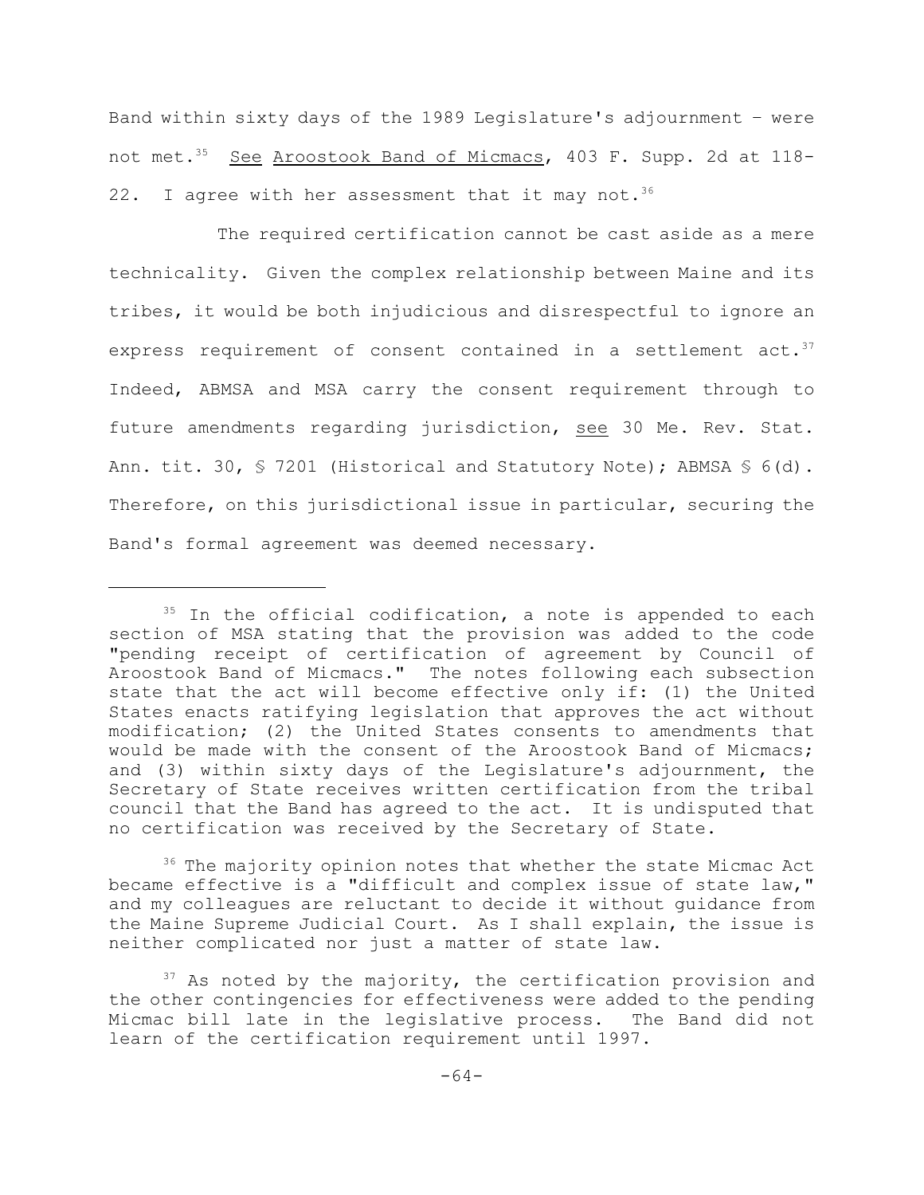Band within sixty days of the 1989 Legislature's adjournment – were not met.[35] See Aroostook Band of Micmacs, 403 F. Supp. 2d at 118-22. I agree with her assessment that it may not.[36]

The required certification cannot be cast aside as a mere technicality. Given the complex relationship between Maine and its tribes, it would be both injudicious and disrespectful to ignore an express requirement of consent contained in a settlement act.[37] Indeed, ABMSA and MSA carry the consent requirement through to future amendments regarding jurisdiction, see 30 Me. Rev. Stat. Ann. tit. 30, § 7201 (Historical and Statutory Note); ABMSA § 6(d). Therefore, on this jurisdictional issue in particular, securing the Band's formal agreement was deemed necessary.

---

[35] In the official codification, a note is appended to each section of MSA stating that the provision was added to the code "pending receipt of certification of agreement by Council of Aroostook Band of Micmacs." The notes following each subsection state that the act will become effective only if: (1) the United States enacts ratifying legislation that approves the act without modification; (2) the United States consents to amendments that would be made with the consent of the Aroostook Band of Micmacs; and (3) within sixty days of the Legislature's adjournment, the Secretary of State receives written certification from the tribal council that the Band has agreed to the act. It is undisputed that no certification was received by the Secretary of State.

[36] The majority opinion notes that whether the state Micmac Act became effective is a "difficult and complex issue of state law," and my colleagues are reluctant to decide it without guidance from the Maine Supreme Judicial Court. As I shall explain, the issue is neither complicated nor just a matter of state law.

[37] As noted by the majority, the certification provision and the other contingencies for effectiveness were added to the pending Micmac bill late in the legislative process. The Band did not learn of the certification requirement until 1997.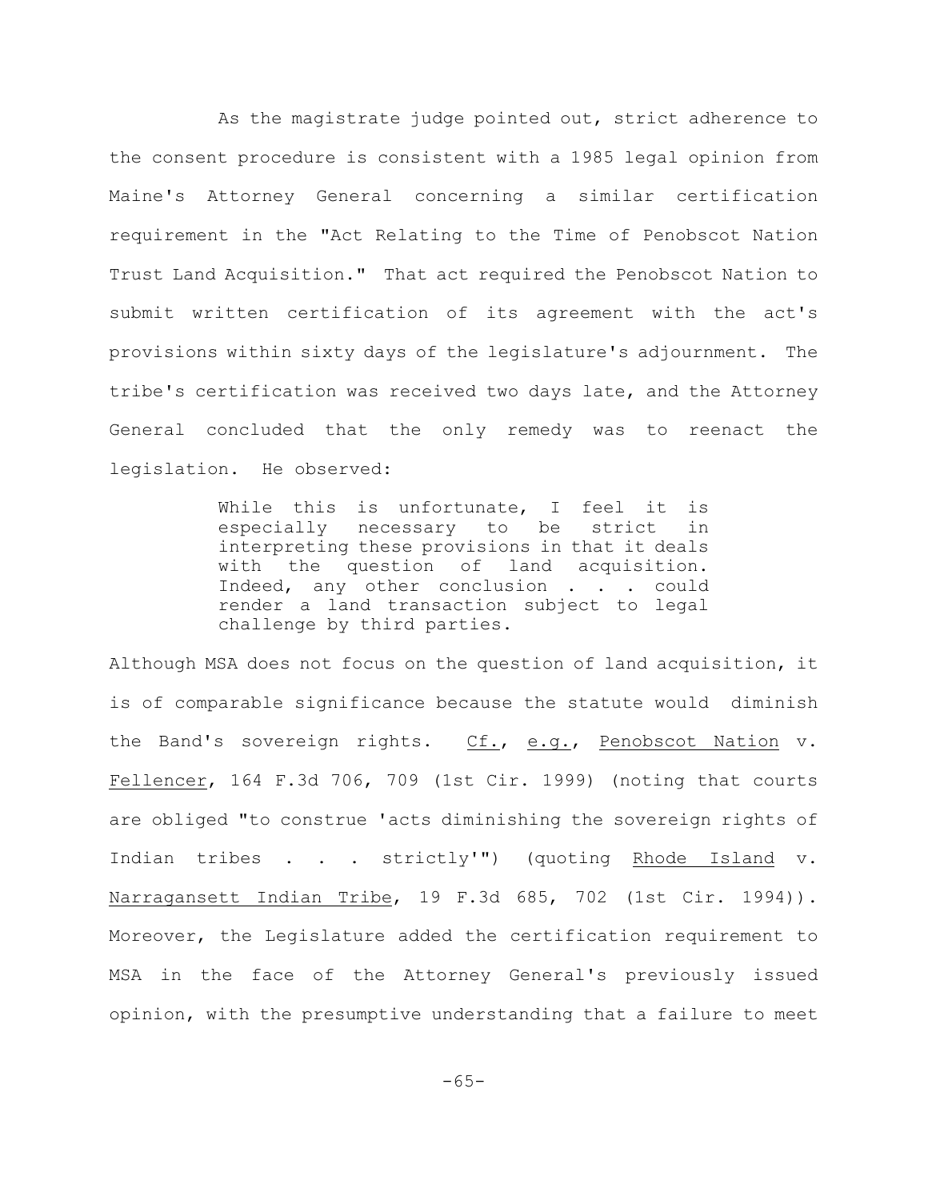As the magistrate judge pointed out, strict adherence to the consent procedure is consistent with a 1985 legal opinion from Maine's Attorney General concerning a similar certification requirement in the "Act Relating to the Time of Penobscot Nation Trust Land Acquisition." That act required the Penobscot Nation to submit written certification of its agreement with the act's provisions within sixty days of the legislature's adjournment. The tribe's certification was received two days late, and the Attorney General concluded that the only remedy was to reenact the legislation. He observed:

> While this is unfortunate, I feel it is especially necessary to be strict in interpreting these provisions in that it deals with the question of land acquisition. Indeed, any other conclusion . . . could render a land transaction subject to legal challenge by third parties.

Although MSA does not focus on the question of land acquisition, it is of comparable significance because the statute would diminish the Band's sovereign rights. Cf., e.g., Penobscot Nation v. Fellencer, 164 F.3d 706, 709 (1st Cir. 1999) (noting that courts are obliged "to construe 'acts diminishing the sovereign rights of Indian tribes . . . strictly'") (quoting Rhode Island v. Narragansett Indian Tribe, 19 F.3d 685, 702 (1st Cir. 1994)). Moreover, the Legislature added the certification requirement to MSA in the face of the Attorney General's previously issued opinion, with the presumptive understanding that a failure to meet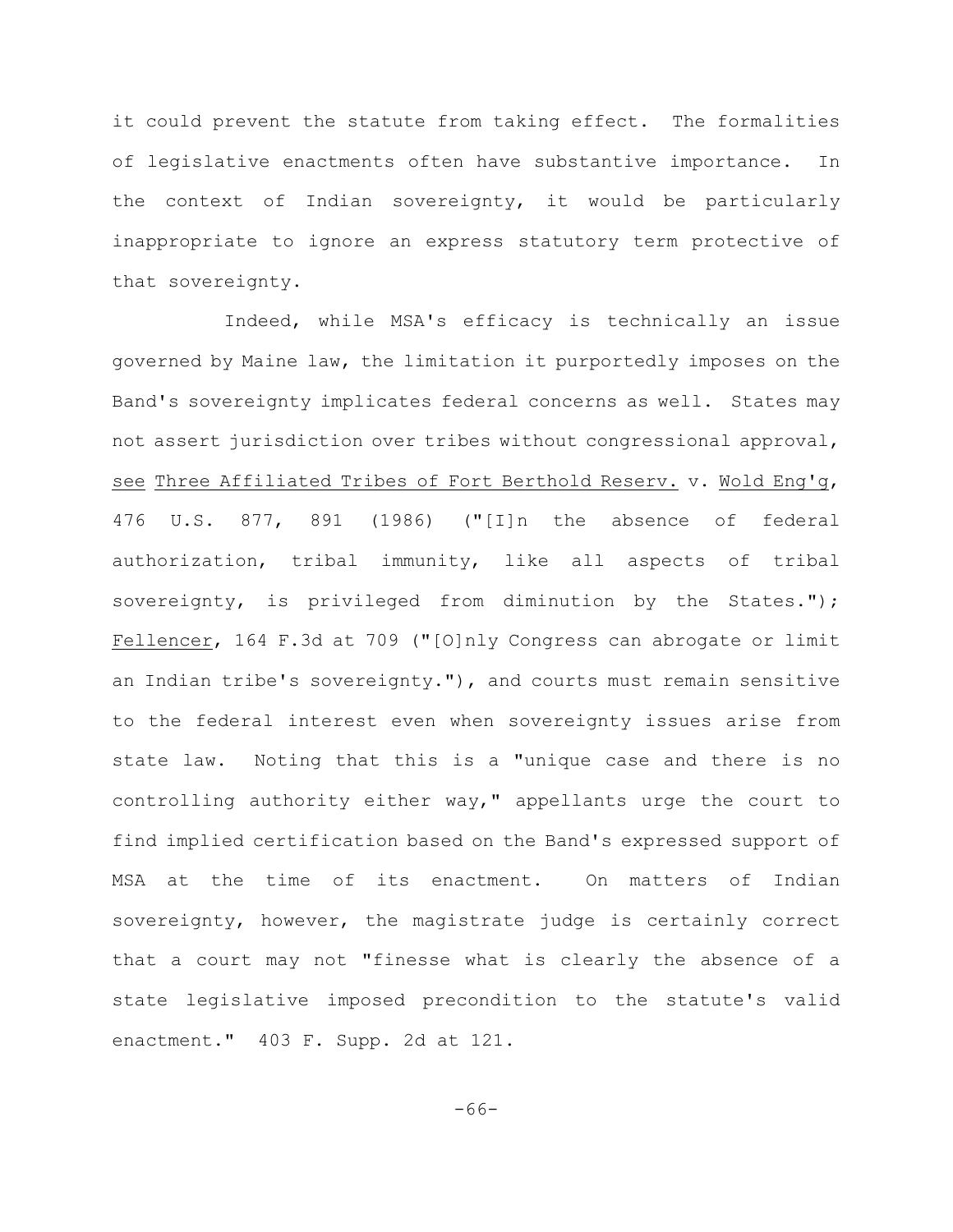it could prevent the statute from taking effect. The formalities of legislative enactments often have substantive importance. In the context of Indian sovereignty, it would be particularly inappropriate to ignore an express statutory term protective of that sovereignty.

Indeed, while MSA's efficacy is technically an issue governed by Maine law, the limitation it purportedly imposes on the Band's sovereignty implicates federal concerns as well. States may not assert jurisdiction over tribes without congressional approval, see Three Affiliated Tribes of Fort Berthold Reserv. v. Wold Eng'g, 476 U.S. 877, 891 (1986) ("[I]n the absence of federal authorization, tribal immunity, like all aspects of tribal sovereignty, is privileged from diminution by the States."); Fellencer, 164 F.3d at 709 ("[O]nly Congress can abrogate or limit an Indian tribe's sovereignty."), and courts must remain sensitive to the federal interest even when sovereignty issues arise from state law. Noting that this is a "unique case and there is no controlling authority either way," appellants urge the court to find implied certification based on the Band's expressed support of MSA at the time of its enactment. On matters of Indian sovereignty, however, the magistrate judge is certainly correct that a court may not "finesse what is clearly the absence of a state legislative imposed precondition to the statute's valid enactment." 403 F. Supp. 2d at 121.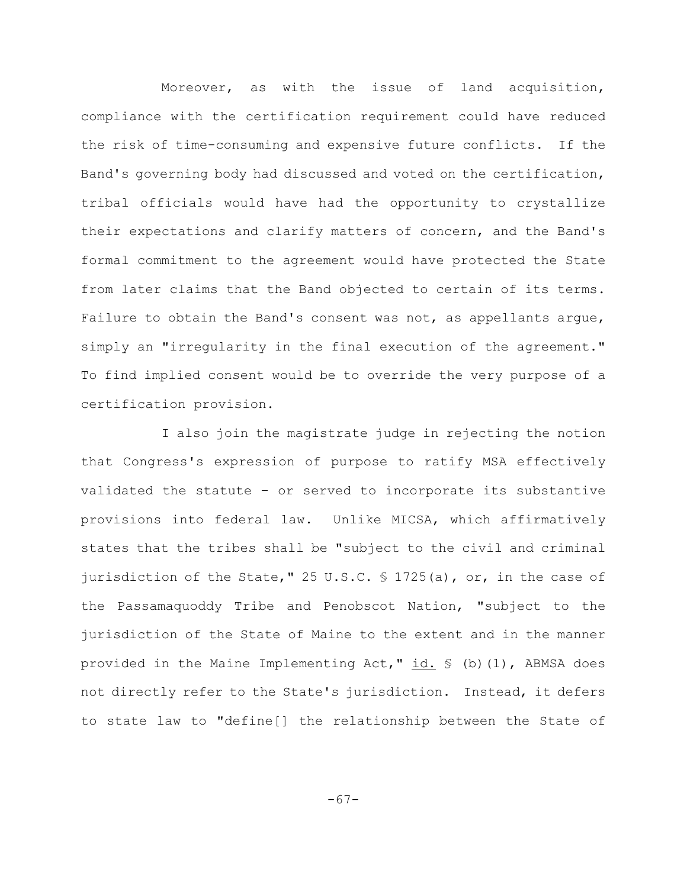Moreover, as with the issue of land acquisition, compliance with the certification requirement could have reduced the risk of time-consuming and expensive future conflicts. If the Band's governing body had discussed and voted on the certification, tribal officials would have had the opportunity to crystallize their expectations and clarify matters of concern, and the Band's formal commitment to the agreement would have protected the State from later claims that the Band objected to certain of its terms. Failure to obtain the Band's consent was not, as appellants argue, simply an "irregularity in the final execution of the agreement." To find implied consent would be to override the very purpose of a certification provision.

I also join the magistrate judge in rejecting the notion that Congress's expression of purpose to ratify MSA effectively validated the statute – or served to incorporate its substantive provisions into federal law. Unlike MICSA, which affirmatively states that the tribes shall be "subject to the civil and criminal jurisdiction of the State," 25 U.S.C. § 1725(a), or, in the case of the Passamaquoddy Tribe and Penobscot Nation, "subject to the jurisdiction of the State of Maine to the extent and in the manner provided in the Maine Implementing Act," id. § (b)(1), ABMSA does not directly refer to the State's jurisdiction. Instead, it defers to state law to "define[] the relationship between the State of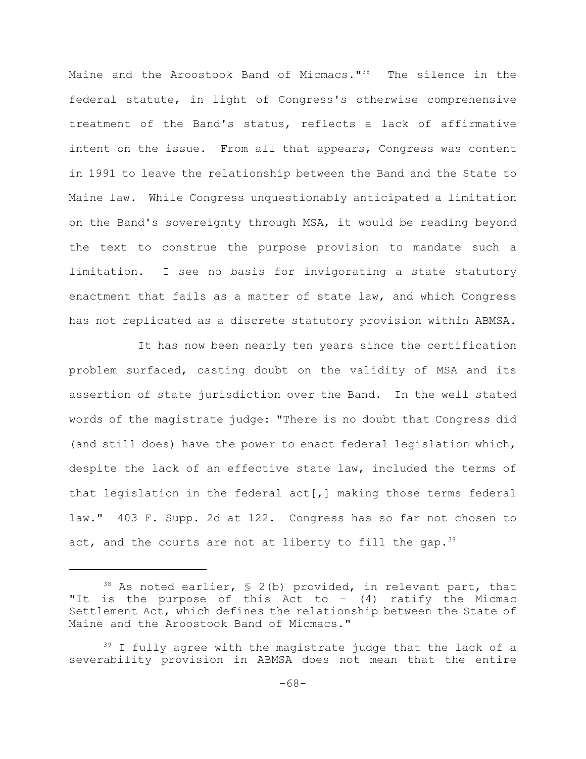Maine and the Aroostook Band of Micmacs."[38] The silence in the federal statute, in light of Congress's otherwise comprehensive treatment of the Band's status, reflects a lack of affirmative intent on the issue. From all that appears, Congress was content in 1991 to leave the relationship between the Band and the State to Maine law. While Congress unquestionably anticipated a limitation on the Band's sovereignty through MSA, it would be reading beyond the text to construe the purpose provision to mandate such a limitation. I see no basis for invigorating a state statutory enactment that fails as a matter of state law, and which Congress has not replicated as a discrete statutory provision within ABMSA.

It has now been nearly ten years since the certification problem surfaced, casting doubt on the validity of MSA and its assertion of state jurisdiction over the Band. In the well stated words of the magistrate judge: "There is no doubt that Congress did (and still does) have the power to enact federal legislation which, despite the lack of an effective state law, included the terms of that legislation in the federal act[,] making those terms federal law." 403 F. Supp. 2d at 122. Congress has so far not chosen to act, and the courts are not at liberty to fill the gap.[39]

---

[38] As noted earlier, § 2(b) provided, in relevant part, that "It is the purpose of this Act to – (4) ratify the Micmac Settlement Act, which defines the relationship between the State of Maine and the Aroostook Band of Micmacs."

[39] I fully agree with the magistrate judge that the lack of a severability provision in ABMSA does not mean that the entire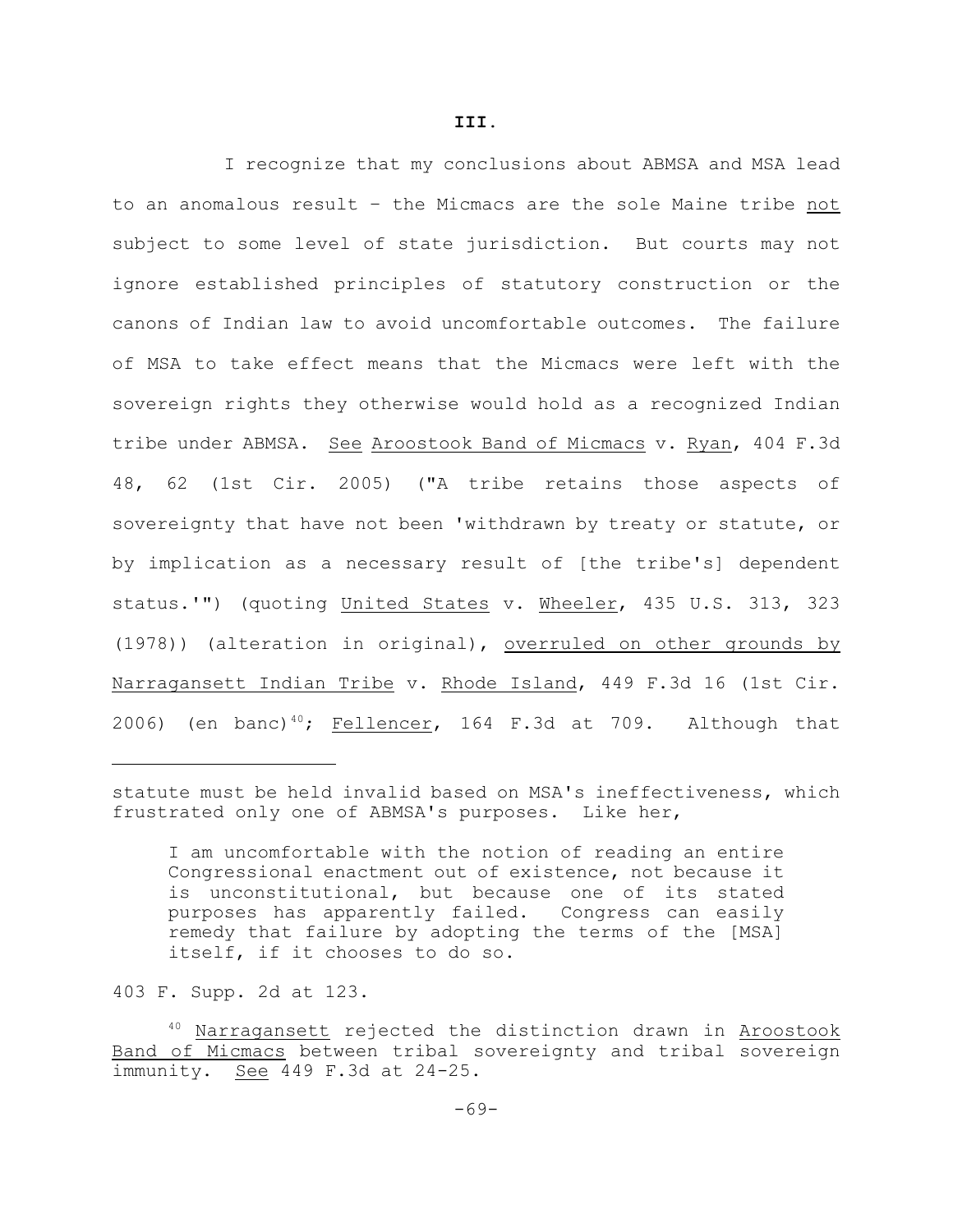## III.

I recognize that my conclusions about ABMSA and MSA lead to an anomalous result – the Micmacs are the sole Maine tribe not subject to some level of state jurisdiction. But courts may not ignore established principles of statutory construction or the canons of Indian law to avoid uncomfortable outcomes. The failure of MSA to take effect means that the Micmacs were left with the sovereign rights they otherwise would hold as a recognized Indian tribe under ABMSA. See Aroostook Band of Micmacs v. Ryan, 404 F.3d 48, 62 (1st Cir. 2005) ("A tribe retains those aspects of sovereignty that have not been 'withdrawn by treaty or statute, or by implication as a necessary result of [the tribe's] dependent status.'") (quoting United States v. Wheeler, 435 U.S. 313, 323 (1978)) (alteration in original), overruled on other grounds by Narragansett Indian Tribe v. Rhode Island, 449 F.3d 16 (1st Cir. 2006) (en banc)[40]; Fellencer, 164 F.3d at 709. Although that

---

statute must be held invalid based on MSA's ineffectiveness, which frustrated only one of ABMSA's purposes. Like her,

> I am uncomfortable with the notion of reading an entire Congressional enactment out of existence, not because it is unconstitutional, but because one of its stated purposes has apparently failed. Congress can easily remedy that failure by adopting the terms of the [MSA] itself, if it chooses to do so.

403 F. Supp. 2d at 123.

[40] Narragansett rejected the distinction drawn in Aroostook Band of Micmacs between tribal sovereignty and tribal sovereign immunity. See 449 F.3d at 24-25.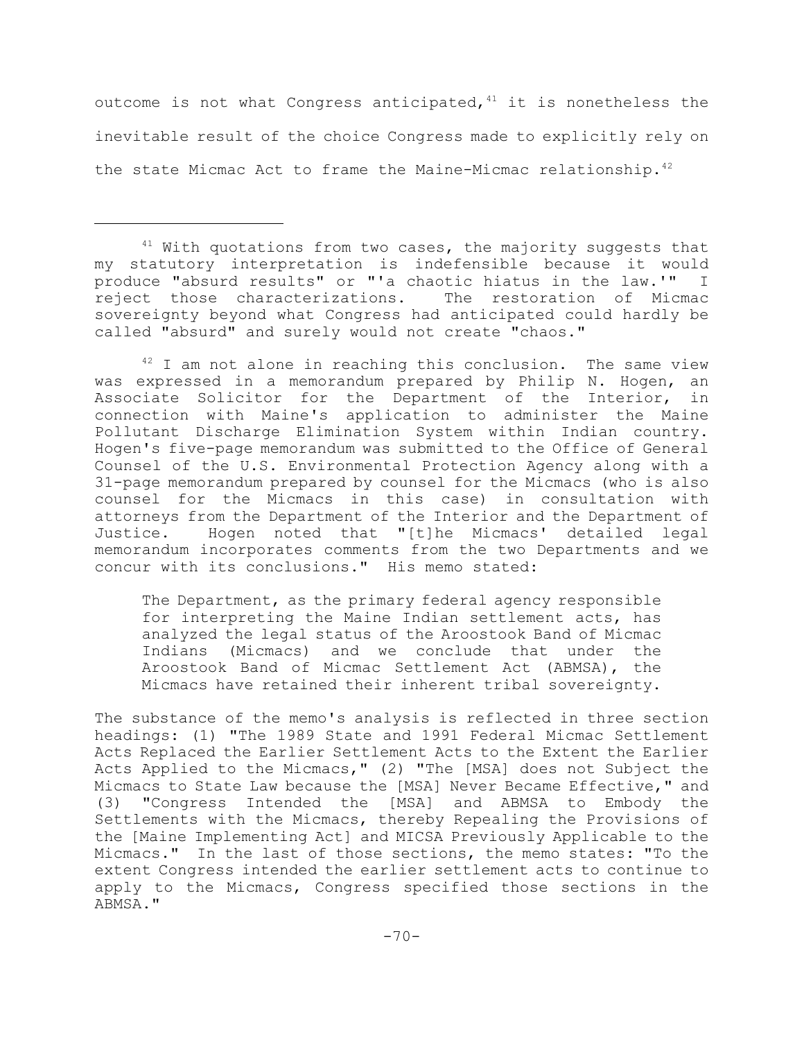outcome is not what Congress anticipated,[41] it is nonetheless the inevitable result of the choice Congress made to explicitly rely on the state Micmac Act to frame the Maine-Micmac relationship.[42]

---

[41] With quotations from two cases, the majority suggests that my statutory interpretation is indefensible because it would produce "absurd results" or "'a chaotic hiatus in the law.'" I reject those characterizations. The restoration of Micmac sovereignty beyond what Congress had anticipated could hardly be called "absurd" and surely would not create "chaos."

[42] I am not alone in reaching this conclusion. The same view was expressed in a memorandum prepared by Philip N. Hogen, an Associate Solicitor for the Department of the Interior, in connection with Maine's application to administer the Maine Pollutant Discharge Elimination System within Indian country. Hogen's five-page memorandum was submitted to the Office of General Counsel of the U.S. Environmental Protection Agency along with a 31-page memorandum prepared by counsel for the Micmacs (who is also counsel for the Micmacs in this case) in consultation with attorneys from the Department of the Interior and the Department of Justice. Hogen noted that "[t]he Micmacs' detailed legal memorandum incorporates comments from the two Departments and we concur with its conclusions." His memo stated:

> The Department, as the primary federal agency responsible for interpreting the Maine Indian settlement acts, has analyzed the legal status of the Aroostook Band of Micmac Indians (Micmacs) and we conclude that under the Aroostook Band of Micmac Settlement Act (ABMSA), the Micmacs have retained their inherent tribal sovereignty.

The substance of the memo's analysis is reflected in three section headings: (1) "The 1989 State and 1991 Federal Micmac Settlement Acts Replaced the Earlier Settlement Acts to the Extent the Earlier Acts Applied to the Micmacs," (2) "The [MSA] does not Subject the Micmacs to State Law because the [MSA] Never Became Effective," and (3) "Congress Intended the [MSA] and ABMSA to Embody the Settlements with the Micmacs, thereby Repealing the Provisions of the [Maine Implementing Act] and MICSA Previously Applicable to the Micmacs." In the last of those sections, the memo states: "To the extent Congress intended the earlier settlement acts to continue to apply to the Micmacs, Congress specified those sections in the ABMSA."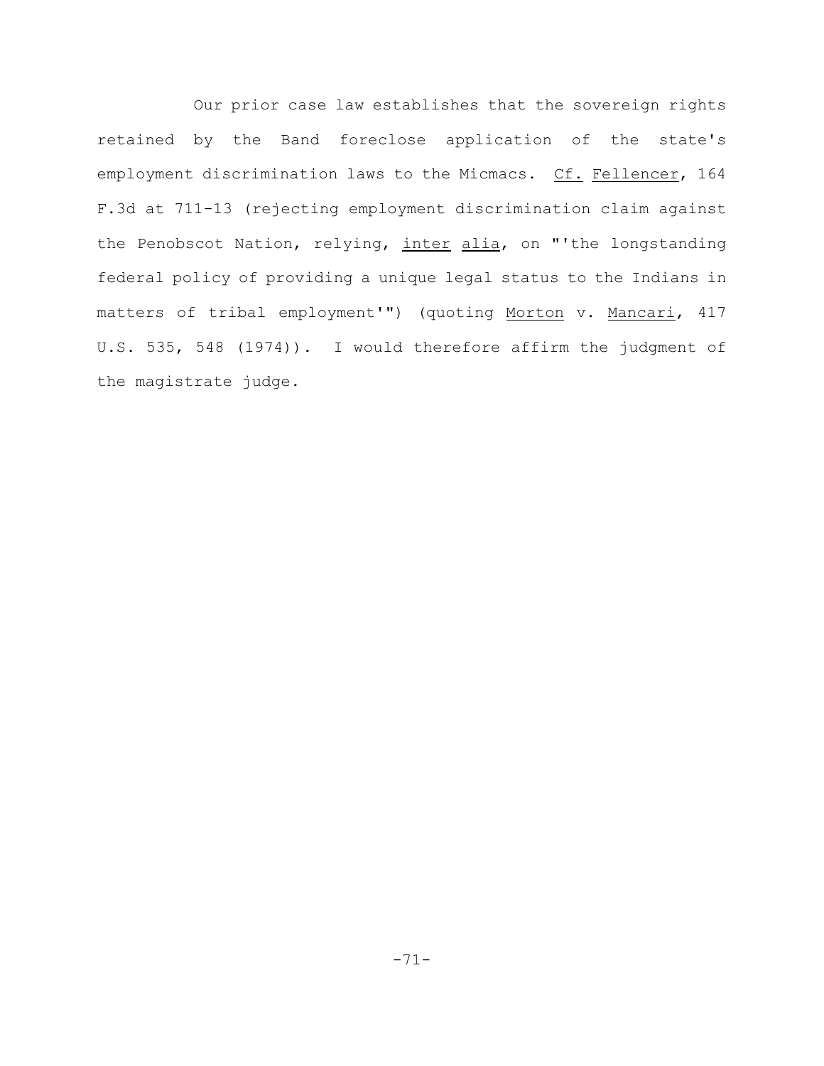Our prior case law establishes that the sovereign rights retained by the Band foreclose application of the state's employment discrimination laws to the Micmacs. Cf. Fellencer, 164 F.3d at 711-13 (rejecting employment discrimination claim against the Penobscot Nation, relying, inter alia, on "'the longstanding federal policy of providing a unique legal status to the Indians in matters of tribal employment'") (quoting Morton v. Mancari, 417 U.S. 535, 548 (1974)). I would therefore affirm the judgment of the magistrate judge.